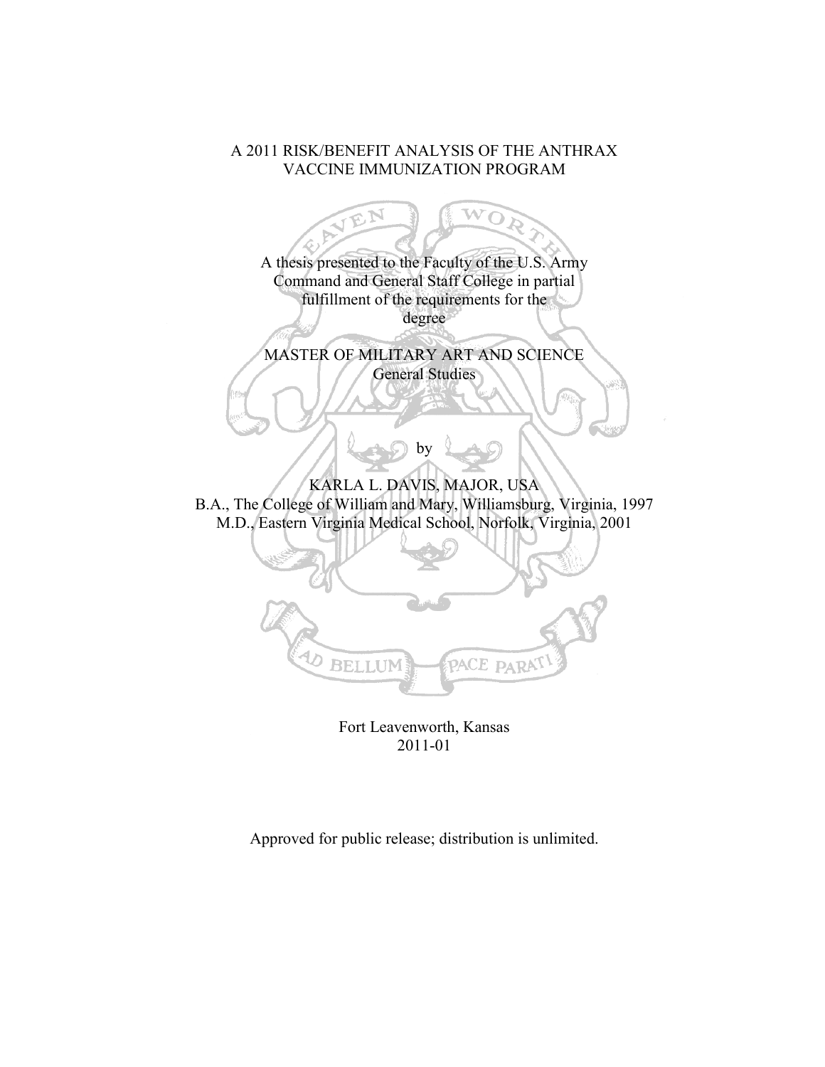# A 2011 RISK/BENEFIT ANALYSIS OF THE ANTHRAX VACCINE IMMUNIZATION PROGRAM

A thesis presented to the Faculty of the U.S. Army Command and General Staff College in partial fulfillment of the requirements for the degree

MASTER OF MILITARY ART AND SCIENCE
General Studies

by

KARLA L. DAVIS, MAJOR, USA
B.A., The College of William and Mary, Williamsburg, Virginia, 1997
M.D., Eastern Virginia Medical School, Norfolk, Virginia, 2001

Fort Leavenworth, Kansas
2011-01

Approved for public release; distribution is unlimited.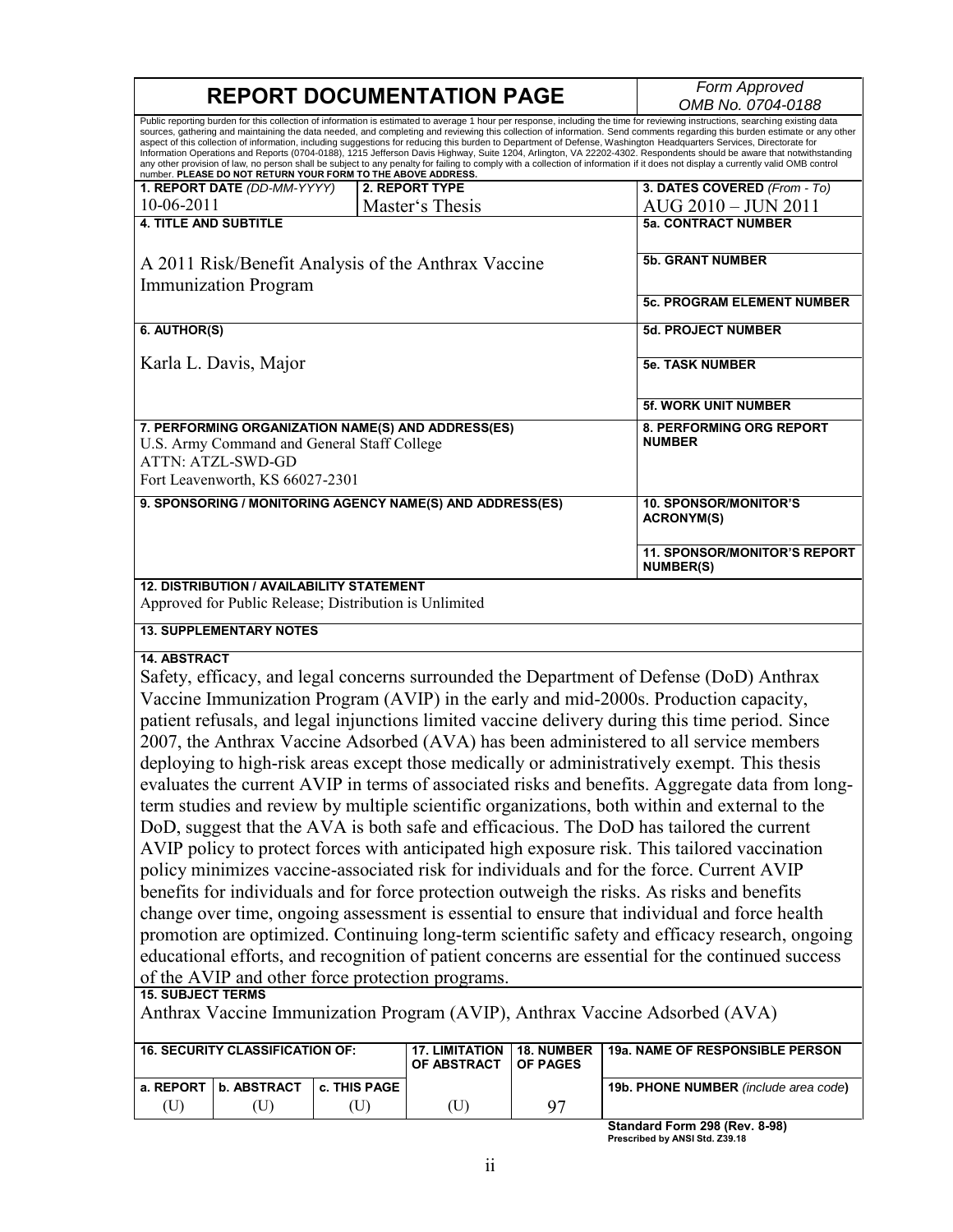# REPORT DOCUMENTATION PAGE

*Form Approved*
*OMB No. 0704-0188*

Public reporting burden for this collection of information is estimated to average 1 hour per response, including the time for reviewing instructions, searching existing data sources, gathering and maintaining the data needed, and completing and reviewing this collection of information. Send comments regarding this burden estimate or any other aspect of this collection of information, including suggestions for reducing this burden to Department of Defense, Washington Headquarters Services, Directorate for Information Operations and Reports (0704-0188), 1215 Jefferson Davis Highway, Suite 1204, Arlington, VA 22202-4302. Respondents should be aware that notwithstanding any other provision of law, no person shall be subject to any penalty for failing to comply with a collection of information if it does not display a currently valid OMB control number. **PLEASE DO NOT RETURN YOUR FORM TO THE ABOVE ADDRESS.**

| 1. REPORT DATE (DD-MM-YYYY) | 2. REPORT TYPE | 3. DATES COVERED (From - To) |
|---|---|---|
| 10-06-2011 | Master's Thesis | AUG 2010 – JUN 2011 |

**4. TITLE AND SUBTITLE**

A 2011 Risk/Benefit Analysis of the Anthrax Vaccine Immunization Program

**5a. CONTRACT NUMBER**

**5b. GRANT NUMBER**

**5c. PROGRAM ELEMENT NUMBER**

**6. AUTHOR(S)**

Karla L. Davis, Major

**5d. PROJECT NUMBER**

**5e. TASK NUMBER**

**5f. WORK UNIT NUMBER**

**7. PERFORMING ORGANIZATION NAME(S) AND ADDRESS(ES)**

U.S. Army Command and General Staff College
ATTN: ATZL-SWD-GD
Fort Leavenworth, KS 66027-2301

**8. PERFORMING ORG REPORT NUMBER**

**9. SPONSORING / MONITORING AGENCY NAME(S) AND ADDRESS(ES)**

**10. SPONSOR/MONITOR'S ACRONYM(S)**

**11. SPONSOR/MONITOR'S REPORT NUMBER(S)**

**12. DISTRIBUTION / AVAILABILITY STATEMENT**

Approved for Public Release; Distribution is Unlimited

**13. SUPPLEMENTARY NOTES**

**14. ABSTRACT**

Safety, efficacy, and legal concerns surrounded the Department of Defense (DoD) Anthrax Vaccine Immunization Program (AVIP) in the early and mid-2000s. Production capacity, patient refusals, and legal injunctions limited vaccine delivery during this time period. Since 2007, the Anthrax Vaccine Adsorbed (AVA) has been administered to all service members deploying to high-risk areas except those medically or administratively exempt. This thesis evaluates the current AVIP in terms of associated risks and benefits. Aggregate data from long-term studies and review by multiple scientific organizations, both within and external to the DoD, suggest that the AVA is both safe and efficacious. The DoD has tailored the current AVIP policy to protect forces with anticipated high exposure risk. This tailored vaccination policy minimizes vaccine-associated risk for individuals and for the force. Current AVIP benefits for individuals and for force protection outweigh the risks. As risks and benefits change over time, ongoing assessment is essential to ensure that individual and force health promotion are optimized. Continuing long-term scientific safety and efficacy research, ongoing educational efforts, and recognition of patient concerns are essential for the continued success of the AVIP and other force protection programs.

**15. SUBJECT TERMS**

Anthrax Vaccine Immunization Program (AVIP), Anthrax Vaccine Adsorbed (AVA)

| 16. SECURITY CLASSIFICATION OF: | | | 17. LIMITATION OF ABSTRACT | 18. NUMBER OF PAGES | 19a. NAME OF RESPONSIBLE PERSON |
|---|---|---|---|---|---|
| a. REPORT | b. ABSTRACT | c. THIS PAGE | | | 19b. PHONE NUMBER (include area code) |
| (U) | (U) | (U) | (U) | 97 | |

**Standard Form 298 (Rev. 8-98)**
**Prescribed by ANSI Std. Z39.18**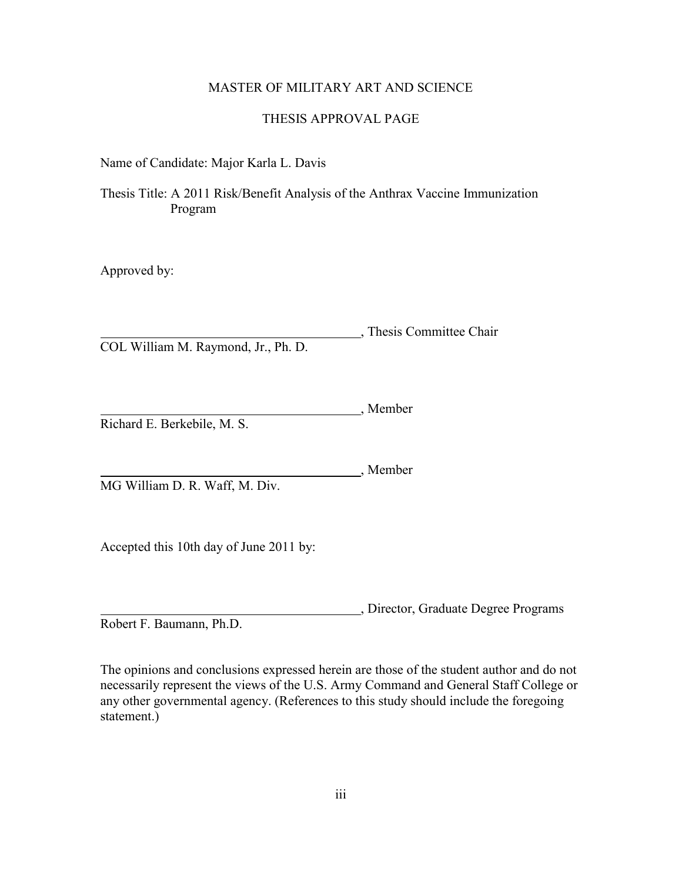MASTER OF MILITARY ART AND SCIENCE

THESIS APPROVAL PAGE

Name of Candidate: Major Karla L. Davis

Thesis Title: A 2011 Risk/Benefit Analysis of the Anthrax Vaccine Immunization Program

Approved by:

\_\_\_\_\_\_\_\_\_\_\_\_\_\_\_\_\_\_\_\_\_\_\_\_\_\_\_\_\_\_\_\_\_\_\_\_\_\_\_\_, Thesis Committee Chair
COL William M. Raymond, Jr., Ph. D.

\_\_\_\_\_\_\_\_\_\_\_\_\_\_\_\_\_\_\_\_\_\_\_\_\_\_\_\_\_\_\_\_\_\_\_\_\_\_\_\_, Member
Richard E. Berkebile, M. S.

\_\_\_\_\_\_\_\_\_\_\_\_\_\_\_\_\_\_\_\_\_\_\_\_\_\_\_\_\_\_\_\_\_\_\_\_\_\_\_\_, Member
MG William D. R. Waff, M. Div.

Accepted this 10th day of June 2011 by:

\_\_\_\_\_\_\_\_\_\_\_\_\_\_\_\_\_\_\_\_\_\_\_\_\_\_\_\_\_\_\_\_\_\_\_\_\_\_\_\_, Director, Graduate Degree Programs
Robert F. Baumann, Ph.D.

The opinions and conclusions expressed herein are those of the student author and do not necessarily represent the views of the U.S. Army Command and General Staff College or any other governmental agency. (References to this study should include the foregoing statement.)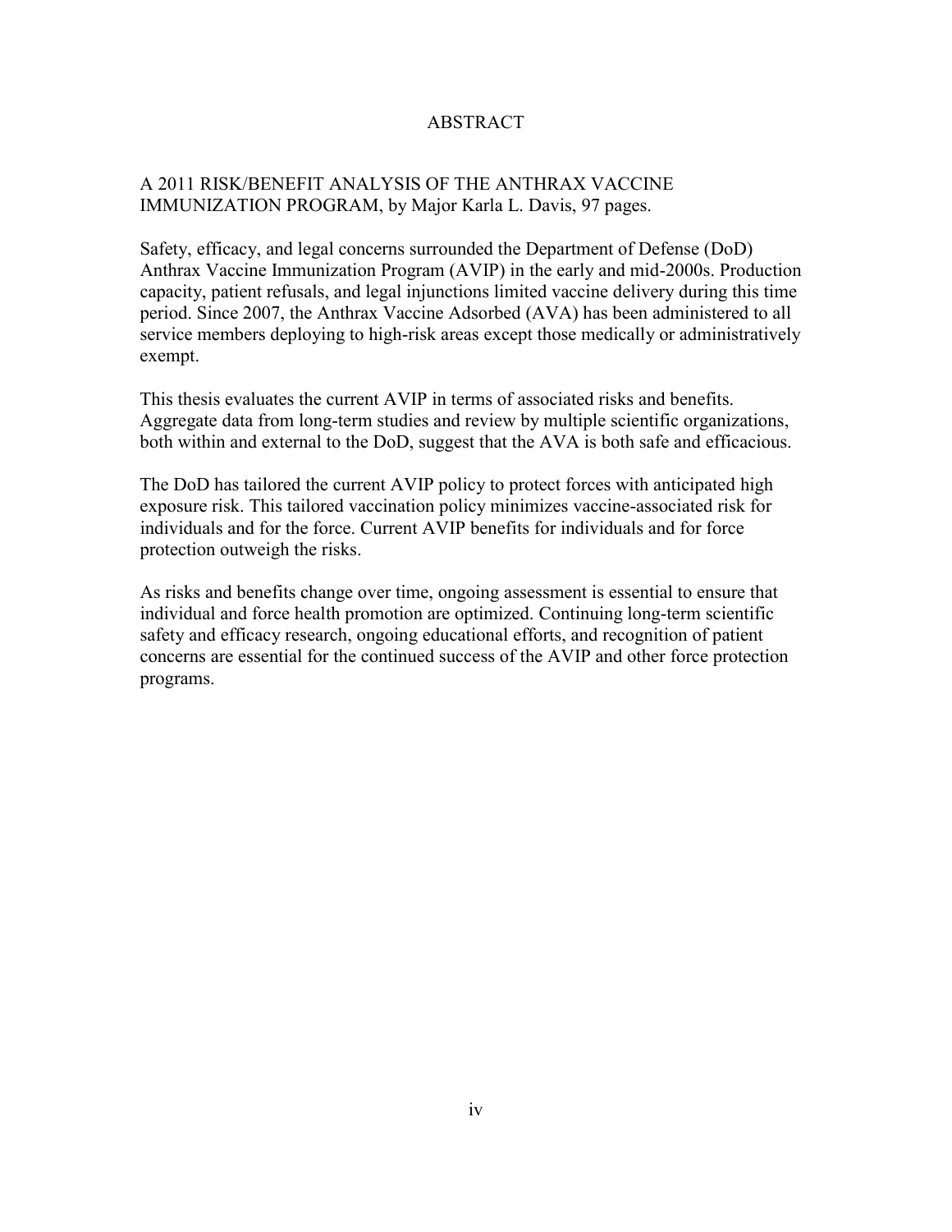# ABSTRACT

A 2011 RISK/BENEFIT ANALYSIS OF THE ANTHRAX VACCINE IMMUNIZATION PROGRAM, by Major Karla L. Davis, 97 pages.

Safety, efficacy, and legal concerns surrounded the Department of Defense (DoD) Anthrax Vaccine Immunization Program (AVIP) in the early and mid-2000s. Production capacity, patient refusals, and legal injunctions limited vaccine delivery during this time period. Since 2007, the Anthrax Vaccine Adsorbed (AVA) has been administered to all service members deploying to high-risk areas except those medically or administratively exempt.

This thesis evaluates the current AVIP in terms of associated risks and benefits. Aggregate data from long-term studies and review by multiple scientific organizations, both within and external to the DoD, suggest that the AVA is both safe and efficacious.

The DoD has tailored the current AVIP policy to protect forces with anticipated high exposure risk. This tailored vaccination policy minimizes vaccine-associated risk for individuals and for the force. Current AVIP benefits for individuals and for force protection outweigh the risks.

As risks and benefits change over time, ongoing assessment is essential to ensure that individual and force health promotion are optimized. Continuing long-term scientific safety and efficacy research, ongoing educational efforts, and recognition of patient concerns are essential for the continued success of the AVIP and other force protection programs.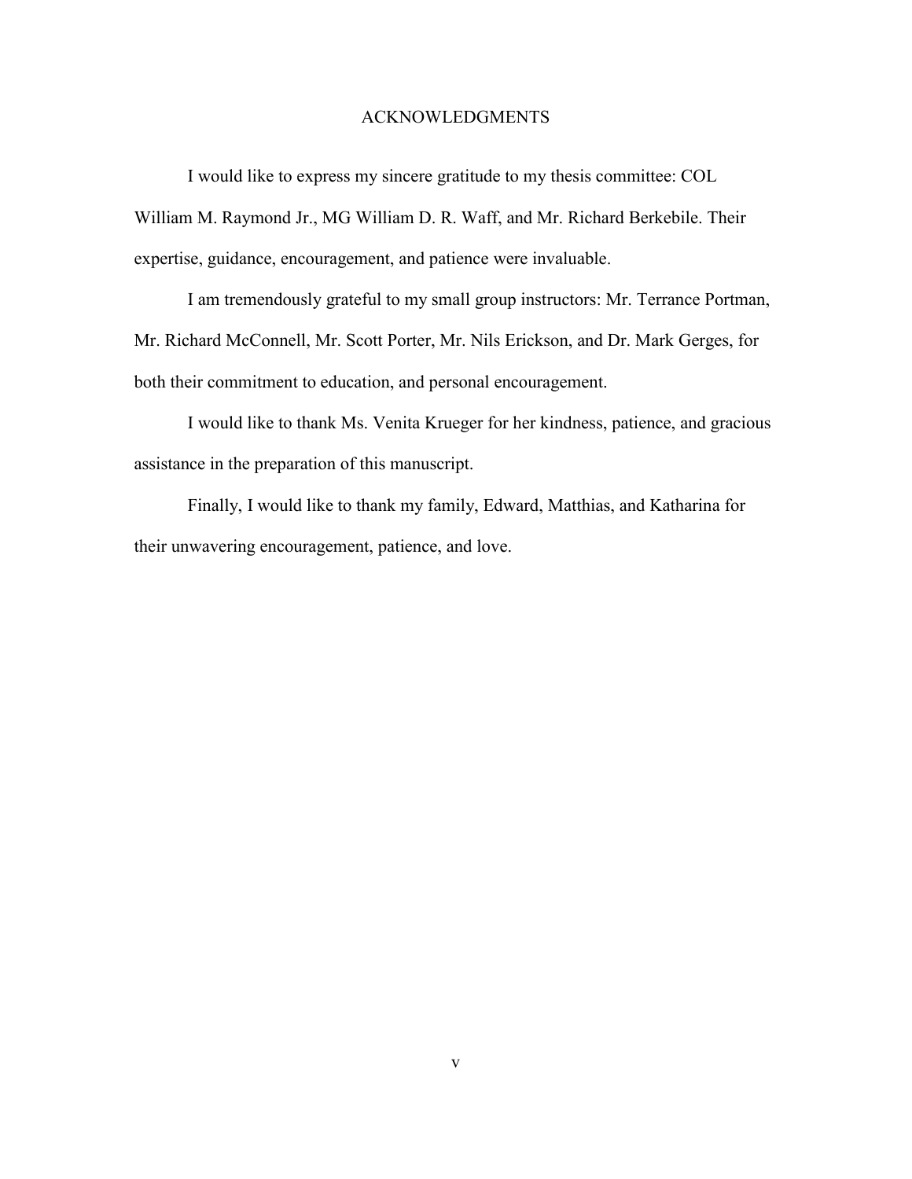# ACKNOWLEDGMENTS

I would like to express my sincere gratitude to my thesis committee: COL William M. Raymond Jr., MG William D. R. Waff, and Mr. Richard Berkebile. Their expertise, guidance, encouragement, and patience were invaluable.

I am tremendously grateful to my small group instructors: Mr. Terrance Portman, Mr. Richard McConnell, Mr. Scott Porter, Mr. Nils Erickson, and Dr. Mark Gerges, for both their commitment to education, and personal encouragement.

I would like to thank Ms. Venita Krueger for her kindness, patience, and gracious assistance in the preparation of this manuscript.

Finally, I would like to thank my family, Edward, Matthias, and Katharina for their unwavering encouragement, patience, and love.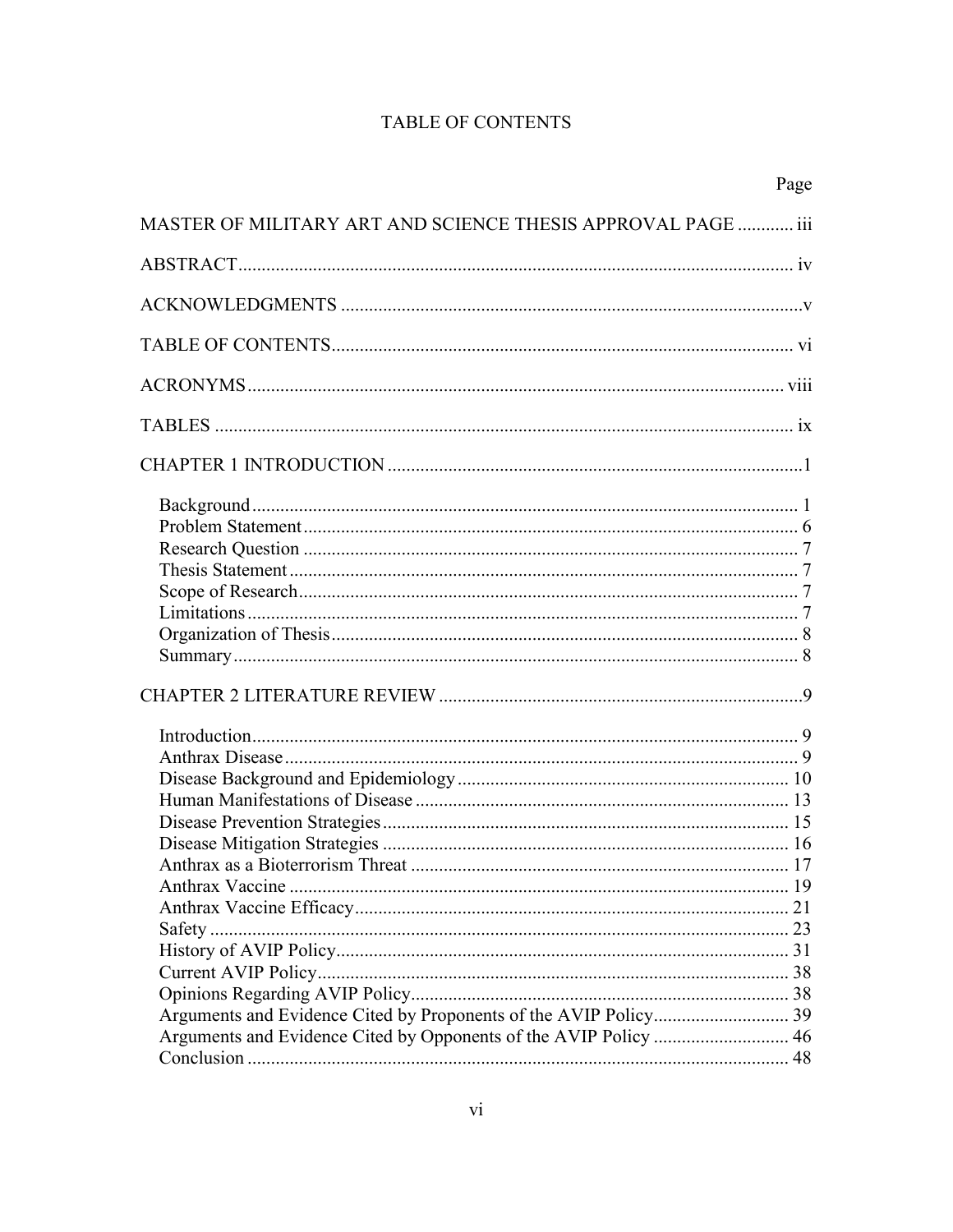# TABLE OF CONTENTS

Page

MASTER OF MILITARY ART AND SCIENCE THESIS APPROVAL PAGE ............ iii

ABSTRACT ...................................................................................................................... iv

ACKNOWLEDGMENTS ..................................................................................................v

TABLE OF CONTENTS ................................................................................................... vi

ACRONYMS ................................................................................................................... viii

TABLES .......................................................................................................................... ix

CHAPTER 1 INTRODUCTION .........................................................................................1

Background ..................................................................................................................... 1
Problem Statement ........................................................................................................... 6
Research Question ........................................................................................................... 7
Thesis Statement .............................................................................................................. 7
Scope of Research ............................................................................................................ 7
Limitations ....................................................................................................................... 7
Organization of Thesis ..................................................................................................... 8
Summary .......................................................................................................................... 8

CHAPTER 2 LITERATURE REVIEW ..............................................................................9

Introduction ..................................................................................................................... 9
Anthrax Disease ............................................................................................................... 9
Disease Background and Epidemiology ........................................................................ 10
Human Manifestations of Disease ................................................................................. 13
Disease Prevention Strategies ........................................................................................ 15
Disease Mitigation Strategies ........................................................................................ 16
Anthrax as a Bioterrorism Threat .................................................................................. 17
Anthrax Vaccine ............................................................................................................ 19
Anthrax Vaccine Efficacy .............................................................................................. 21
Safety ............................................................................................................................ 23
History of AVIP Policy .................................................................................................. 31
Current AVIP Policy ...................................................................................................... 38
Opinions Regarding AVIP Policy .................................................................................. 38
Arguments and Evidence Cited by Proponents of the AVIP Policy ............................. 39
Arguments and Evidence Cited by Opponents of the AVIP Policy .............................. 46
Conclusion .................................................................................................................... 48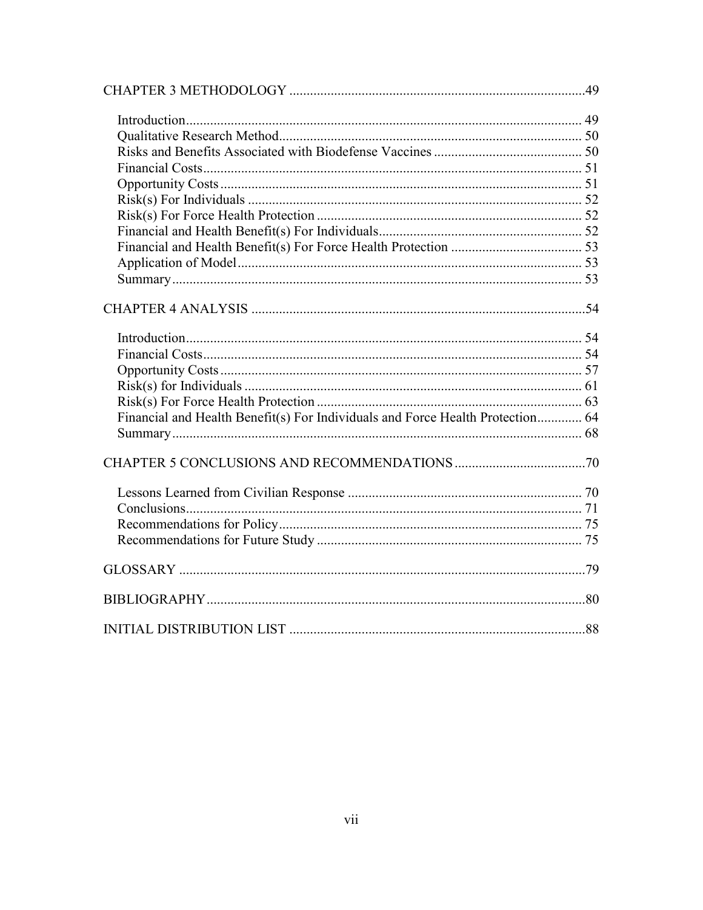CHAPTER 3 METHODOLOGY ....................................................................................49

- Introduction .................................................................................................. 49
- Qualitative Research Method........................................................................ 50
- Risks and Benefits Associated with Biodefense Vaccines ........................... 50
- Financial Costs.............................................................................................. 51
- Opportunity Costs ......................................................................................... 51
- Risk(s) For Individuals ................................................................................. 52
- Risk(s) For Force Health Protection ............................................................. 52
- Financial and Health Benefit(s) For Individuals........................................... 52
- Financial and Health Benefit(s) For Force Health Protection ...................... 53
- Application of Model.................................................................................... 53
- Summary....................................................................................................... 53

CHAPTER 4 ANALYSIS ................................................................................................54

- Introduction .................................................................................................. 54
- Financial Costs.............................................................................................. 54
- Opportunity Costs ......................................................................................... 57
- Risk(s) for Individuals .................................................................................. 61
- Risk(s) For Force Health Protection ............................................................. 63
- Financial and Health Benefit(s) For Individuals and Force Health Protection............. 64
- Summary....................................................................................................... 68

CHAPTER 5 CONCLUSIONS AND RECOMMENDATIONS .......................................70

- Lessons Learned from Civilian Response .................................................... 70
- Conclusions................................................................................................... 71
- Recommendations for Policy........................................................................ 75
- Recommendations for Future Study ............................................................. 75

GLOSSARY ....................................................................................................................79

BIBLIOGRAPHY............................................................................................................80

INITIAL DISTRIBUTION LIST ....................................................................................88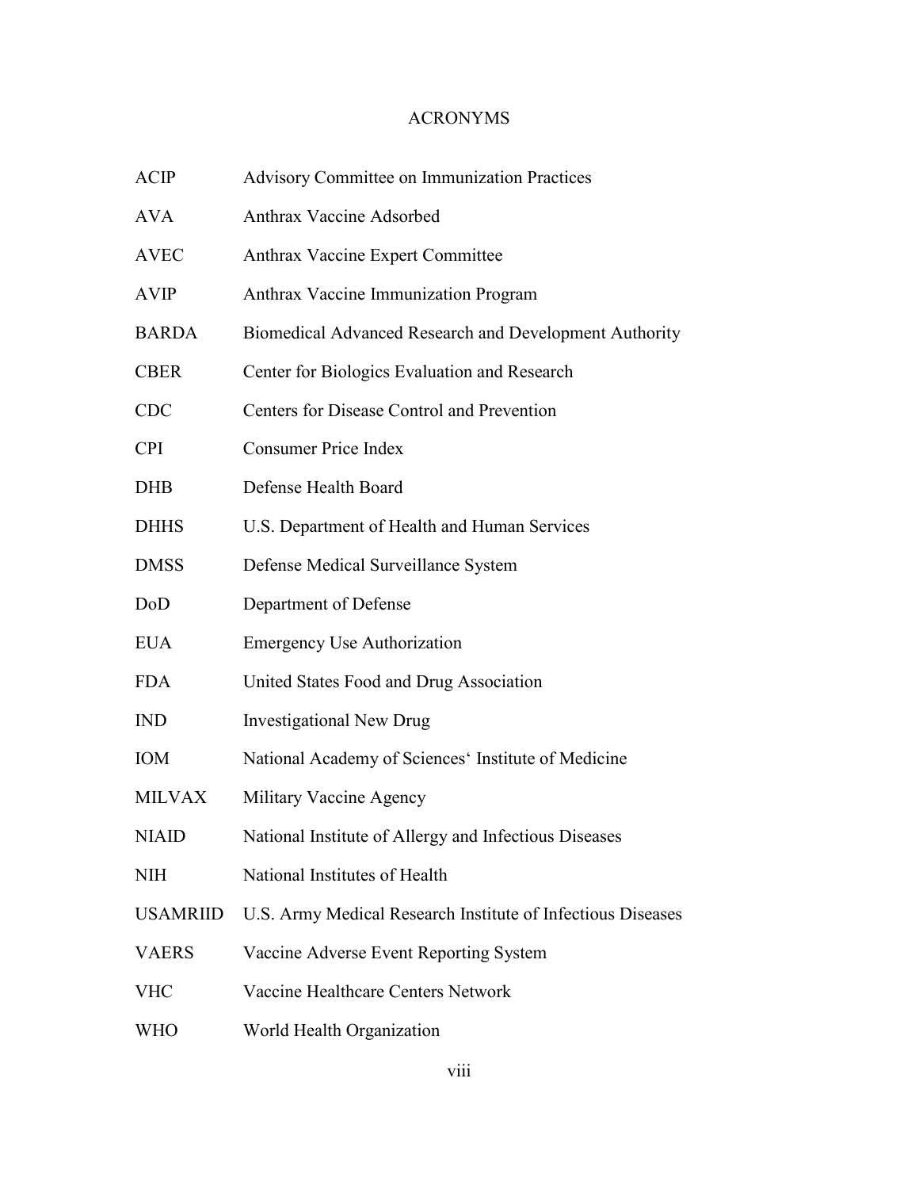# ACRONYMS

| | |
|---|---|
| ACIP | Advisory Committee on Immunization Practices |
| AVA | Anthrax Vaccine Adsorbed |
| AVEC | Anthrax Vaccine Expert Committee |
| AVIP | Anthrax Vaccine Immunization Program |
| BARDA | Biomedical Advanced Research and Development Authority |
| CBER | Center for Biologics Evaluation and Research |
| CDC | Centers for Disease Control and Prevention |
| CPI | Consumer Price Index |
| DHB | Defense Health Board |
| DHHS | U.S. Department of Health and Human Services |
| DMSS | Defense Medical Surveillance System |
| DoD | Department of Defense |
| EUA | Emergency Use Authorization |
| FDA | United States Food and Drug Association |
| IND | Investigational New Drug |
| IOM | National Academy of Sciences' Institute of Medicine |
| MILVAX | Military Vaccine Agency |
| NIAID | National Institute of Allergy and Infectious Diseases |
| NIH | National Institutes of Health |
| USAMRIID | U.S. Army Medical Research Institute of Infectious Diseases |
| VAERS | Vaccine Adverse Event Reporting System |
| VHC | Vaccine Healthcare Centers Network |
| WHO | World Health Organization |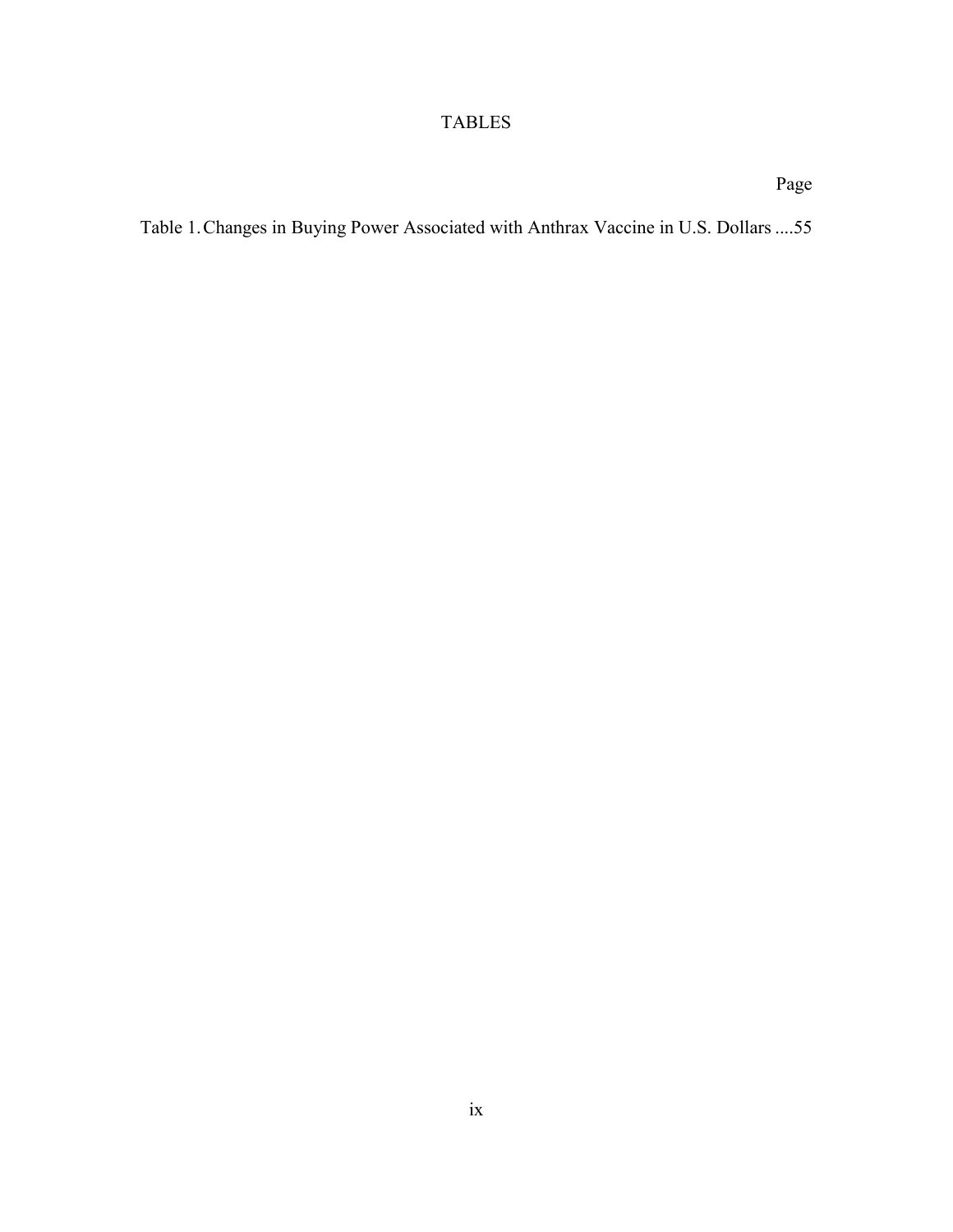# TABLES

Page

Table 1. Changes in Buying Power Associated with Anthrax Vaccine in U.S. Dollars ....55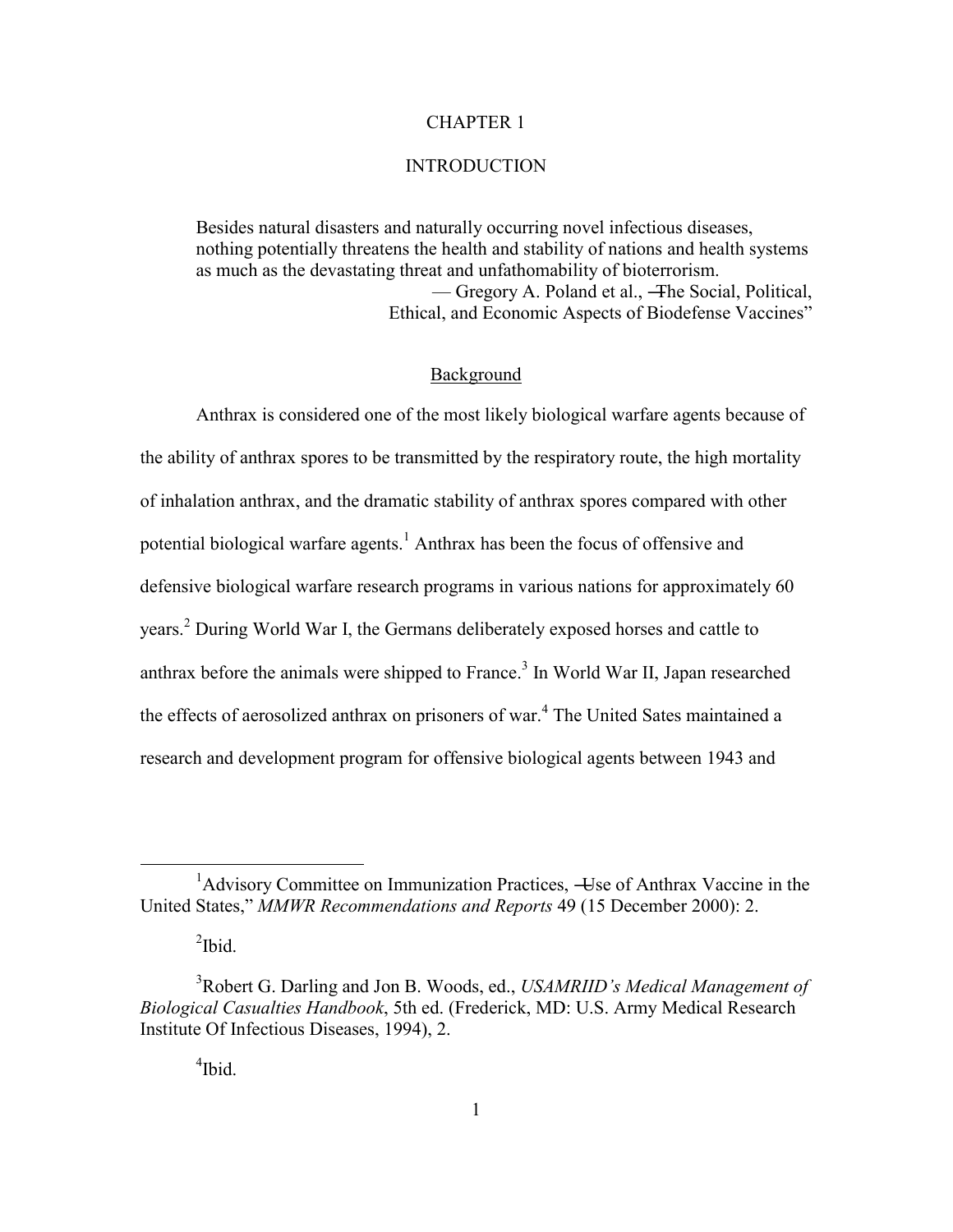# CHAPTER 1

# INTRODUCTION

> Besides natural disasters and naturally occurring novel infectious diseases, nothing potentially threatens the health and stability of nations and health systems as much as the devastating threat and unfathomability of bioterrorism.
>
> — Gregory A. Poland et al., ―The Social, Political, Ethical, and Economic Aspects of Biodefense Vaccines"

## Background

Anthrax is considered one of the most likely biological warfare agents because of the ability of anthrax spores to be transmitted by the respiratory route, the high mortality of inhalation anthrax, and the dramatic stability of anthrax spores compared with other potential biological warfare agents.[1] Anthrax has been the focus of offensive and defensive biological warfare research programs in various nations for approximately 60 years.[2] During World War I, the Germans deliberately exposed horses and cattle to anthrax before the animals were shipped to France.[3] In World War II, Japan researched the effects of aerosolized anthrax on prisoners of war.[4] The United Sates maintained a research and development program for offensive biological agents between 1943 and

---

[1] Advisory Committee on Immunization Practices, ―Use of Anthrax Vaccine in the United States," *MMWR Recommendations and Reports* 49 (15 December 2000): 2.

[2] Ibid.

[3] Robert G. Darling and Jon B. Woods, ed., *USAMRIID's Medical Management of Biological Casualties Handbook*, 5th ed. (Frederick, MD: U.S. Army Medical Research Institute Of Infectious Diseases, 1994), 2.

[4] Ibid.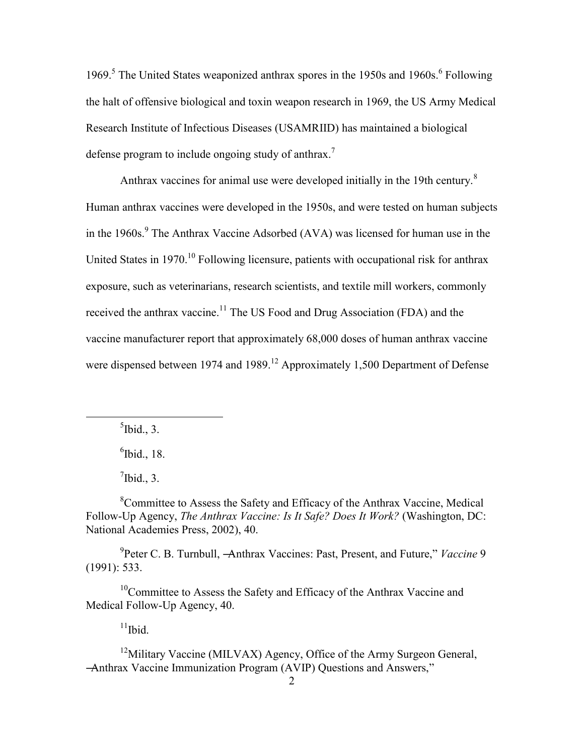1969.[5] The United States weaponized anthrax spores in the 1950s and 1960s.[6] Following the halt of offensive biological and toxin weapon research in 1969, the US Army Medical Research Institute of Infectious Diseases (USAMRIID) has maintained a biological defense program to include ongoing study of anthrax.[7]

Anthrax vaccines for animal use were developed initially in the 19th century.[8] Human anthrax vaccines were developed in the 1950s, and were tested on human subjects in the 1960s.[9] The Anthrax Vaccine Adsorbed (AVA) was licensed for human use in the United States in 1970.[10] Following licensure, patients with occupational risk for anthrax exposure, such as veterinarians, research scientists, and textile mill workers, commonly received the anthrax vaccine.[11] The US Food and Drug Association (FDA) and the vaccine manufacturer report that approximately 68,000 doses of human anthrax vaccine were dispensed between 1974 and 1989.[12] Approximately 1,500 Department of Defense

---

[5] Ibid., 3.

[6] Ibid., 18.

[7] Ibid., 3.

[8] Committee to Assess the Safety and Efficacy of the Anthrax Vaccine, Medical Follow-Up Agency, *The Anthrax Vaccine: Is It Safe? Does It Work?* (Washington, DC: National Academies Press, 2002), 40.

[9] Peter C. B. Turnbull, ―Anthrax Vaccines: Past, Present, and Future," *Vaccine* 9 (1991): 533.

[10] Committee to Assess the Safety and Efficacy of the Anthrax Vaccine and Medical Follow-Up Agency, 40.

[11] Ibid.

[12] Military Vaccine (MILVAX) Agency, Office of the Army Surgeon General, ―Anthrax Vaccine Immunization Program (AVIP) Questions and Answers,"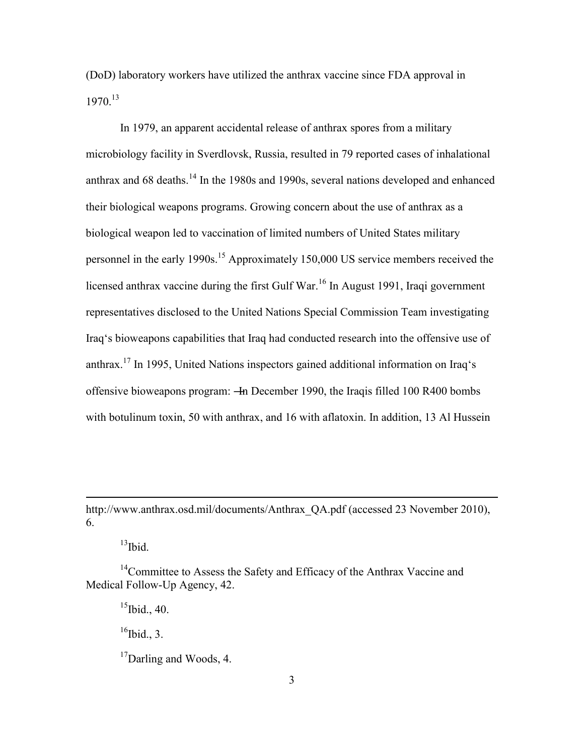(DoD) laboratory workers have utilized the anthrax vaccine since FDA approval in 1970.[13]

In 1979, an apparent accidental release of anthrax spores from a military microbiology facility in Sverdlovsk, Russia, resulted in 79 reported cases of inhalational anthrax and 68 deaths.[14] In the 1980s and 1990s, several nations developed and enhanced their biological weapons programs. Growing concern about the use of anthrax as a biological weapon led to vaccination of limited numbers of United States military personnel in the early 1990s.[15] Approximately 150,000 US service members received the licensed anthrax vaccine during the first Gulf War.[16] In August 1991, Iraqi government representatives disclosed to the United Nations Special Commission Team investigating Iraq's bioweapons capabilities that Iraq had conducted research into the offensive use of anthrax.[17] In 1995, United Nations inspectors gained additional information on Iraq's offensive bioweapons program: "In December 1990, the Iraqis filled 100 R400 bombs with botulinum toxin, 50 with anthrax, and 16 with aflatoxin. In addition, 13 Al Hussein

---

http://www.anthrax.osd.mil/documents/Anthrax_QA.pdf (accessed 23 November 2010), 6.

[13]Ibid.

[14]Committee to Assess the Safety and Efficacy of the Anthrax Vaccine and Medical Follow-Up Agency, 42.

[15]Ibid., 40.

[16]Ibid., 3.

[17]Darling and Woods, 4.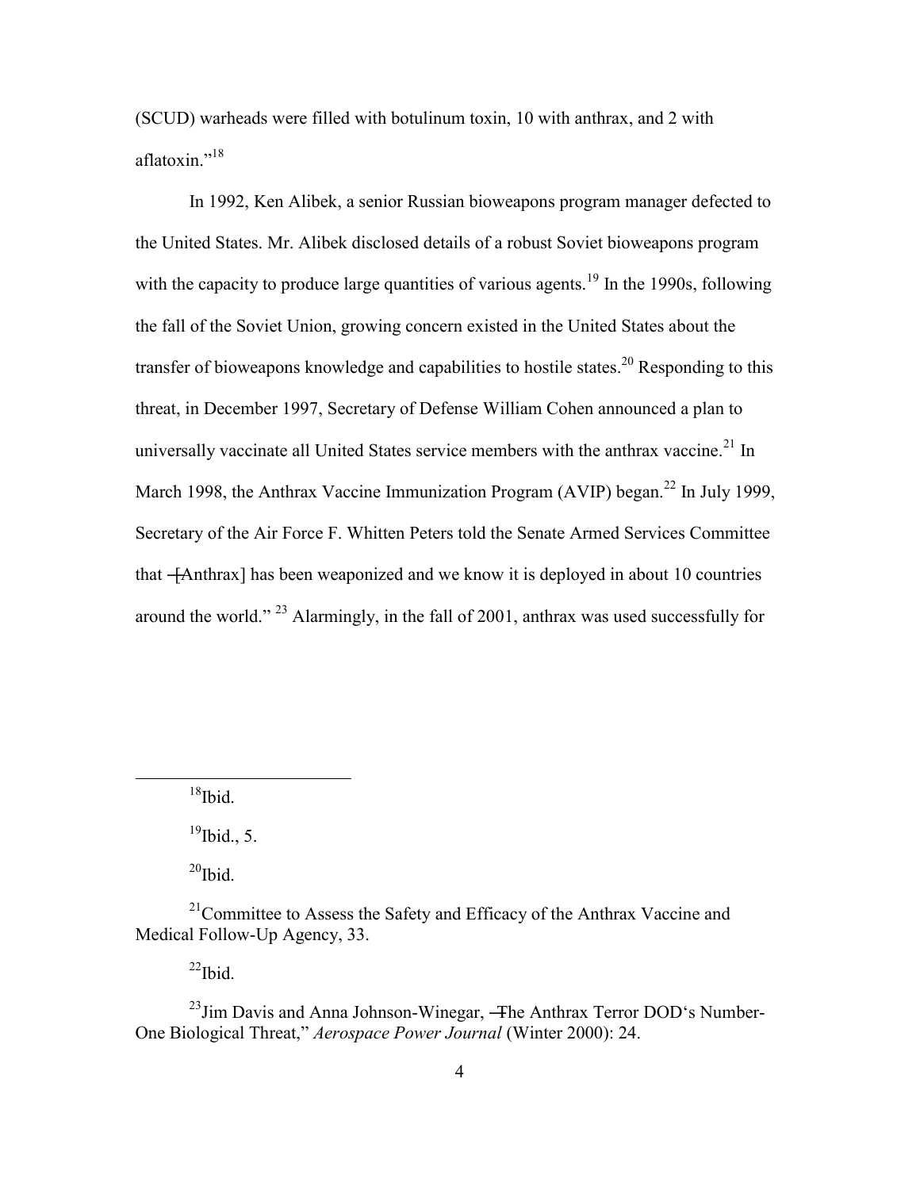(SCUD) warheads were filled with botulinum toxin, 10 with anthrax, and 2 with aflatoxin."[18]

In 1992, Ken Alibek, a senior Russian bioweapons program manager defected to the United States. Mr. Alibek disclosed details of a robust Soviet bioweapons program with the capacity to produce large quantities of various agents.[19] In the 1990s, following the fall of the Soviet Union, growing concern existed in the United States about the transfer of bioweapons knowledge and capabilities to hostile states.[20] Responding to this threat, in December 1997, Secretary of Defense William Cohen announced a plan to universally vaccinate all United States service members with the anthrax vaccine.[21] In March 1998, the Anthrax Vaccine Immunization Program (AVIP) began.[22] In July 1999, Secretary of the Air Force F. Whitten Peters told the Senate Armed Services Committee that ―[Anthrax] has been weaponized and we know it is deployed in about 10 countries around the world." [23] Alarmingly, in the fall of 2001, anthrax was used successfully for

---

[18]Ibid.

[19]Ibid., 5.

[20]Ibid.

[21]Committee to Assess the Safety and Efficacy of the Anthrax Vaccine and Medical Follow-Up Agency, 33.

[22]Ibid.

[23]Jim Davis and Anna Johnson-Winegar, ―The Anthrax Terror DOD's Number-One Biological Threat," *Aerospace Power Journal* (Winter 2000): 24.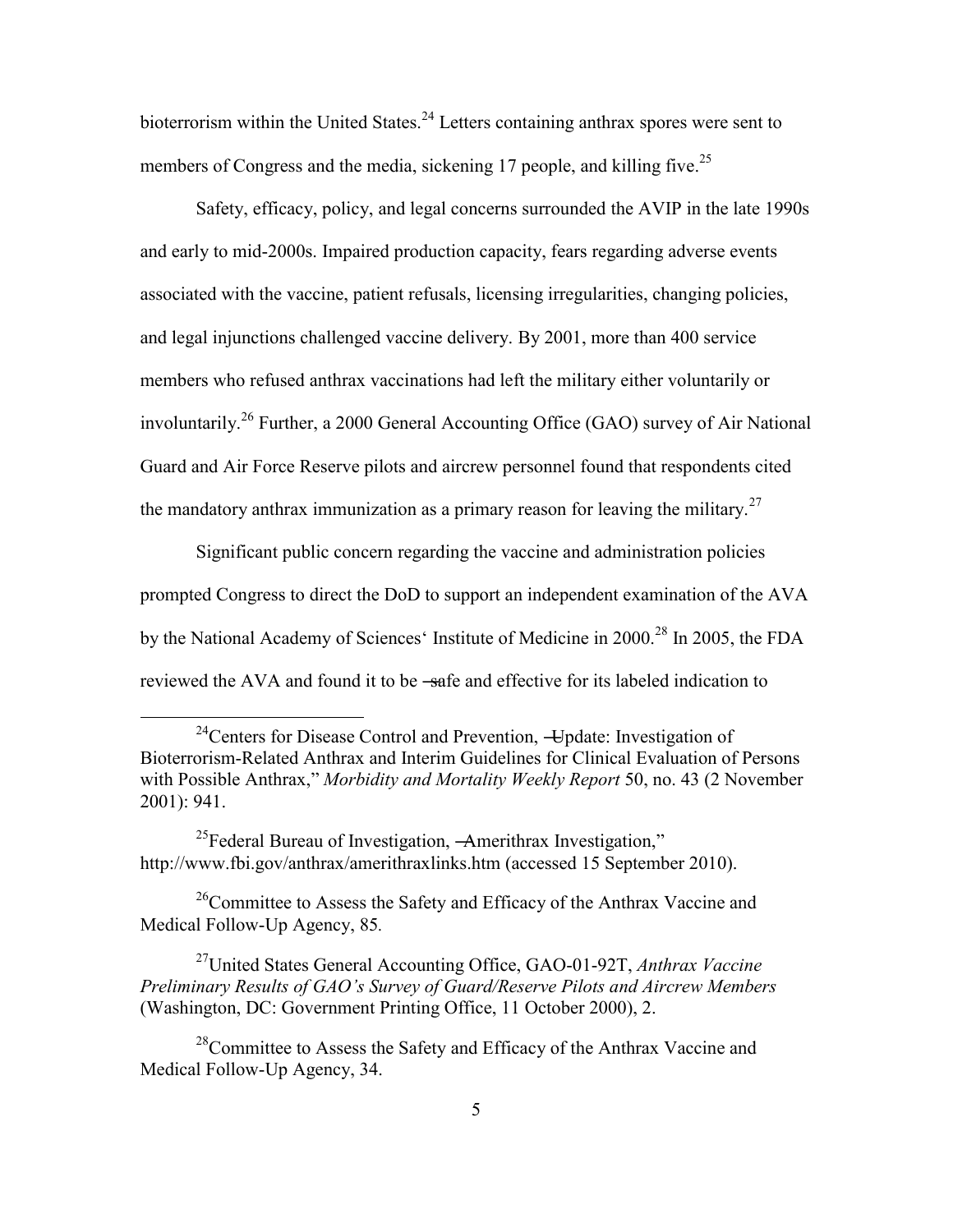bioterrorism within the United States.[24] Letters containing anthrax spores were sent to members of Congress and the media, sickening 17 people, and killing five.[25]

Safety, efficacy, policy, and legal concerns surrounded the AVIP in the late 1990s and early to mid-2000s. Impaired production capacity, fears regarding adverse events associated with the vaccine, patient refusals, licensing irregularities, changing policies, and legal injunctions challenged vaccine delivery. By 2001, more than 400 service members who refused anthrax vaccinations had left the military either voluntarily or involuntarily.[26] Further, a 2000 General Accounting Office (GAO) survey of Air National Guard and Air Force Reserve pilots and aircrew personnel found that respondents cited the mandatory anthrax immunization as a primary reason for leaving the military.[27]

Significant public concern regarding the vaccine and administration policies prompted Congress to direct the DoD to support an independent examination of the AVA by the National Academy of Sciences' Institute of Medicine in 2000.[28] In 2005, the FDA reviewed the AVA and found it to be ―safe and effective for its labeled indication to

---

[24] Centers for Disease Control and Prevention, ―Update: Investigation of Bioterrorism-Related Anthrax and Interim Guidelines for Clinical Evaluation of Persons with Possible Anthrax," *Morbidity and Mortality Weekly Report* 50, no. 43 (2 November 2001): 941.

[25] Federal Bureau of Investigation, ―Amerithrax Investigation," http://www.fbi.gov/anthrax/amerithraxlinks.htm (accessed 15 September 2010).

[26] Committee to Assess the Safety and Efficacy of the Anthrax Vaccine and Medical Follow-Up Agency, 85.

[27] United States General Accounting Office, GAO-01-92T, *Anthrax Vaccine Preliminary Results of GAO's Survey of Guard/Reserve Pilots and Aircrew Members* (Washington, DC: Government Printing Office, 11 October 2000), 2.

[28] Committee to Assess the Safety and Efficacy of the Anthrax Vaccine and Medical Follow-Up Agency, 34.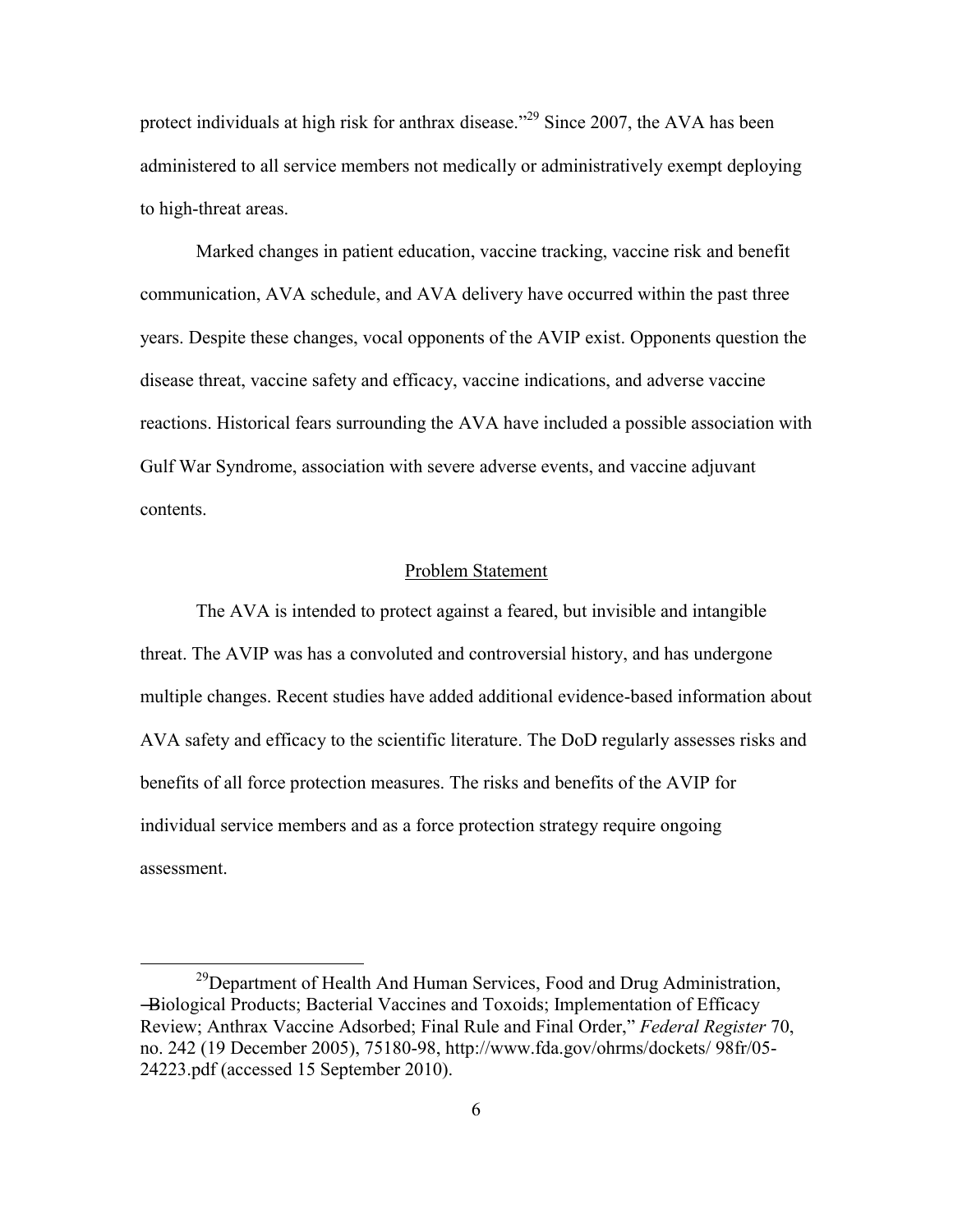protect individuals at high risk for anthrax disease."[29] Since 2007, the AVA has been administered to all service members not medically or administratively exempt deploying to high-threat areas.

Marked changes in patient education, vaccine tracking, vaccine risk and benefit communication, AVA schedule, and AVA delivery have occurred within the past three years. Despite these changes, vocal opponents of the AVIP exist. Opponents question the disease threat, vaccine safety and efficacy, vaccine indications, and adverse vaccine reactions. Historical fears surrounding the AVA have included a possible association with Gulf War Syndrome, association with severe adverse events, and vaccine adjuvant contents.

## Problem Statement

The AVA is intended to protect against a feared, but invisible and intangible threat. The AVIP was has a convoluted and controversial history, and has undergone multiple changes. Recent studies have added additional evidence-based information about AVA safety and efficacy to the scientific literature. The DoD regularly assesses risks and benefits of all force protection measures. The risks and benefits of the AVIP for individual service members and as a force protection strategy require ongoing assessment.

---

[29] Department of Health And Human Services, Food and Drug Administration, ―Biological Products; Bacterial Vaccines and Toxoids; Implementation of Efficacy Review; Anthrax Vaccine Adsorbed; Final Rule and Final Order," *Federal Register* 70, no. 242 (19 December 2005), 75180-98, http://www.fda.gov/ohrms/dockets/ 98fr/05-24223.pdf (accessed 15 September 2010).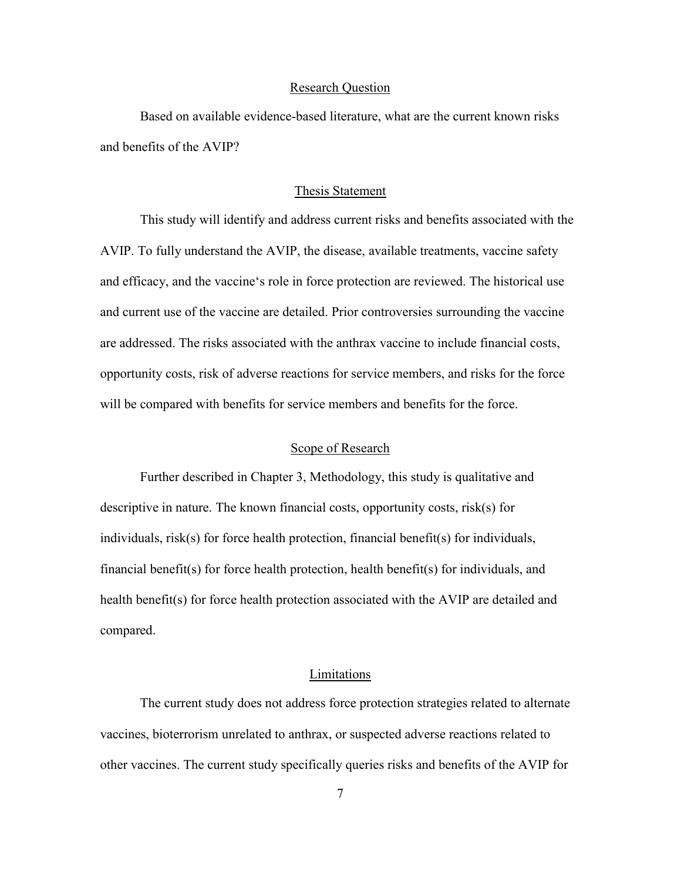## Research Question

Based on available evidence-based literature, what are the current known risks and benefits of the AVIP?

## Thesis Statement

This study will identify and address current risks and benefits associated with the AVIP. To fully understand the AVIP, the disease, available treatments, vaccine safety and efficacy, and the vaccine's role in force protection are reviewed. The historical use and current use of the vaccine are detailed. Prior controversies surrounding the vaccine are addressed. The risks associated with the anthrax vaccine to include financial costs, opportunity costs, risk of adverse reactions for service members, and risks for the force will be compared with benefits for service members and benefits for the force.

## Scope of Research

Further described in Chapter 3, Methodology, this study is qualitative and descriptive in nature. The known financial costs, opportunity costs, risk(s) for individuals, risk(s) for force health protection, financial benefit(s) for individuals, financial benefit(s) for force health protection, health benefit(s) for individuals, and health benefit(s) for force health protection associated with the AVIP are detailed and compared.

## Limitations

The current study does not address force protection strategies related to alternate vaccines, bioterrorism unrelated to anthrax, or suspected adverse reactions related to other vaccines. The current study specifically queries risks and benefits of the AVIP for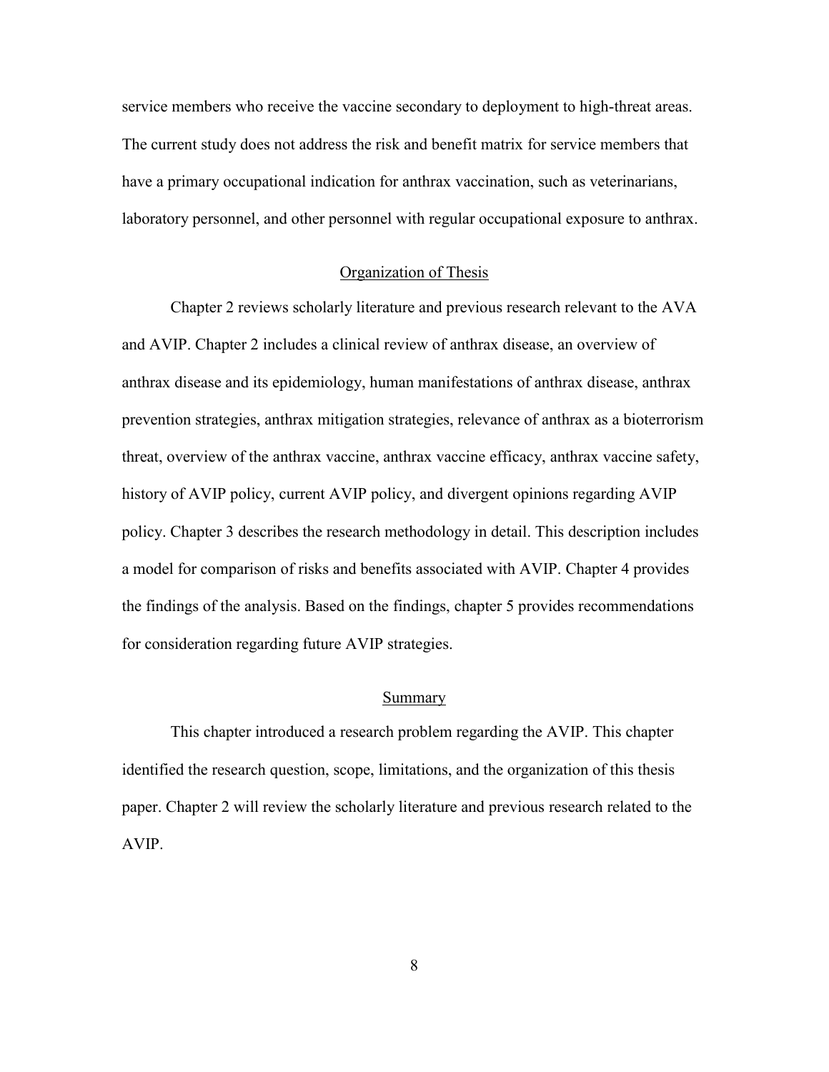service members who receive the vaccine secondary to deployment to high-threat areas. The current study does not address the risk and benefit matrix for service members that have a primary occupational indication for anthrax vaccination, such as veterinarians, laboratory personnel, and other personnel with regular occupational exposure to anthrax.

## Organization of Thesis

Chapter 2 reviews scholarly literature and previous research relevant to the AVA and AVIP. Chapter 2 includes a clinical review of anthrax disease, an overview of anthrax disease and its epidemiology, human manifestations of anthrax disease, anthrax prevention strategies, anthrax mitigation strategies, relevance of anthrax as a bioterrorism threat, overview of the anthrax vaccine, anthrax vaccine efficacy, anthrax vaccine safety, history of AVIP policy, current AVIP policy, and divergent opinions regarding AVIP policy. Chapter 3 describes the research methodology in detail. This description includes a model for comparison of risks and benefits associated with AVIP. Chapter 4 provides the findings of the analysis. Based on the findings, chapter 5 provides recommendations for consideration regarding future AVIP strategies.

## Summary

This chapter introduced a research problem regarding the AVIP. This chapter identified the research question, scope, limitations, and the organization of this thesis paper. Chapter 2 will review the scholarly literature and previous research related to the AVIP.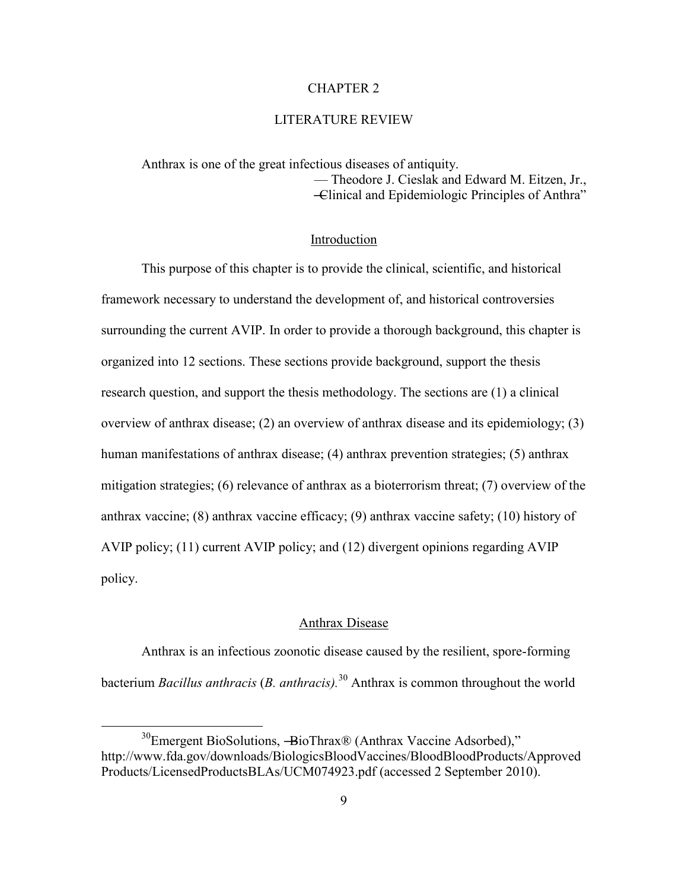# CHAPTER 2

# LITERATURE REVIEW

Anthrax is one of the great infectious diseases of antiquity.

— Theodore J. Cieslak and Edward M. Eitzen, Jr.,
―Clinical and Epidemiologic Principles of Anthra"

## Introduction

This purpose of this chapter is to provide the clinical, scientific, and historical framework necessary to understand the development of, and historical controversies surrounding the current AVIP. In order to provide a thorough background, this chapter is organized into 12 sections. These sections provide background, support the thesis research question, and support the thesis methodology. The sections are (1) a clinical overview of anthrax disease; (2) an overview of anthrax disease and its epidemiology; (3) human manifestations of anthrax disease; (4) anthrax prevention strategies; (5) anthrax mitigation strategies; (6) relevance of anthrax as a bioterrorism threat; (7) overview of the anthrax vaccine; (8) anthrax vaccine efficacy; (9) anthrax vaccine safety; (10) history of AVIP policy; (11) current AVIP policy; and (12) divergent opinions regarding AVIP policy.

## Anthrax Disease

Anthrax is an infectious zoonotic disease caused by the resilient, spore-forming bacterium *Bacillus anthracis* (*B. anthracis).*[30] Anthrax is common throughout the world

[30]Emergent BioSolutions, ―BioThrax® (Anthrax Vaccine Adsorbed)," http://www.fda.gov/downloads/BiologicsBloodVaccines/BloodBloodProducts/ApprovedProducts/LicensedProductsBLAs/UCM074923.pdf (accessed 2 September 2010).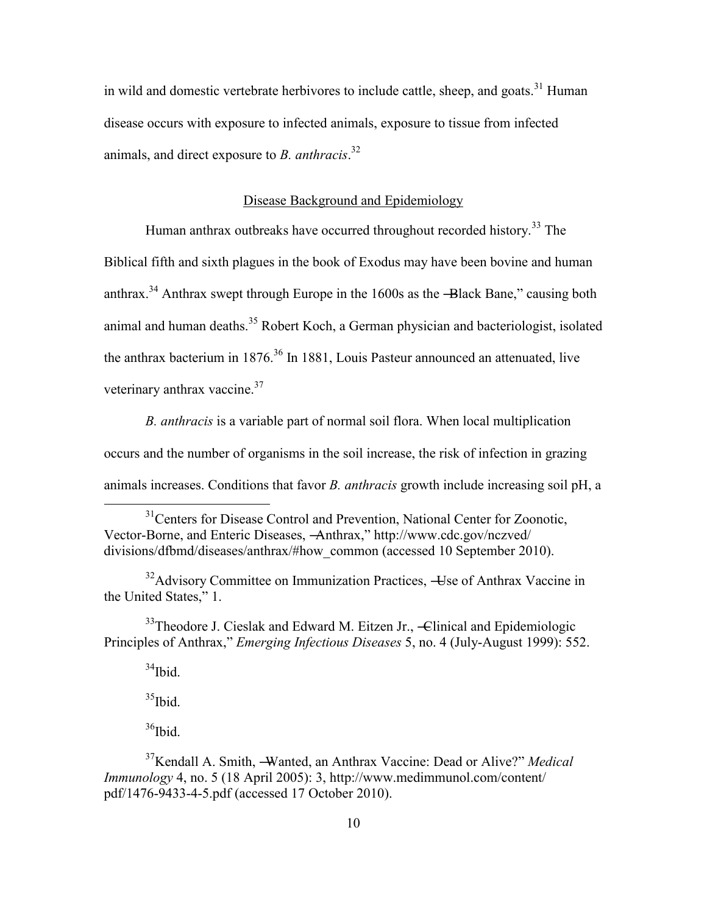in wild and domestic vertebrate herbivores to include cattle, sheep, and goats.[31] Human disease occurs with exposure to infected animals, exposure to tissue from infected animals, and direct exposure to *B. anthracis*.[32]

## Disease Background and Epidemiology

Human anthrax outbreaks have occurred throughout recorded history.[33] The Biblical fifth and sixth plagues in the book of Exodus may have been bovine and human anthrax.[34] Anthrax swept through Europe in the 1600s as the ―Black Bane," causing both animal and human deaths.[35] Robert Koch, a German physician and bacteriologist, isolated the anthrax bacterium in 1876.[36] In 1881, Louis Pasteur announced an attenuated, live veterinary anthrax vaccine.[37]

*B. anthracis* is a variable part of normal soil flora. When local multiplication occurs and the number of organisms in the soil increase, the risk of infection in grazing animals increases. Conditions that favor *B. anthracis* growth include increasing soil pH, a

---

[31] Centers for Disease Control and Prevention, National Center for Zoonotic, Vector-Borne, and Enteric Diseases, ―Anthrax," http://www.cdc.gov/nczved/divisions/dfbmd/diseases/anthrax/#how_common (accessed 10 September 2010).

[32] Advisory Committee on Immunization Practices, ―Use of Anthrax Vaccine in the United States," 1.

[33] Theodore J. Cieslak and Edward M. Eitzen Jr., ―Clinical and Epidemiologic Principles of Anthrax," *Emerging Infectious Diseases* 5, no. 4 (July-August 1999): 552.

[34] Ibid.

[35] Ibid.

[36] Ibid.

[37] Kendall A. Smith, ―Wanted, an Anthrax Vaccine: Dead or Alive?" *Medical Immunology* 4, no. 5 (18 April 2005): 3, http://www.medimmunol.com/content/pdf/1476-9433-4-5.pdf (accessed 17 October 2010).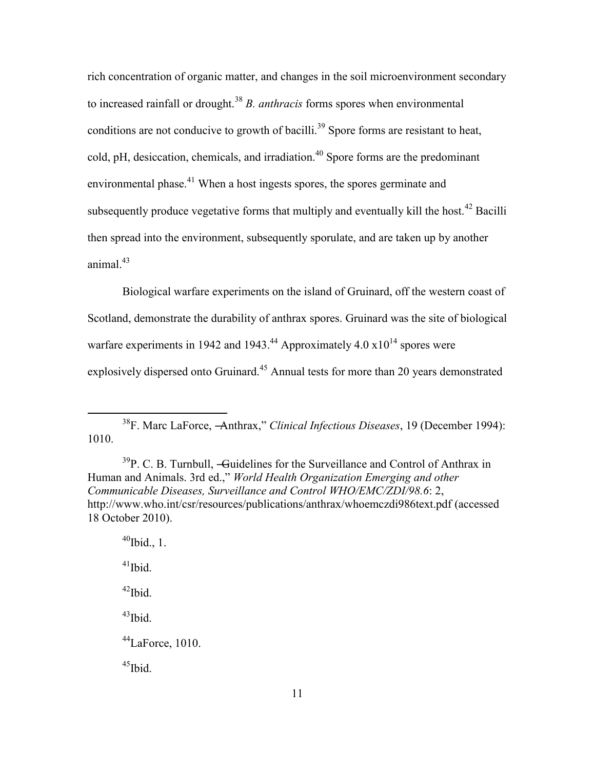rich concentration of organic matter, and changes in the soil microenvironment secondary to increased rainfall or drought.[38] *B. anthracis* forms spores when environmental conditions are not conducive to growth of bacilli.[39] Spore forms are resistant to heat, cold, pH, desiccation, chemicals, and irradiation.[40] Spore forms are the predominant environmental phase.[41] When a host ingests spores, the spores germinate and subsequently produce vegetative forms that multiply and eventually kill the host.[42] Bacilli then spread into the environment, subsequently sporulate, and are taken up by another animal.[43]

Biological warfare experiments on the island of Gruinard, off the western coast of Scotland, demonstrate the durability of anthrax spores. Gruinard was the site of biological warfare experiments in 1942 and 1943.[44] Approximately $4.0 \times 10^{14}$ spores were explosively dispersed onto Gruinard.[45] Annual tests for more than 20 years demonstrated

---

[38]F. Marc LaForce, ―Anthrax," *Clinical Infectious Diseases*, 19 (December 1994): 1010.

[39]P. C. B. Turnbull, ―Guidelines for the Surveillance and Control of Anthrax in Human and Animals. 3rd ed.," *World Health Organization Emerging and other Communicable Diseases, Surveillance and Control WHO/EMC/ZDI/98.6*: 2, http://www.who.int/csr/resources/publications/anthrax/whoemczdi986text.pdf (accessed 18 October 2010).

[40]Ibid., 1.

[41]Ibid.

[42]Ibid.

[43]Ibid.

[44]LaForce, 1010.

[45]Ibid.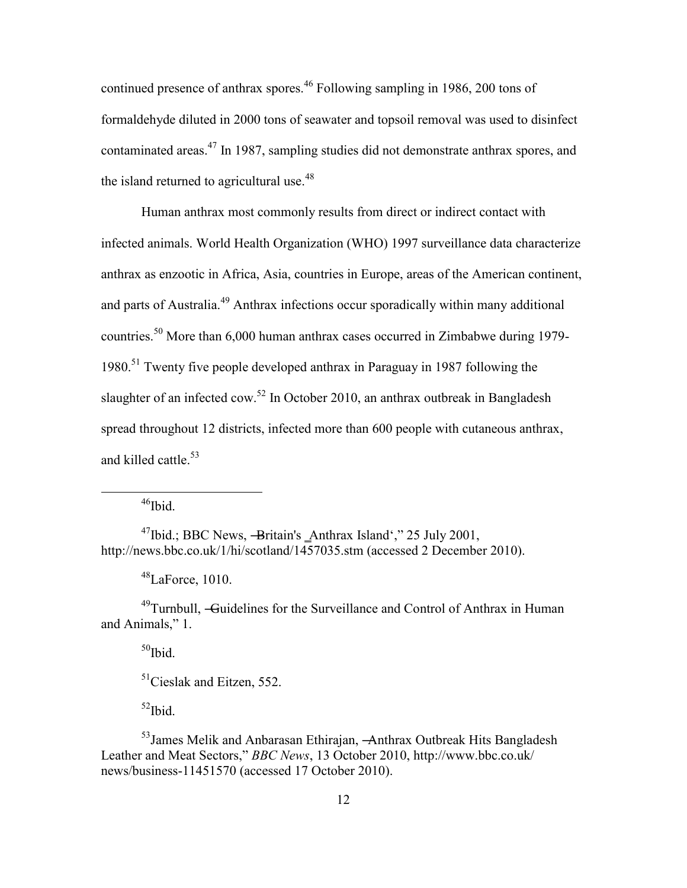continued presence of anthrax spores.[46] Following sampling in 1986, 200 tons of formaldehyde diluted in 2000 tons of seawater and topsoil removal was used to disinfect contaminated areas.[47] In 1987, sampling studies did not demonstrate anthrax spores, and the island returned to agricultural use.[48]

Human anthrax most commonly results from direct or indirect contact with infected animals. World Health Organization (WHO) 1997 surveillance data characterize anthrax as enzootic in Africa, Asia, countries in Europe, areas of the American continent, and parts of Australia.[49] Anthrax infections occur sporadically within many additional countries.[50] More than 6,000 human anthrax cases occurred in Zimbabwe during 1979-1980.[51] Twenty five people developed anthrax in Paraguay in 1987 following the slaughter of an infected cow.[52] In October 2010, an anthrax outbreak in Bangladesh spread throughout 12 districts, infected more than 600 people with cutaneous anthrax, and killed cattle.[53]

---

[46]Ibid.

[47]Ibid.; BBC News, ―Britain's ‗Anthrax Island'," 25 July 2001, http://news.bbc.co.uk/1/hi/scotland/1457035.stm (accessed 2 December 2010).

[48]LaForce, 1010.

[49]Turnbull, ―Guidelines for the Surveillance and Control of Anthrax in Human and Animals," 1.

[50]Ibid.

[51]Cieslak and Eitzen, 552.

[52]Ibid.

[53]James Melik and Anbarasan Ethirajan, ―Anthrax Outbreak Hits Bangladesh Leather and Meat Sectors," *BBC News*, 13 October 2010, http://www.bbc.co.uk/news/business-11451570 (accessed 17 October 2010).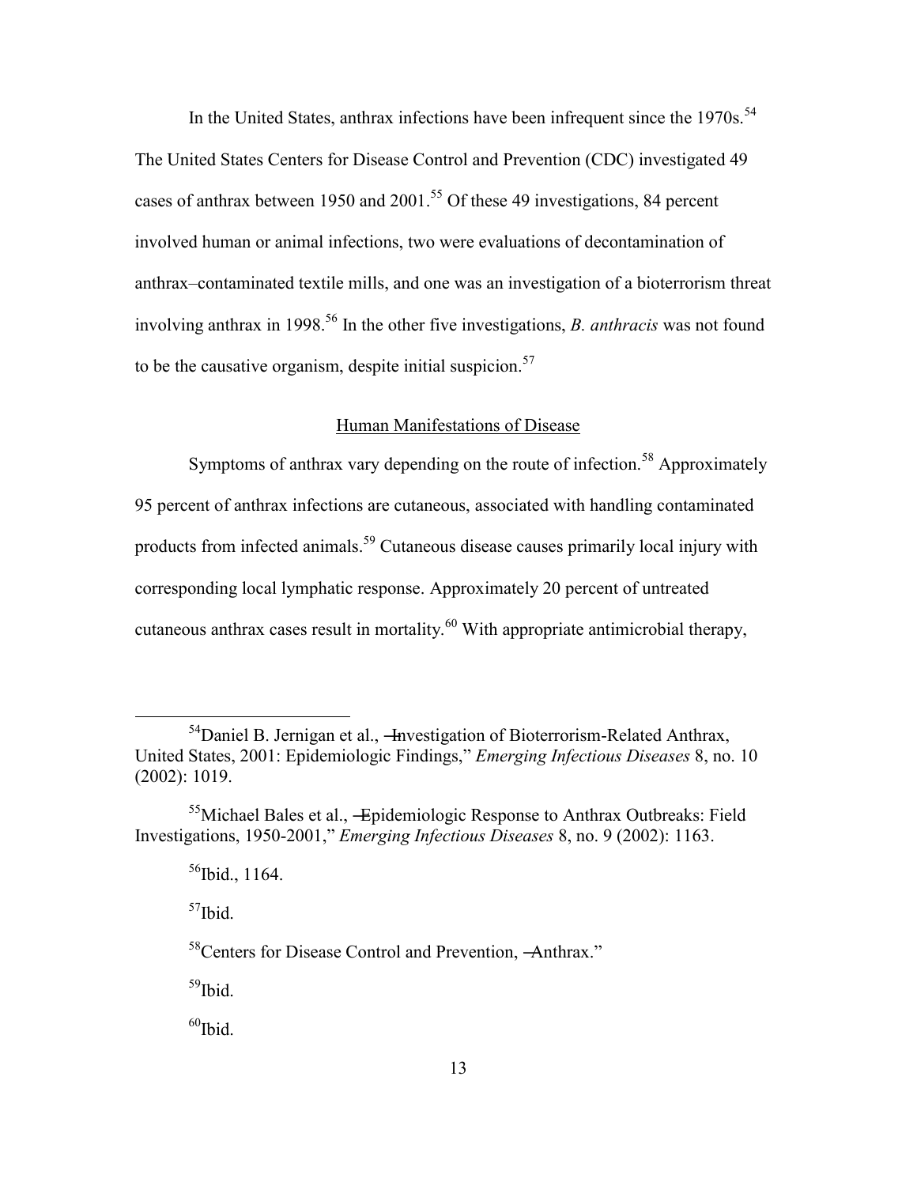In the United States, anthrax infections have been infrequent since the 1970s.[54] The United States Centers for Disease Control and Prevention (CDC) investigated 49 cases of anthrax between 1950 and 2001.[55] Of these 49 investigations, 84 percent involved human or animal infections, two were evaluations of decontamination of anthrax–contaminated textile mills, and one was an investigation of a bioterrorism threat involving anthrax in 1998.[56] In the other five investigations, *B. anthracis* was not found to be the causative organism, despite initial suspicion.[57]

## Human Manifestations of Disease

Symptoms of anthrax vary depending on the route of infection.[58] Approximately 95 percent of anthrax infections are cutaneous, associated with handling contaminated products from infected animals.[59] Cutaneous disease causes primarily local injury with corresponding local lymphatic response. Approximately 20 percent of untreated cutaneous anthrax cases result in mortality.[60] With appropriate antimicrobial therapy,

---

[54]Daniel B. Jernigan et al., ―Investigation of Bioterrorism-Related Anthrax, United States, 2001: Epidemiologic Findings," *Emerging Infectious Diseases* 8, no. 10 (2002): 1019.

[55]Michael Bales et al., ―Epidemiologic Response to Anthrax Outbreaks: Field Investigations, 1950-2001," *Emerging Infectious Diseases* 8, no. 9 (2002): 1163.

[56]Ibid., 1164.

[57]Ibid.

[58]Centers for Disease Control and Prevention, ―Anthrax."

[59]Ibid.

[60]Ibid.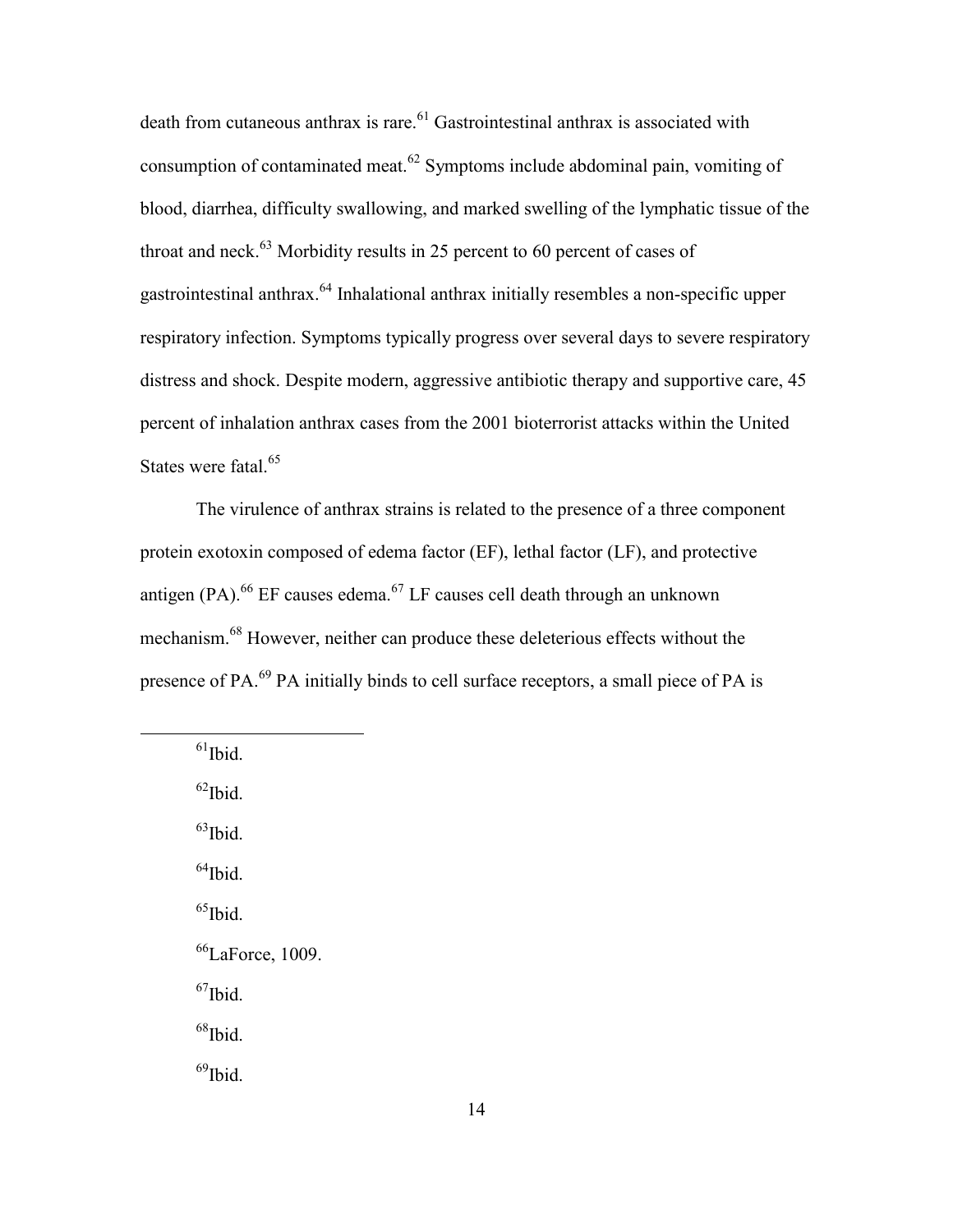death from cutaneous anthrax is rare.[61] Gastrointestinal anthrax is associated with consumption of contaminated meat.[62] Symptoms include abdominal pain, vomiting of blood, diarrhea, difficulty swallowing, and marked swelling of the lymphatic tissue of the throat and neck.[63] Morbidity results in 25 percent to 60 percent of cases of gastrointestinal anthrax.[64] Inhalational anthrax initially resembles a non-specific upper respiratory infection. Symptoms typically progress over several days to severe respiratory distress and shock. Despite modern, aggressive antibiotic therapy and supportive care, 45 percent of inhalation anthrax cases from the 2001 bioterrorist attacks within the United States were fatal.[65]

The virulence of anthrax strains is related to the presence of a three component protein exotoxin composed of edema factor (EF), lethal factor (LF), and protective antigen (PA).[66] EF causes edema.[67] LF causes cell death through an unknown mechanism.[68] However, neither can produce these deleterious effects without the presence of PA.[69] PA initially binds to cell surface receptors, a small piece of PA is

---

[61]Ibid.

[62]Ibid.

[63]Ibid.

[64]Ibid.

[65]Ibid.

[66]LaForce, 1009.

[67]Ibid.

[68]Ibid.

[69]Ibid.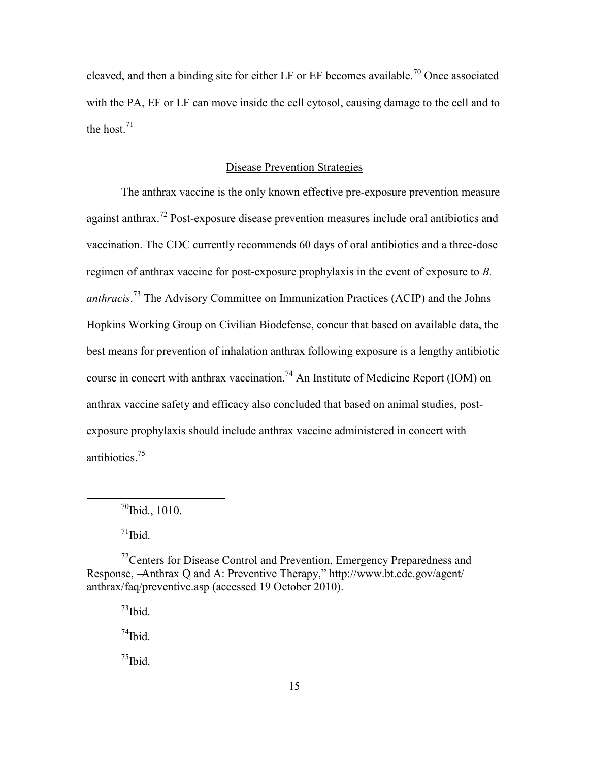cleaved, and then a binding site for either LF or EF becomes available.[70] Once associated with the PA, EF or LF can move inside the cell cytosol, causing damage to the cell and to the host.[71]

## Disease Prevention Strategies

The anthrax vaccine is the only known effective pre-exposure prevention measure against anthrax.[72] Post-exposure disease prevention measures include oral antibiotics and vaccination. The CDC currently recommends 60 days of oral antibiotics and a three-dose regimen of anthrax vaccine for post-exposure prophylaxis in the event of exposure to *B. anthracis*.[73] The Advisory Committee on Immunization Practices (ACIP) and the Johns Hopkins Working Group on Civilian Biodefense, concur that based on available data, the best means for prevention of inhalation anthrax following exposure is a lengthy antibiotic course in concert with anthrax vaccination.[74] An Institute of Medicine Report (IOM) on anthrax vaccine safety and efficacy also concluded that based on animal studies, post-exposure prophylaxis should include anthrax vaccine administered in concert with antibiotics.[75]

---

[70]Ibid., 1010.

[71]Ibid.

[72]Centers for Disease Control and Prevention, Emergency Preparedness and Response, ―Anthrax Q and A: Preventive Therapy," http://www.bt.cdc.gov/agent/anthrax/faq/preventive.asp (accessed 19 October 2010).

[73]Ibid.

[74]Ibid.

[75]Ibid.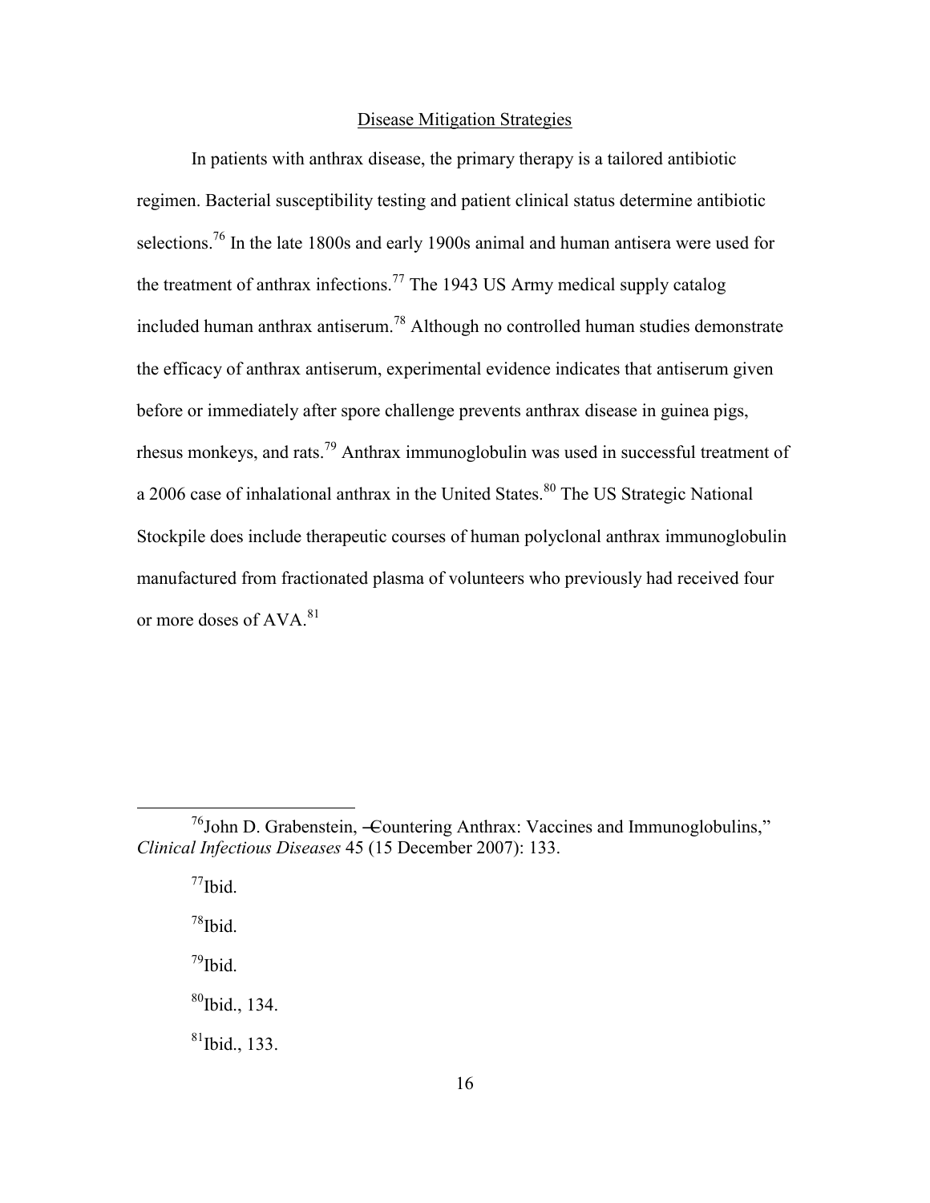## Disease Mitigation Strategies

In patients with anthrax disease, the primary therapy is a tailored antibiotic regimen. Bacterial susceptibility testing and patient clinical status determine antibiotic selections.[76] In the late 1800s and early 1900s animal and human antisera were used for the treatment of anthrax infections.[77] The 1943 US Army medical supply catalog included human anthrax antiserum.[78] Although no controlled human studies demonstrate the efficacy of anthrax antiserum, experimental evidence indicates that antiserum given before or immediately after spore challenge prevents anthrax disease in guinea pigs, rhesus monkeys, and rats.[79] Anthrax immunoglobulin was used in successful treatment of a 2006 case of inhalational anthrax in the United States.[80] The US Strategic National Stockpile does include therapeutic courses of human polyclonal anthrax immunoglobulin manufactured from fractionated plasma of volunteers who previously had received four or more doses of AVA.[81]

---

[76]John D. Grabenstein, ―Countering Anthrax: Vaccines and Immunoglobulins," *Clinical Infectious Diseases* 45 (15 December 2007): 133.

[77]Ibid.

[78]Ibid.

[79]Ibid.

[80]Ibid., 134.

[81]Ibid., 133.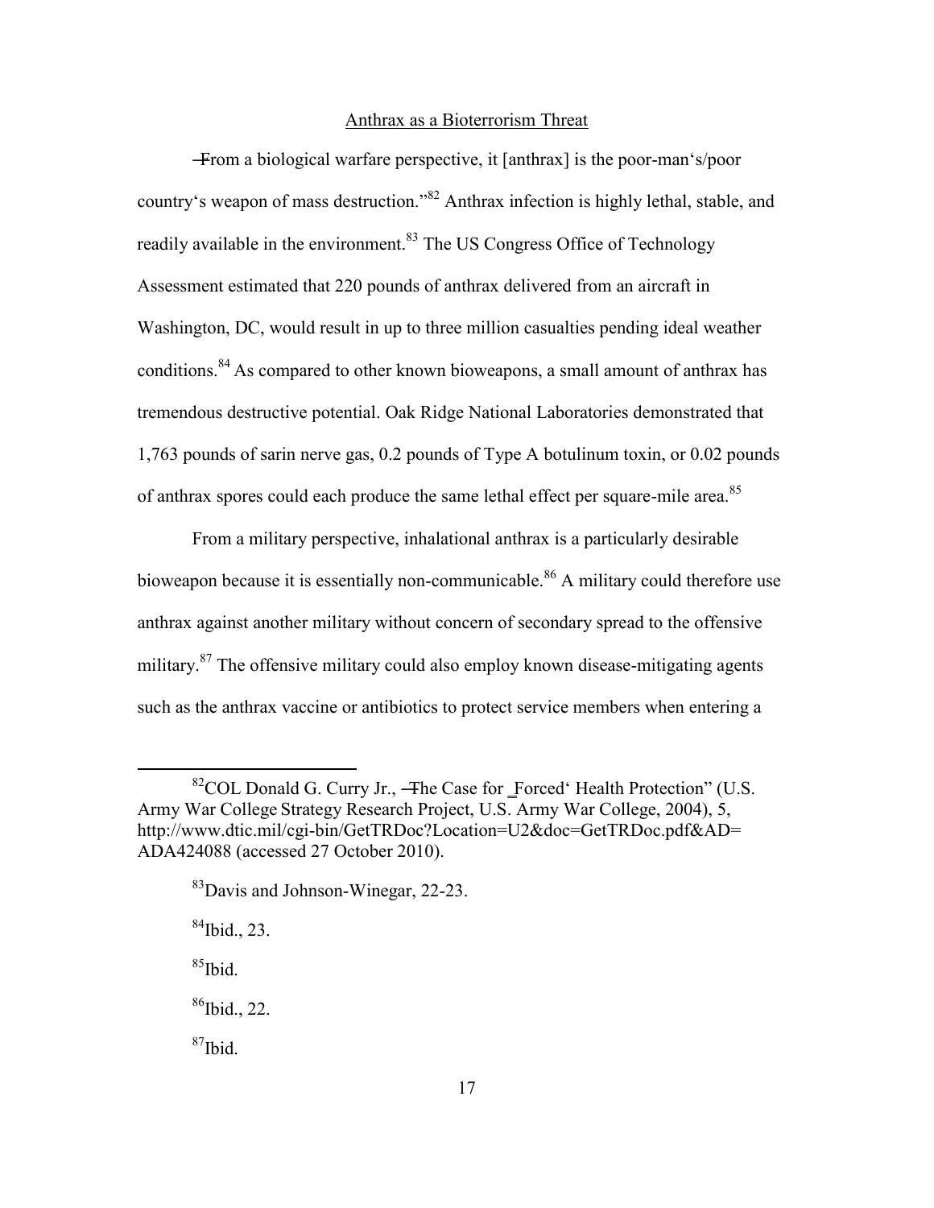Anthrax as a Bioterrorism Threat

"From a biological warfare perspective, it [anthrax] is the poor-man's/poor country's weapon of mass destruction."[82] Anthrax infection is highly lethal, stable, and readily available in the environment.[83] The US Congress Office of Technology Assessment estimated that 220 pounds of anthrax delivered from an aircraft in Washington, DC, would result in up to three million casualties pending ideal weather conditions.[84] As compared to other known bioweapons, a small amount of anthrax has tremendous destructive potential. Oak Ridge National Laboratories demonstrated that 1,763 pounds of sarin nerve gas, 0.2 pounds of Type A botulinum toxin, or 0.02 pounds of anthrax spores could each produce the same lethal effect per square-mile area.[85]

From a military perspective, inhalational anthrax is a particularly desirable bioweapon because it is essentially non-communicable.[86] A military could therefore use anthrax against another military without concern of secondary spread to the offensive military.[87] The offensive military could also employ known disease-mitigating agents such as the anthrax vaccine or antibiotics to protect service members when entering a

---

[82]COL Donald G. Curry Jr., "The Case for 'Forced' Health Protection" (U.S. Army War College Strategy Research Project, U.S. Army War College, 2004), 5, http://www.dtic.mil/cgi-bin/GetTRDoc?Location=U2&doc=GetTRDoc.pdf&AD=ADA424088 (accessed 27 October 2010).

[83]Davis and Johnson-Winegar, 22-23.

[84]Ibid., 23.

[85]Ibid.

[86]Ibid., 22.

[87]Ibid.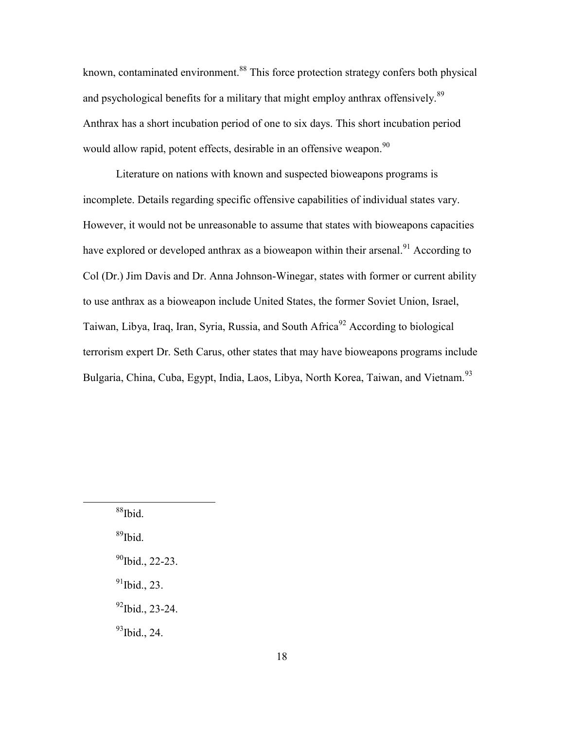known, contaminated environment.[88] This force protection strategy confers both physical and psychological benefits for a military that might employ anthrax offensively.[89] Anthrax has a short incubation period of one to six days. This short incubation period would allow rapid, potent effects, desirable in an offensive weapon.[90]

Literature on nations with known and suspected bioweapons programs is incomplete. Details regarding specific offensive capabilities of individual states vary. However, it would not be unreasonable to assume that states with bioweapons capacities have explored or developed anthrax as a bioweapon within their arsenal.[91] According to Col (Dr.) Jim Davis and Dr. Anna Johnson-Winegar, states with former or current ability to use anthrax as a bioweapon include United States, the former Soviet Union, Israel, Taiwan, Libya, Iraq, Iran, Syria, Russia, and South Africa[92] According to biological terrorism expert Dr. Seth Carus, other states that may have bioweapons programs include Bulgaria, China, Cuba, Egypt, India, Laos, Libya, North Korea, Taiwan, and Vietnam.[93]

---

[88]Ibid.

[89]Ibid.

[90]Ibid., 22-23.

[91]Ibid., 23.

[92]Ibid., 23-24.

[93]Ibid., 24.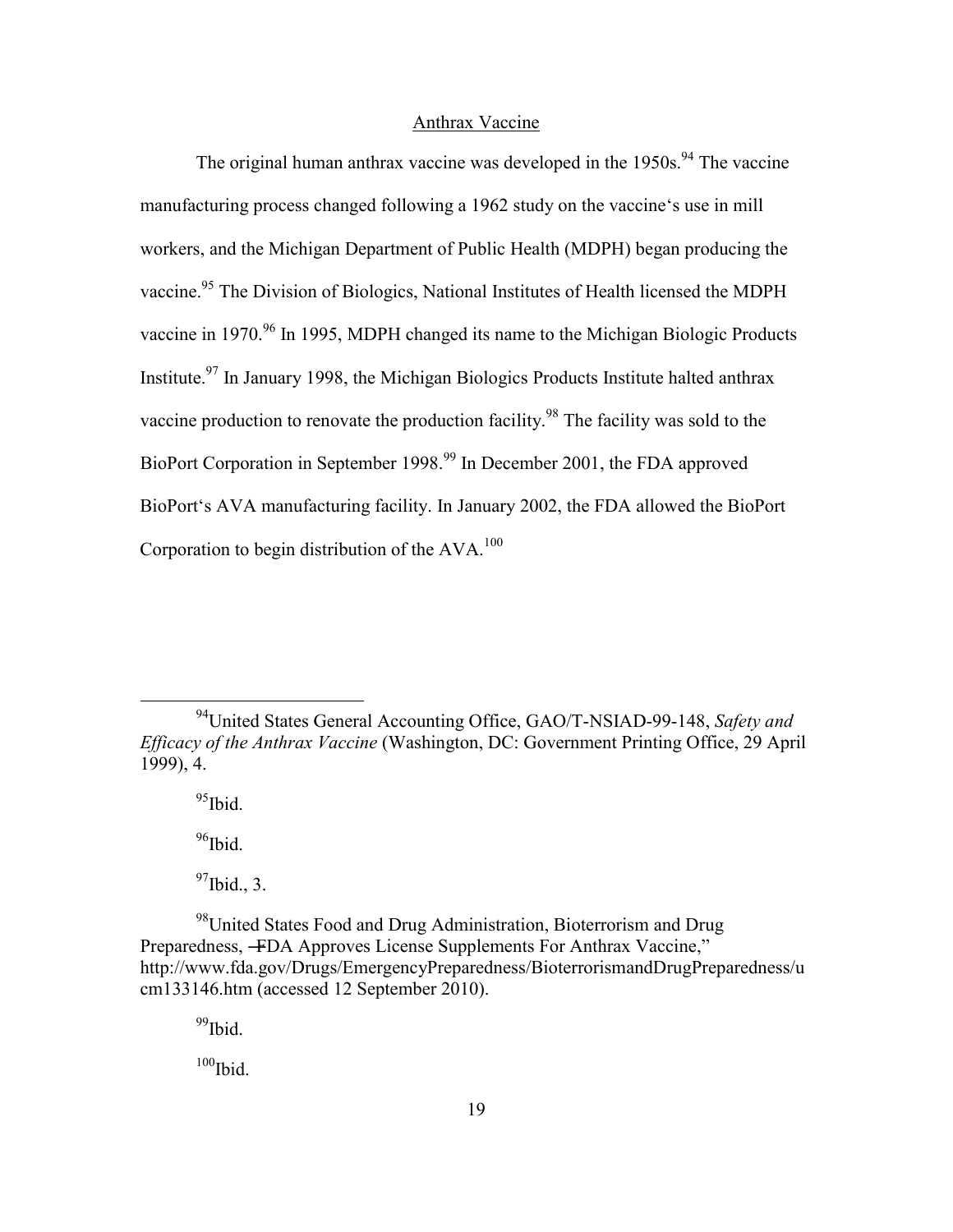## Anthrax Vaccine

The original human anthrax vaccine was developed in the 1950s.[94] The vaccine manufacturing process changed following a 1962 study on the vaccine's use in mill workers, and the Michigan Department of Public Health (MDPH) began producing the vaccine.[95] The Division of Biologics, National Institutes of Health licensed the MDPH vaccine in 1970.[96] In 1995, MDPH changed its name to the Michigan Biologic Products Institute.[97] In January 1998, the Michigan Biologics Products Institute halted anthrax vaccine production to renovate the production facility.[98] The facility was sold to the BioPort Corporation in September 1998.[99] In December 2001, the FDA approved BioPort's AVA manufacturing facility. In January 2002, the FDA allowed the BioPort Corporation to begin distribution of the AVA.[100]

---

[94]United States General Accounting Office, GAO/T-NSIAD-99-148, *Safety and Efficacy of the Anthrax Vaccine* (Washington, DC: Government Printing Office, 29 April 1999), 4.

[95]Ibid.

[96]Ibid.

[97]Ibid., 3.

[98]United States Food and Drug Administration, Bioterrorism and Drug Preparedness, —FDA Approves License Supplements For Anthrax Vaccine," http://www.fda.gov/Drugs/EmergencyPreparedness/BioterrorismandDrugPreparedness/ucm133146.htm (accessed 12 September 2010).

[99]Ibid.

[100]Ibid.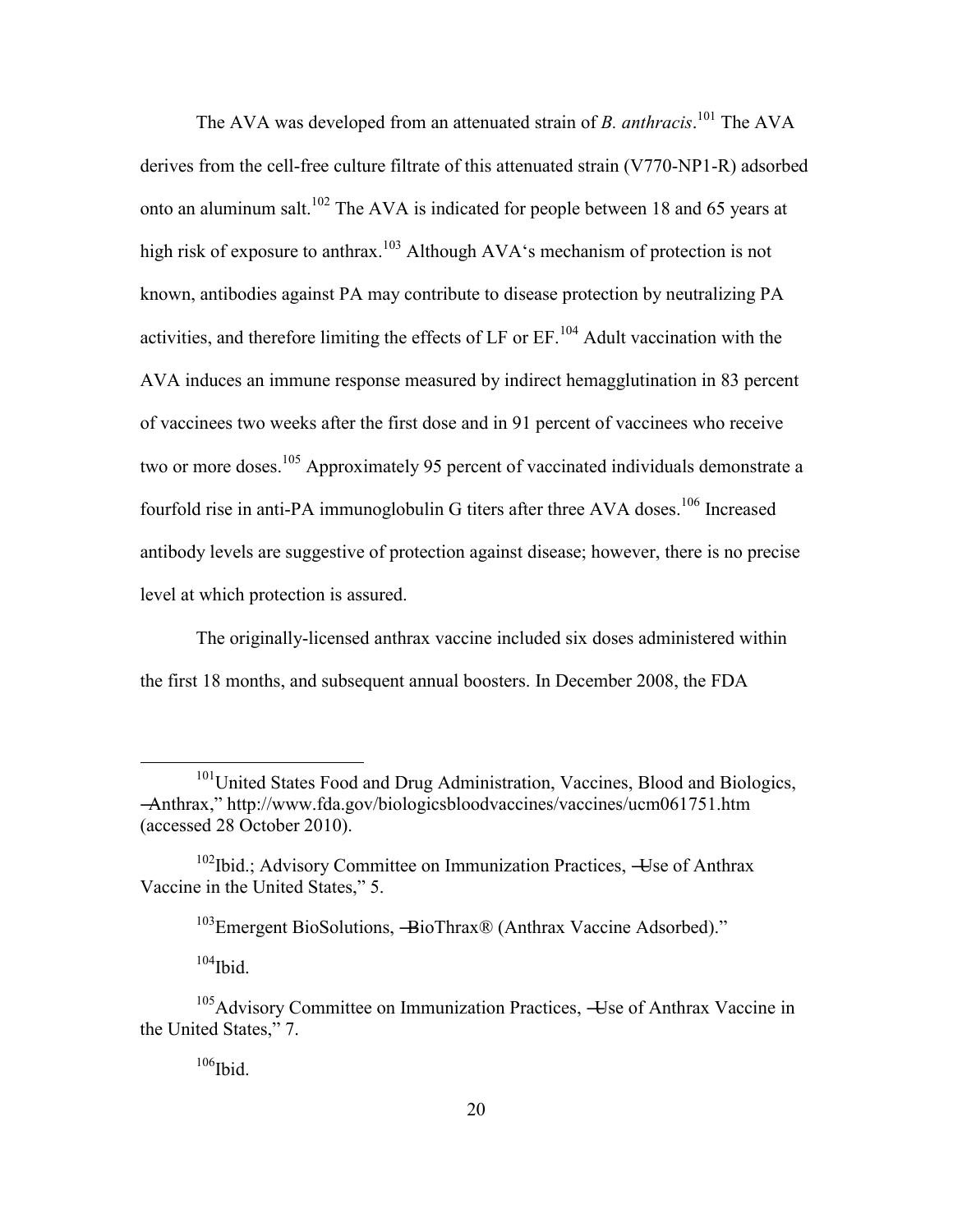The AVA was developed from an attenuated strain of *B. anthracis*.[101] The AVA derives from the cell-free culture filtrate of this attenuated strain (V770-NP1-R) adsorbed onto an aluminum salt.[102] The AVA is indicated for people between 18 and 65 years at high risk of exposure to anthrax.[103] Although AVA's mechanism of protection is not known, antibodies against PA may contribute to disease protection by neutralizing PA activities, and therefore limiting the effects of LF or EF.[104] Adult vaccination with the AVA induces an immune response measured by indirect hemagglutination in 83 percent of vaccinees two weeks after the first dose and in 91 percent of vaccinees who receive two or more doses.[105] Approximately 95 percent of vaccinated individuals demonstrate a fourfold rise in anti-PA immunoglobulin G titers after three AVA doses.[106] Increased antibody levels are suggestive of protection against disease; however, there is no precise level at which protection is assured.

The originally-licensed anthrax vaccine included six doses administered within the first 18 months, and subsequent annual boosters. In December 2008, the FDA

---

[101] United States Food and Drug Administration, Vaccines, Blood and Biologics, ―Anthrax," http://www.fda.gov/biologicsbloodvaccines/vaccines/ucm061751.htm (accessed 28 October 2010).

[102] Ibid.; Advisory Committee on Immunization Practices, ―Use of Anthrax Vaccine in the United States," 5.

[103] Emergent BioSolutions, ―BioThrax® (Anthrax Vaccine Adsorbed)."

[104] Ibid.

[105] Advisory Committee on Immunization Practices, ―Use of Anthrax Vaccine in the United States," 7.

[106] Ibid.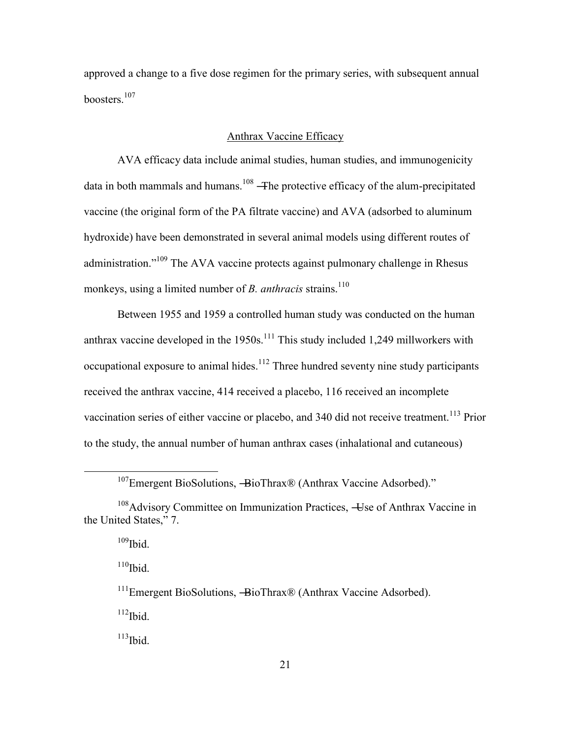approved a change to a five dose regimen for the primary series, with subsequent annual boosters.[107]

## Anthrax Vaccine Efficacy

AVA efficacy data include animal studies, human studies, and immunogenicity data in both mammals and humans.[108] ―The protective efficacy of the alum-precipitated vaccine (the original form of the PA filtrate vaccine) and AVA (adsorbed to aluminum hydroxide) have been demonstrated in several animal models using different routes of administration."[109] The AVA vaccine protects against pulmonary challenge in Rhesus monkeys, using a limited number of *B. anthracis* strains.[110]

Between 1955 and 1959 a controlled human study was conducted on the human anthrax vaccine developed in the 1950s.[111] This study included 1,249 millworkers with occupational exposure to animal hides.[112] Three hundred seventy nine study participants received the anthrax vaccine, 414 received a placebo, 116 received an incomplete vaccination series of either vaccine or placebo, and 340 did not receive treatment.[113] Prior to the study, the annual number of human anthrax cases (inhalational and cutaneous)

---

[107] Emergent BioSolutions, ―BioThrax® (Anthrax Vaccine Adsorbed)."

[108] Advisory Committee on Immunization Practices, ―Use of Anthrax Vaccine in the United States," 7.

[109] Ibid.

[110] Ibid.

[111] Emergent BioSolutions, ―BioThrax® (Anthrax Vaccine Adsorbed).

[112] Ibid.

[113] Ibid.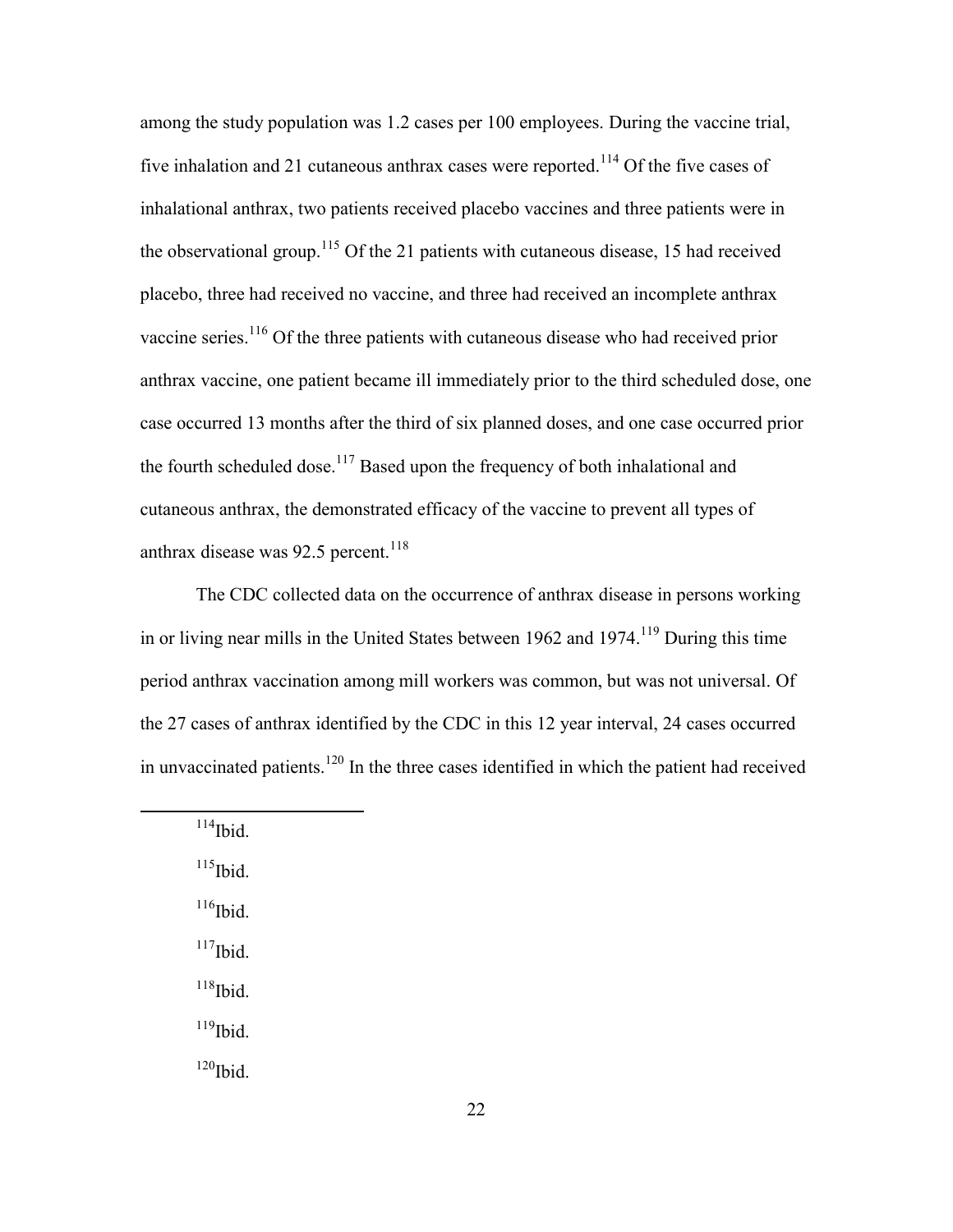among the study population was 1.2 cases per 100 employees. During the vaccine trial, five inhalation and 21 cutaneous anthrax cases were reported.[114] Of the five cases of inhalational anthrax, two patients received placebo vaccines and three patients were in the observational group.[115] Of the 21 patients with cutaneous disease, 15 had received placebo, three had received no vaccine, and three had received an incomplete anthrax vaccine series.[116] Of the three patients with cutaneous disease who had received prior anthrax vaccine, one patient became ill immediately prior to the third scheduled dose, one case occurred 13 months after the third of six planned doses, and one case occurred prior the fourth scheduled dose.[117] Based upon the frequency of both inhalational and cutaneous anthrax, the demonstrated efficacy of the vaccine to prevent all types of anthrax disease was 92.5 percent.[118]

The CDC collected data on the occurrence of anthrax disease in persons working in or living near mills in the United States between 1962 and 1974.[119] During this time period anthrax vaccination among mill workers was common, but was not universal. Of the 27 cases of anthrax identified by the CDC in this 12 year interval, 24 cases occurred in unvaccinated patients.[120] In the three cases identified in which the patient had received

---

[114] Ibid.

[115] Ibid.

[116] Ibid.

[117] Ibid.

[118] Ibid.

[119] Ibid.

[120] Ibid.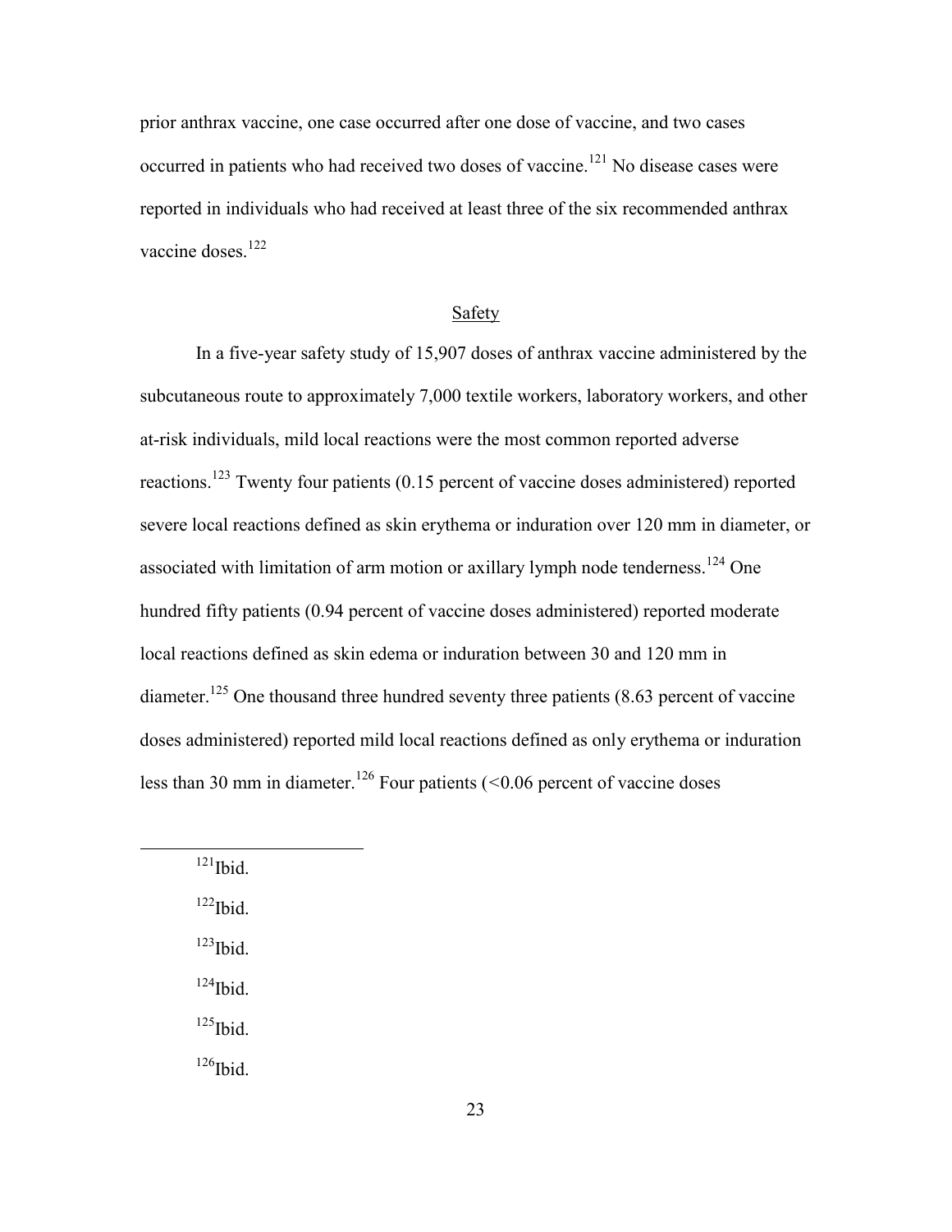prior anthrax vaccine, one case occurred after one dose of vaccine, and two cases occurred in patients who had received two doses of vaccine.[121] No disease cases were reported in individuals who had received at least three of the six recommended anthrax vaccine doses.[122]

## Safety

In a five-year safety study of 15,907 doses of anthrax vaccine administered by the subcutaneous route to approximately 7,000 textile workers, laboratory workers, and other at-risk individuals, mild local reactions were the most common reported adverse reactions.[123] Twenty four patients (0.15 percent of vaccine doses administered) reported severe local reactions defined as skin erythema or induration over 120 mm in diameter, or associated with limitation of arm motion or axillary lymph node tenderness.[124] One hundred fifty patients (0.94 percent of vaccine doses administered) reported moderate local reactions defined as skin edema or induration between 30 and 120 mm in diameter.[125] One thousand three hundred seventy three patients (8.63 percent of vaccine doses administered) reported mild local reactions defined as only erythema or induration less than 30 mm in diameter.[126] Four patients (<0.06 percent of vaccine doses

---

[121] Ibid.

[122] Ibid.

[123] Ibid.

[124] Ibid.

[125] Ibid.

[126] Ibid.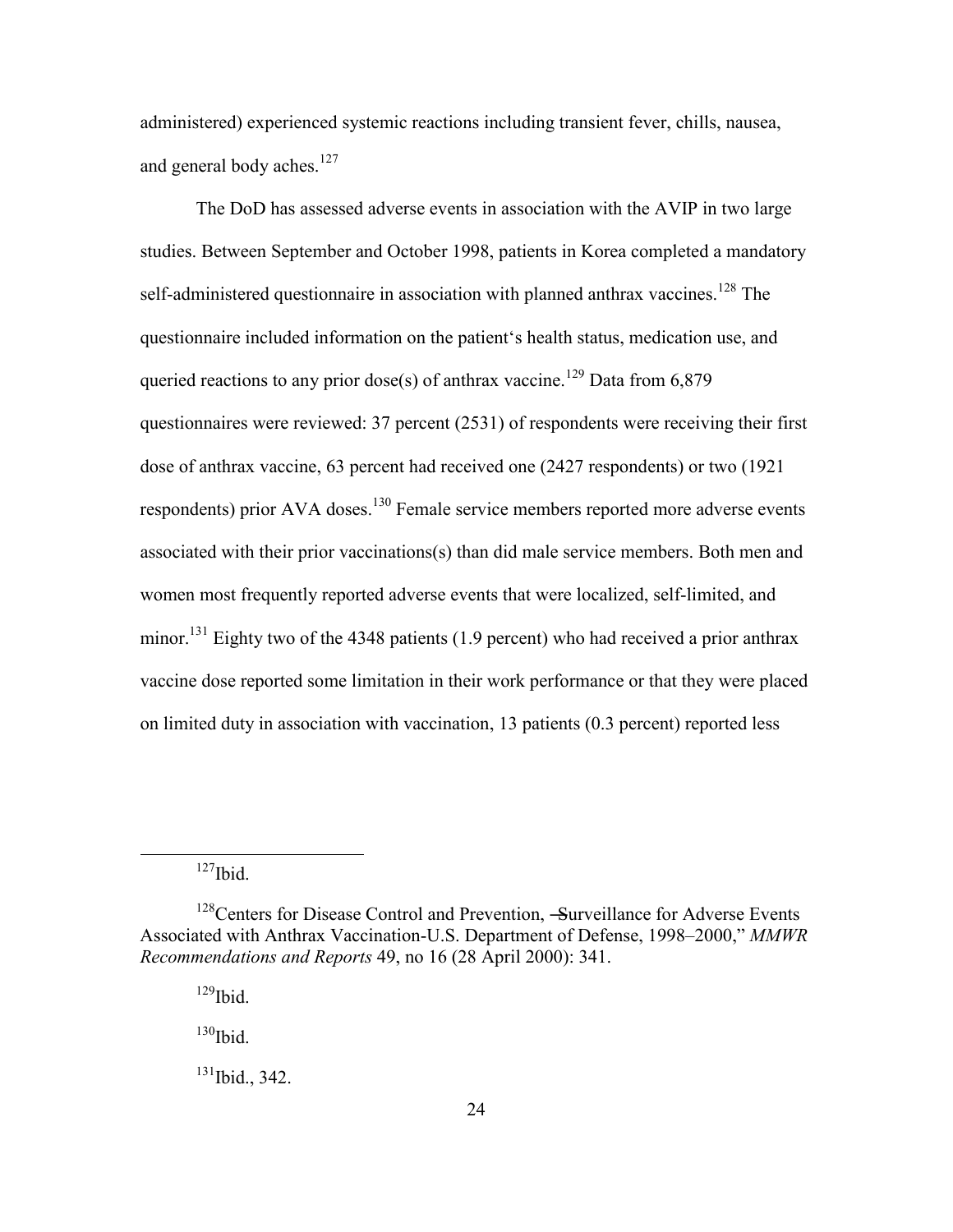administered) experienced systemic reactions including transient fever, chills, nausea, and general body aches.[127]

The DoD has assessed adverse events in association with the AVIP in two large studies. Between September and October 1998, patients in Korea completed a mandatory self-administered questionnaire in association with planned anthrax vaccines.[128] The questionnaire included information on the patient's health status, medication use, and queried reactions to any prior dose(s) of anthrax vaccine.[129] Data from 6,879 questionnaires were reviewed: 37 percent (2531) of respondents were receiving their first dose of anthrax vaccine, 63 percent had received one (2427 respondents) or two (1921 respondents) prior AVA doses.[130] Female service members reported more adverse events associated with their prior vaccinations(s) than did male service members. Both men and women most frequently reported adverse events that were localized, self-limited, and minor.[131] Eighty two of the 4348 patients (1.9 percent) who had received a prior anthrax vaccine dose reported some limitation in their work performance or that they were placed on limited duty in association with vaccination, 13 patients (0.3 percent) reported less

---

[127] Ibid.

[128] Centers for Disease Control and Prevention, "Surveillance for Adverse Events Associated with Anthrax Vaccination-U.S. Department of Defense, 1998–2000," *MMWR Recommendations and Reports* 49, no 16 (28 April 2000): 341.

[129] Ibid.

[130] Ibid.

[131] Ibid., 342.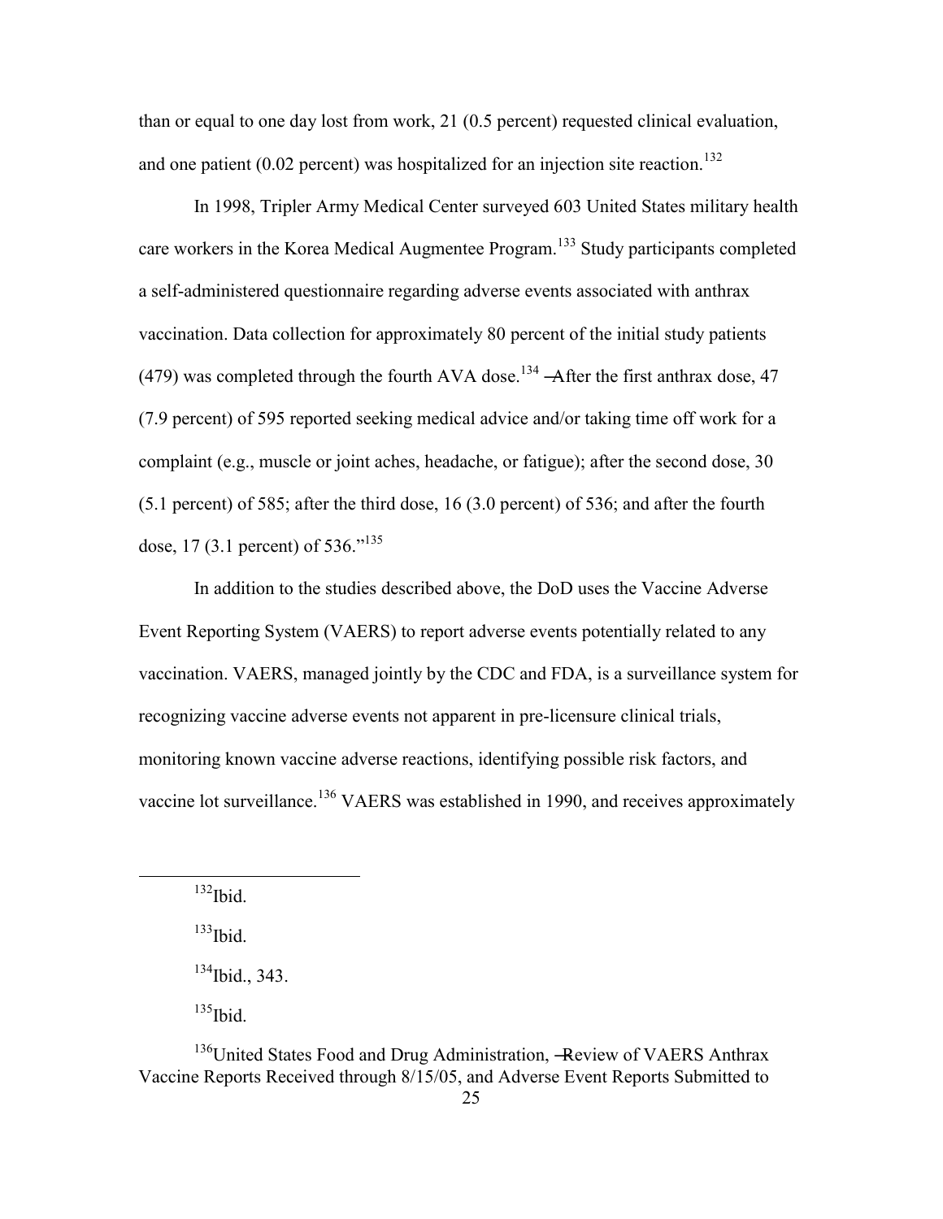than or equal to one day lost from work, 21 (0.5 percent) requested clinical evaluation, and one patient (0.02 percent) was hospitalized for an injection site reaction.[132]

In 1998, Tripler Army Medical Center surveyed 603 United States military health care workers in the Korea Medical Augmentee Program.[133] Study participants completed a self-administered questionnaire regarding adverse events associated with anthrax vaccination. Data collection for approximately 80 percent of the initial study patients (479) was completed through the fourth AVA dose.[134] ―After the first anthrax dose, 47 (7.9 percent) of 595 reported seeking medical advice and/or taking time off work for a complaint (e.g., muscle or joint aches, headache, or fatigue); after the second dose, 30 (5.1 percent) of 585; after the third dose, 16 (3.0 percent) of 536; and after the fourth dose, 17 (3.1 percent) of 536."[135]

In addition to the studies described above, the DoD uses the Vaccine Adverse Event Reporting System (VAERS) to report adverse events potentially related to any vaccination. VAERS, managed jointly by the CDC and FDA, is a surveillance system for recognizing vaccine adverse events not apparent in pre-licensure clinical trials, monitoring known vaccine adverse reactions, identifying possible risk factors, and vaccine lot surveillance.[136] VAERS was established in 1990, and receives approximately

---

[132] Ibid.

[133] Ibid.

[134] Ibid., 343.

[135] Ibid.

[136] United States Food and Drug Administration, ―Review of VAERS Anthrax Vaccine Reports Received through 8/15/05, and Adverse Event Reports Submitted to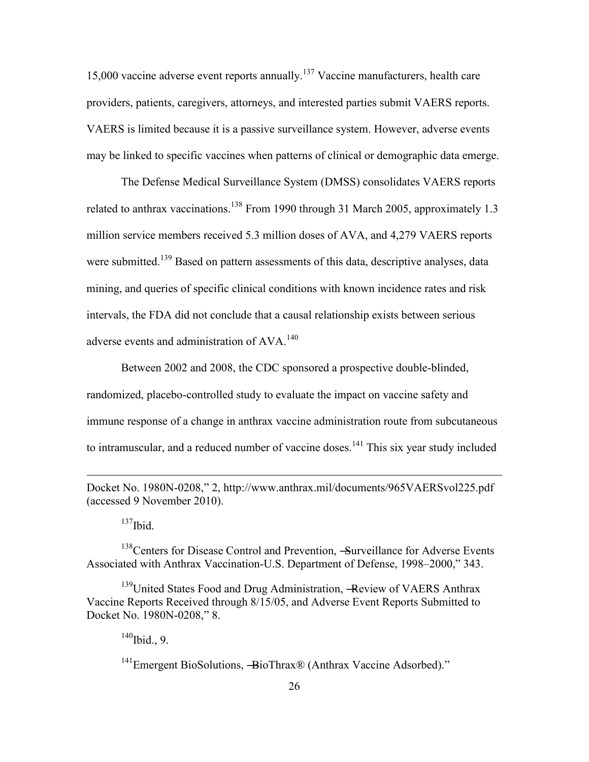15,000 vaccine adverse event reports annually.[137] Vaccine manufacturers, health care providers, patients, caregivers, attorneys, and interested parties submit VAERS reports. VAERS is limited because it is a passive surveillance system. However, adverse events may be linked to specific vaccines when patterns of clinical or demographic data emerge.

The Defense Medical Surveillance System (DMSS) consolidates VAERS reports related to anthrax vaccinations.[138] From 1990 through 31 March 2005, approximately 1.3 million service members received 5.3 million doses of AVA, and 4,279 VAERS reports were submitted.[139] Based on pattern assessments of this data, descriptive analyses, data mining, and queries of specific clinical conditions with known incidence rates and risk intervals, the FDA did not conclude that a causal relationship exists between serious adverse events and administration of AVA.[140]

Between 2002 and 2008, the CDC sponsored a prospective double-blinded, randomized, placebo-controlled study to evaluate the impact on vaccine safety and immune response of a change in anthrax vaccine administration route from subcutaneous to intramuscular, and a reduced number of vaccine doses.[141] This six year study included

---

Docket No. 1980N-0208," 2, http://www.anthrax.mil/documents/965VAERSvol225.pdf (accessed 9 November 2010).

[137]Ibid.

[138]Centers for Disease Control and Prevention, ―Surveillance for Adverse Events Associated with Anthrax Vaccination-U.S. Department of Defense, 1998–2000," 343.

[139]United States Food and Drug Administration, ―Review of VAERS Anthrax Vaccine Reports Received through 8/15/05, and Adverse Event Reports Submitted to Docket No. 1980N-0208," 8.

[140]Ibid., 9.

[141]Emergent BioSolutions, ―BioThrax® (Anthrax Vaccine Adsorbed)."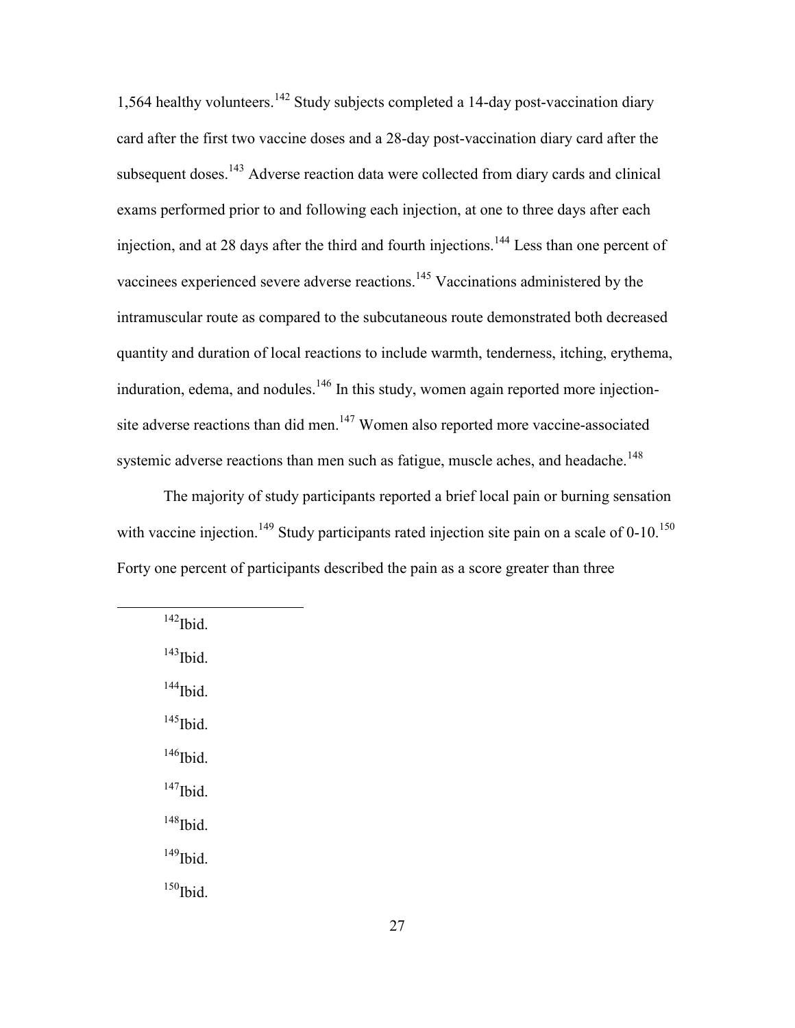1,564 healthy volunteers.[142] Study subjects completed a 14-day post-vaccination diary card after the first two vaccine doses and a 28-day post-vaccination diary card after the subsequent doses.[143] Adverse reaction data were collected from diary cards and clinical exams performed prior to and following each injection, at one to three days after each injection, and at 28 days after the third and fourth injections.[144] Less than one percent of vaccinees experienced severe adverse reactions.[145] Vaccinations administered by the intramuscular route as compared to the subcutaneous route demonstrated both decreased quantity and duration of local reactions to include warmth, tenderness, itching, erythema, induration, edema, and nodules.[146] In this study, women again reported more injection-site adverse reactions than did men.[147] Women also reported more vaccine-associated systemic adverse reactions than men such as fatigue, muscle aches, and headache.[148]

The majority of study participants reported a brief local pain or burning sensation with vaccine injection.[149] Study participants rated injection site pain on a scale of 0-10.[150] Forty one percent of participants described the pain as a score greater than three

---

[142]Ibid.

[143]Ibid.

[144]Ibid.

[145]Ibid.

[146]Ibid.

[147]Ibid.

[148]Ibid.

[149]Ibid.

[150]Ibid.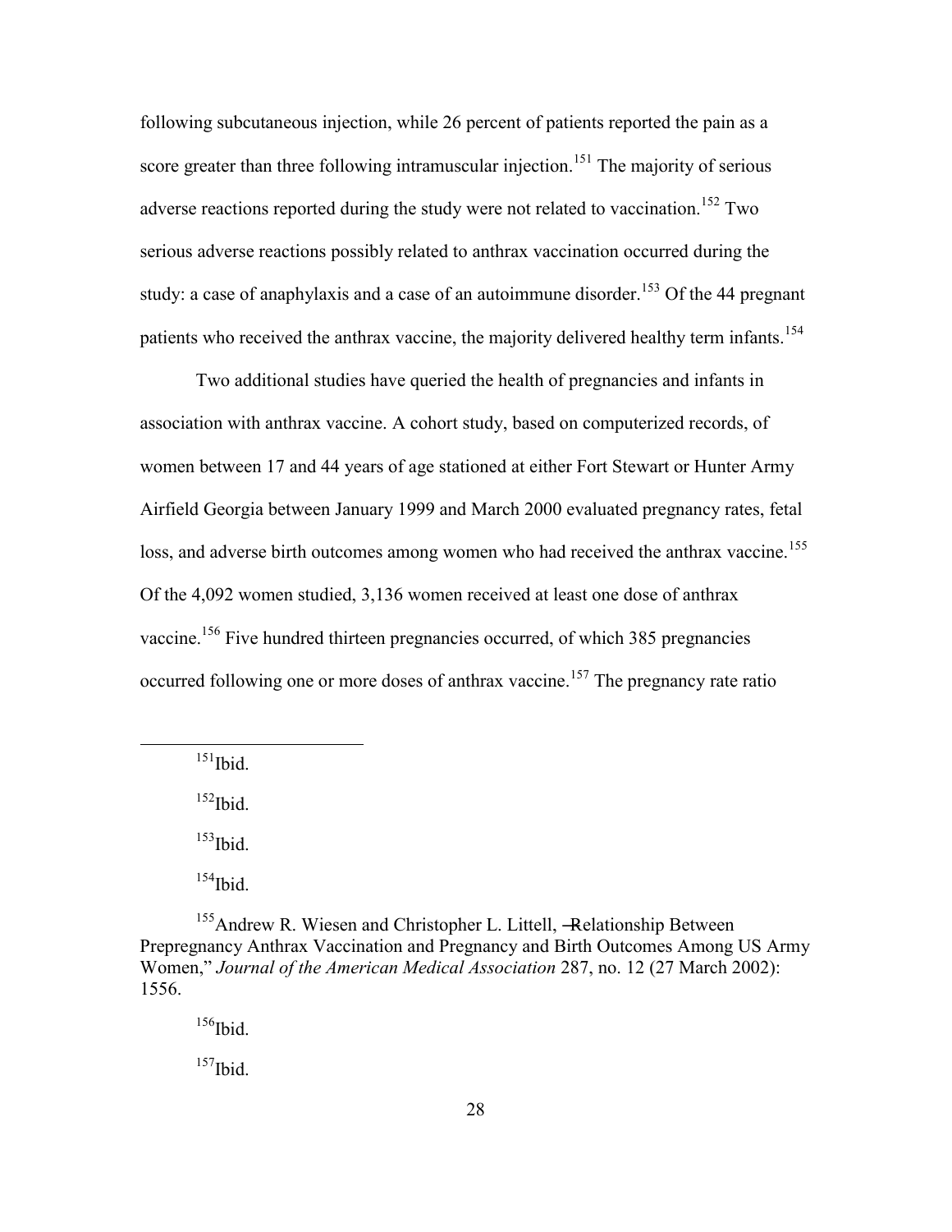following subcutaneous injection, while 26 percent of patients reported the pain as a score greater than three following intramuscular injection.[151] The majority of serious adverse reactions reported during the study were not related to vaccination.[152] Two serious adverse reactions possibly related to anthrax vaccination occurred during the study: a case of anaphylaxis and a case of an autoimmune disorder.[153] Of the 44 pregnant patients who received the anthrax vaccine, the majority delivered healthy term infants.[154]

Two additional studies have queried the health of pregnancies and infants in association with anthrax vaccine. A cohort study, based on computerized records, of women between 17 and 44 years of age stationed at either Fort Stewart or Hunter Army Airfield Georgia between January 1999 and March 2000 evaluated pregnancy rates, fetal loss, and adverse birth outcomes among women who had received the anthrax vaccine.[155] Of the 4,092 women studied, 3,136 women received at least one dose of anthrax vaccine.[156] Five hundred thirteen pregnancies occurred, of which 385 pregnancies occurred following one or more doses of anthrax vaccine.[157] The pregnancy rate ratio

---

[151]Ibid.

[152]Ibid.

[153]Ibid.

[154]Ibid.

[155]Andrew R. Wiesen and Christopher L. Littell, ―Relationship Between Prepregnancy Anthrax Vaccination and Pregnancy and Birth Outcomes Among US Army Women," *Journal of the American Medical Association* 287, no. 12 (27 March 2002): 1556.

[156]Ibid.

[157]Ibid.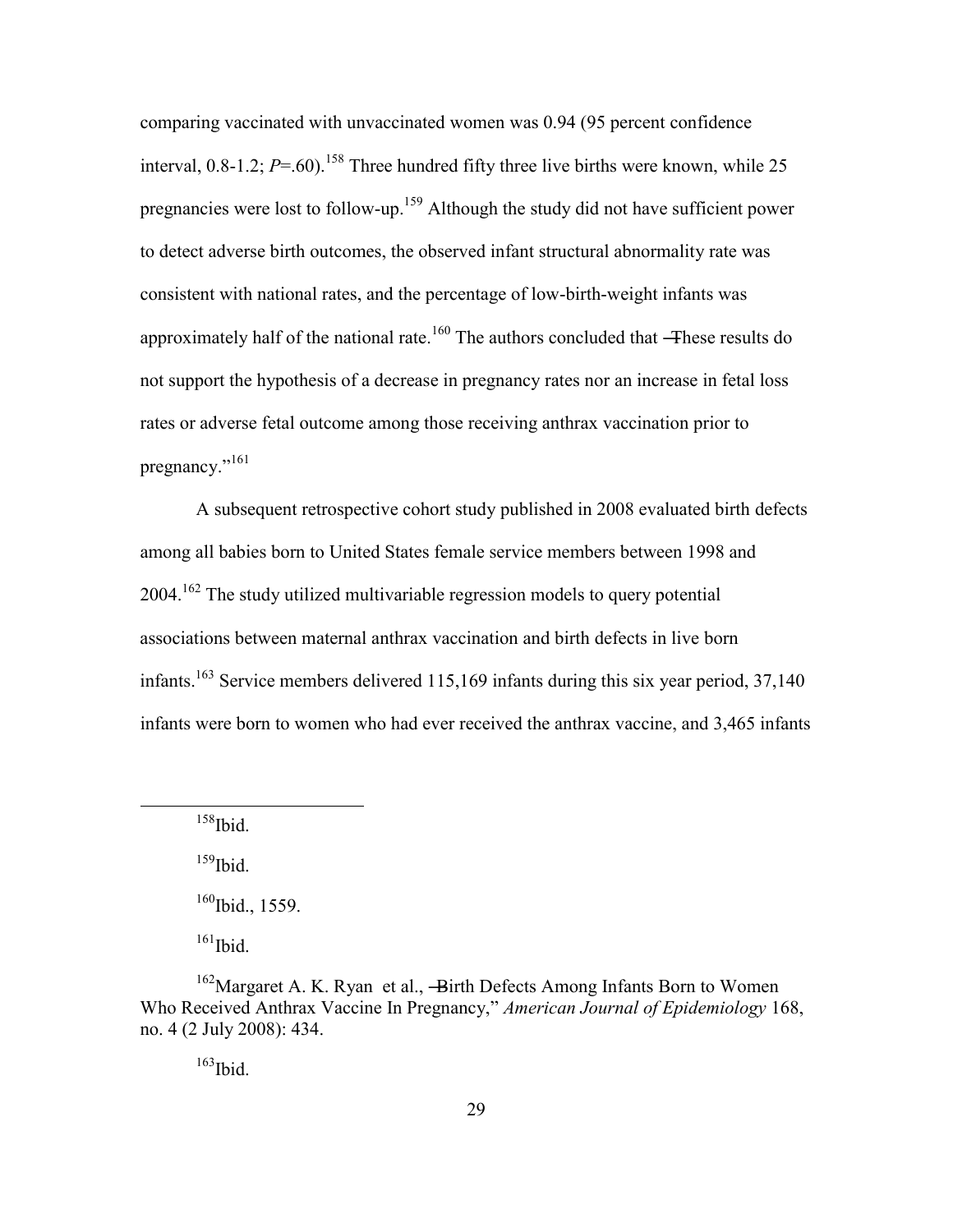comparing vaccinated with unvaccinated women was 0.94 (95 percent confidence interval, 0.8-1.2; *P*=.60).[158] Three hundred fifty three live births were known, while 25 pregnancies were lost to follow-up.[159] Although the study did not have sufficient power to detect adverse birth outcomes, the observed infant structural abnormality rate was consistent with national rates, and the percentage of low-birth-weight infants was approximately half of the national rate.[160] The authors concluded that ―These results do not support the hypothesis of a decrease in pregnancy rates nor an increase in fetal loss rates or adverse fetal outcome among those receiving anthrax vaccination prior to pregnancy."[161]

A subsequent retrospective cohort study published in 2008 evaluated birth defects among all babies born to United States female service members between 1998 and 2004.[162] The study utilized multivariable regression models to query potential associations between maternal anthrax vaccination and birth defects in live born infants.[163] Service members delivered 115,169 infants during this six year period, 37,140 infants were born to women who had ever received the anthrax vaccine, and 3,465 infants

---

[158] Ibid.

[159] Ibid.

[160] Ibid., 1559.

[161] Ibid.

[162] Margaret A. K. Ryan et al., ―Birth Defects Among Infants Born to Women Who Received Anthrax Vaccine In Pregnancy," *American Journal of Epidemiology* 168, no. 4 (2 July 2008): 434.

[163] Ibid.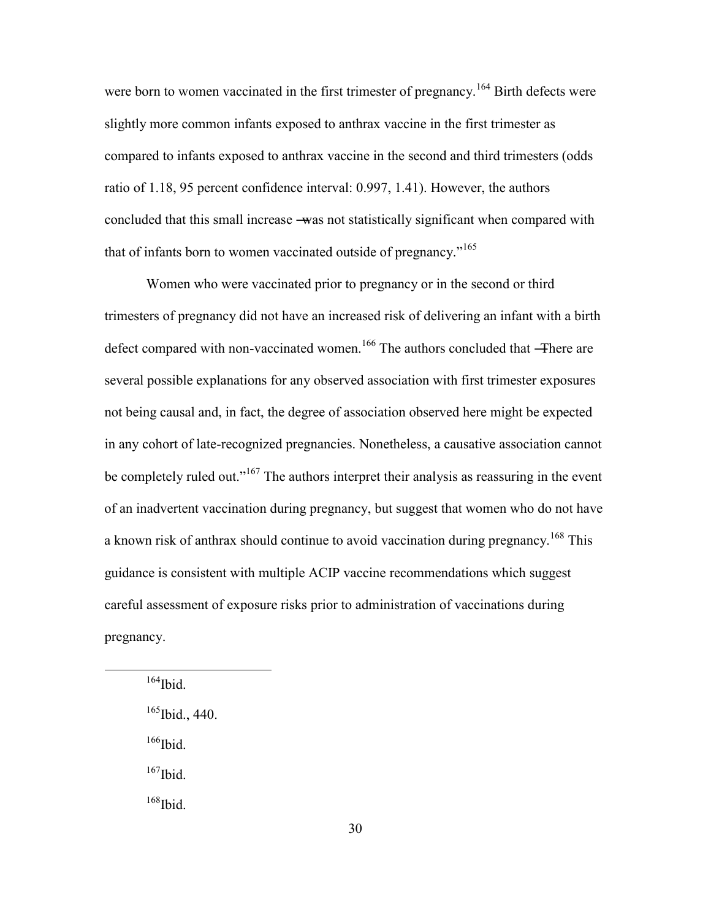were born to women vaccinated in the first trimester of pregnancy.[164] Birth defects were slightly more common infants exposed to anthrax vaccine in the first trimester as compared to infants exposed to anthrax vaccine in the second and third trimesters (odds ratio of 1.18, 95 percent confidence interval: 0.997, 1.41). However, the authors concluded that this small increase ―was not statistically significant when compared with that of infants born to women vaccinated outside of pregnancy."[165]

Women who were vaccinated prior to pregnancy or in the second or third trimesters of pregnancy did not have an increased risk of delivering an infant with a birth defect compared with non-vaccinated women.[166] The authors concluded that ―There are several possible explanations for any observed association with first trimester exposures not being causal and, in fact, the degree of association observed here might be expected in any cohort of late-recognized pregnancies. Nonetheless, a causative association cannot be completely ruled out."[167] The authors interpret their analysis as reassuring in the event of an inadvertent vaccination during pregnancy, but suggest that women who do not have a known risk of anthrax should continue to avoid vaccination during pregnancy.[168] This guidance is consistent with multiple ACIP vaccine recommendations which suggest careful assessment of exposure risks prior to administration of vaccinations during pregnancy.

---

[164] Ibid.

[165] Ibid., 440.

[166] Ibid.

[167] Ibid.

[168] Ibid.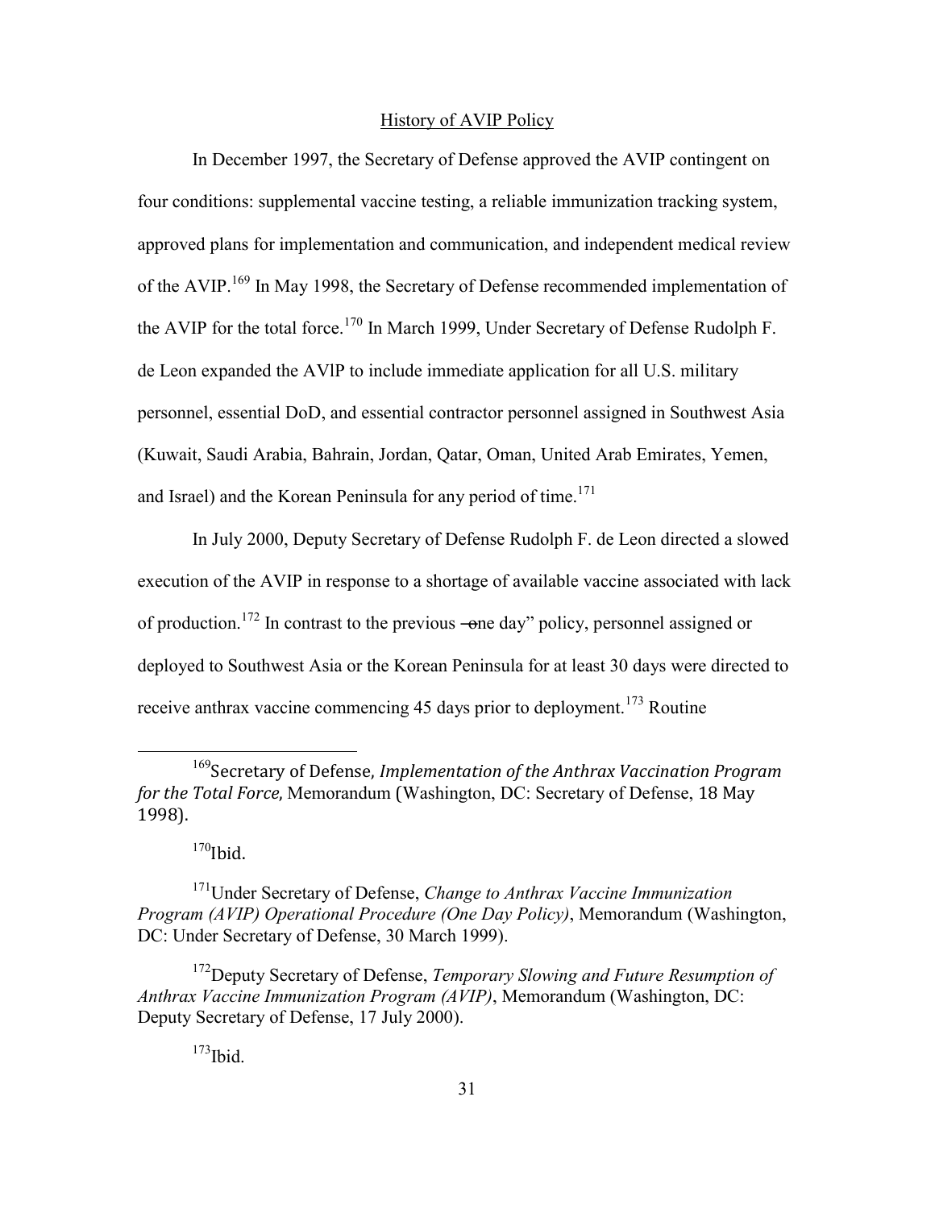History of AVIP Policy

In December 1997, the Secretary of Defense approved the AVIP contingent on four conditions: supplemental vaccine testing, a reliable immunization tracking system, approved plans for implementation and communication, and independent medical review of the AVIP.[169] In May 1998, the Secretary of Defense recommended implementation of the AVIP for the total force.[170] In March 1999, Under Secretary of Defense Rudolph F. de Leon expanded the AVlP to include immediate application for all U.S. military personnel, essential DoD, and essential contractor personnel assigned in Southwest Asia (Kuwait, Saudi Arabia, Bahrain, Jordan, Qatar, Oman, United Arab Emirates, Yemen, and Israel) and the Korean Peninsula for any period of time.[171]

In July 2000, Deputy Secretary of Defense Rudolph F. de Leon directed a slowed execution of the AVIP in response to a shortage of available vaccine associated with lack of production.[172] In contrast to the previous ―one day" policy, personnel assigned or deployed to Southwest Asia or the Korean Peninsula for at least 30 days were directed to receive anthrax vaccine commencing 45 days prior to deployment.[173] Routine

---

[169] Secretary of Defense, *Implementation of the Anthrax Vaccination Program for the Total Force,* Memorandum (Washington, DC: Secretary of Defense, 18 May 1998).

[170] Ibid.

[171] Under Secretary of Defense, *Change to Anthrax Vaccine Immunization Program (AVIP) Operational Procedure (One Day Policy)*, Memorandum (Washington, DC: Under Secretary of Defense, 30 March 1999).

[172] Deputy Secretary of Defense, *Temporary Slowing and Future Resumption of Anthrax Vaccine Immunization Program (AVIP)*, Memorandum (Washington, DC: Deputy Secretary of Defense, 17 July 2000).

[173] Ibid.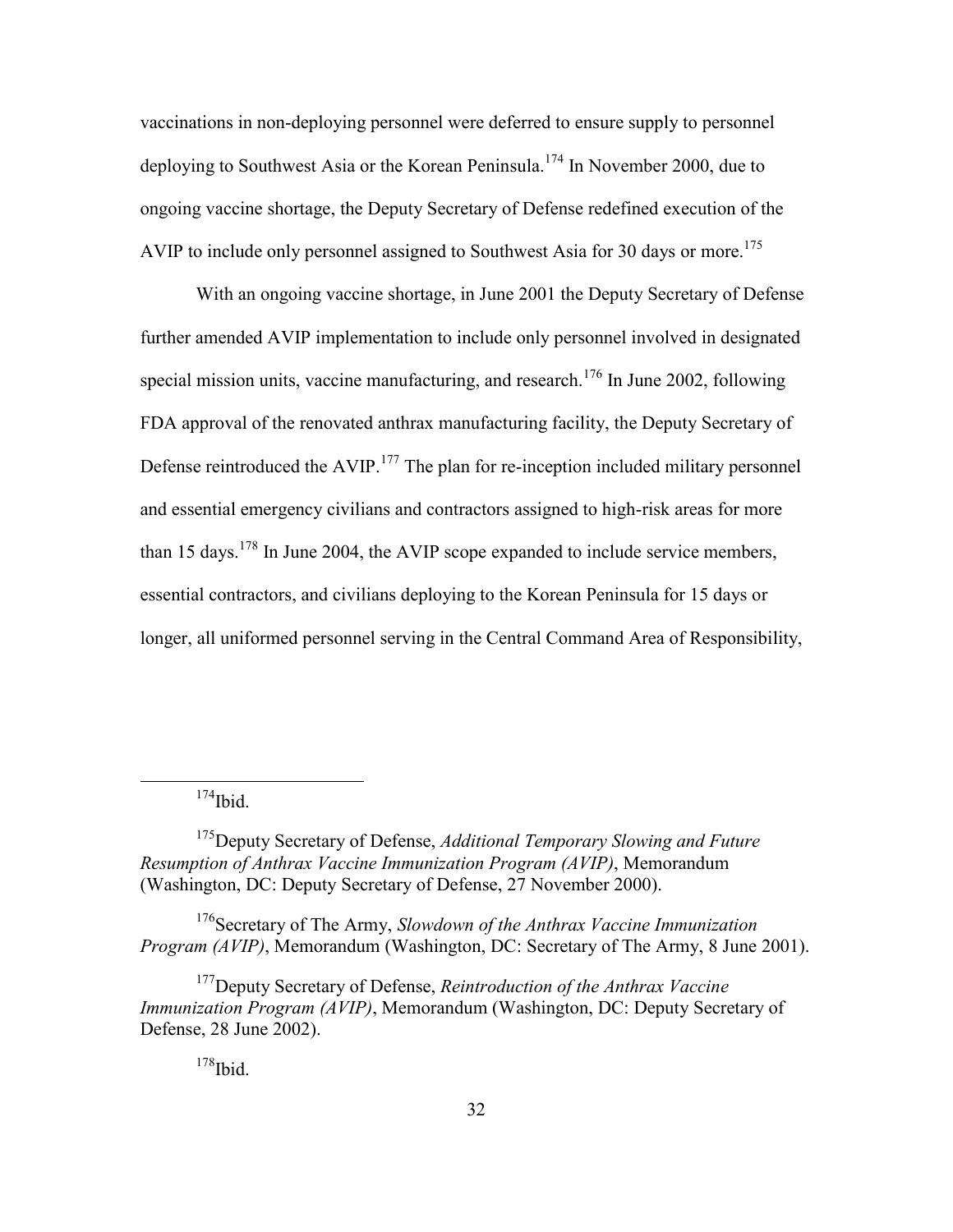vaccinations in non-deploying personnel were deferred to ensure supply to personnel deploying to Southwest Asia or the Korean Peninsula.[174] In November 2000, due to ongoing vaccine shortage, the Deputy Secretary of Defense redefined execution of the AVIP to include only personnel assigned to Southwest Asia for 30 days or more.[175]

With an ongoing vaccine shortage, in June 2001 the Deputy Secretary of Defense further amended AVIP implementation to include only personnel involved in designated special mission units, vaccine manufacturing, and research.[176] In June 2002, following FDA approval of the renovated anthrax manufacturing facility, the Deputy Secretary of Defense reintroduced the AVIP.[177] The plan for re-inception included military personnel and essential emergency civilians and contractors assigned to high-risk areas for more than 15 days.[178] In June 2004, the AVIP scope expanded to include service members, essential contractors, and civilians deploying to the Korean Peninsula for 15 days or longer, all uniformed personnel serving in the Central Command Area of Responsibility,

---

[174]Ibid.

[175]Deputy Secretary of Defense, *Additional Temporary Slowing and Future Resumption of Anthrax Vaccine Immunization Program (AVIP)*, Memorandum (Washington, DC: Deputy Secretary of Defense, 27 November 2000).

[176]Secretary of The Army, *Slowdown of the Anthrax Vaccine Immunization Program (AVIP)*, Memorandum (Washington, DC: Secretary of The Army, 8 June 2001).

[177]Deputy Secretary of Defense, *Reintroduction of the Anthrax Vaccine Immunization Program (AVIP)*, Memorandum (Washington, DC: Deputy Secretary of Defense, 28 June 2002).

[178]Ibid.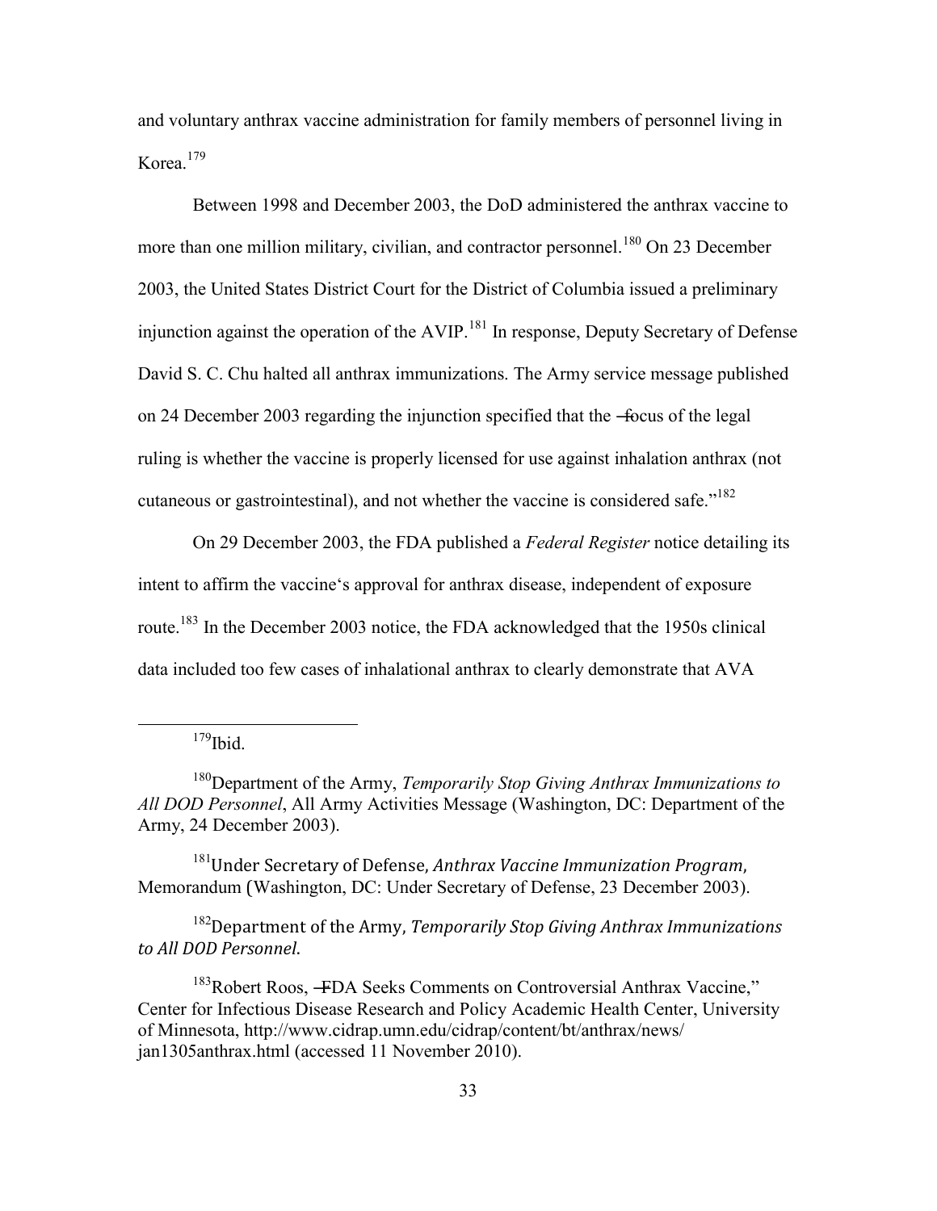and voluntary anthrax vaccine administration for family members of personnel living in Korea.[179]

Between 1998 and December 2003, the DoD administered the anthrax vaccine to more than one million military, civilian, and contractor personnel.[180] On 23 December 2003, the United States District Court for the District of Columbia issued a preliminary injunction against the operation of the AVIP.[181] In response, Deputy Secretary of Defense David S. C. Chu halted all anthrax immunizations. The Army service message published on 24 December 2003 regarding the injunction specified that the ―focus of the legal ruling is whether the vaccine is properly licensed for use against inhalation anthrax (not cutaneous or gastrointestinal), and not whether the vaccine is considered safe."[182]

On 29 December 2003, the FDA published a *Federal Register* notice detailing its intent to affirm the vaccine's approval for anthrax disease, independent of exposure route.[183] In the December 2003 notice, the FDA acknowledged that the 1950s clinical data included too few cases of inhalational anthrax to clearly demonstrate that AVA

---

[179]Ibid.

[180]Department of the Army, *Temporarily Stop Giving Anthrax Immunizations to All DOD Personnel*, All Army Activities Message (Washington, DC: Department of the Army, 24 December 2003).

[181]Under Secretary of Defense, *Anthrax Vaccine Immunization Program*, Memorandum (Washington, DC: Under Secretary of Defense, 23 December 2003).

[182]Department of the Army, *Temporarily Stop Giving Anthrax Immunizations to All DOD Personnel*.

[183]Robert Roos, ―FDA Seeks Comments on Controversial Anthrax Vaccine," Center for Infectious Disease Research and Policy Academic Health Center, University of Minnesota, http://www.cidrap.umn.edu/cidrap/content/bt/anthrax/news/jan1305anthrax.html (accessed 11 November 2010).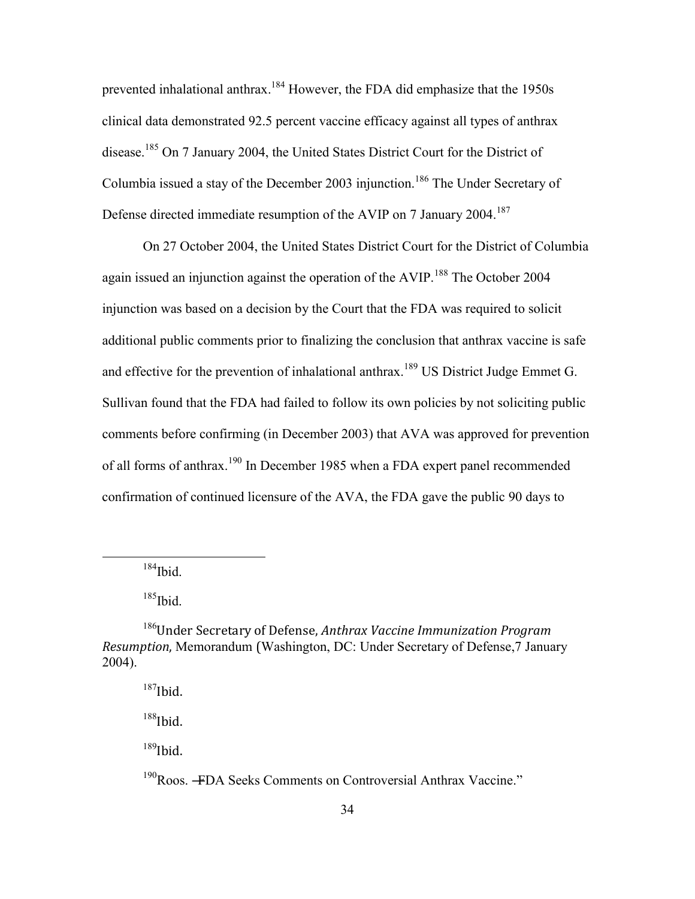prevented inhalational anthrax.[184] However, the FDA did emphasize that the 1950s clinical data demonstrated 92.5 percent vaccine efficacy against all types of anthrax disease.[185] On 7 January 2004, the United States District Court for the District of Columbia issued a stay of the December 2003 injunction.[186] The Under Secretary of Defense directed immediate resumption of the AVIP on 7 January 2004.[187]

On 27 October 2004, the United States District Court for the District of Columbia again issued an injunction against the operation of the AVIP.[188] The October 2004 injunction was based on a decision by the Court that the FDA was required to solicit additional public comments prior to finalizing the conclusion that anthrax vaccine is safe and effective for the prevention of inhalational anthrax.[189] US District Judge Emmet G. Sullivan found that the FDA had failed to follow its own policies by not soliciting public comments before confirming (in December 2003) that AVA was approved for prevention of all forms of anthrax.[190] In December 1985 when a FDA expert panel recommended confirmation of continued licensure of the AVA, the FDA gave the public 90 days to

---

[184]Ibid.

[185]Ibid.

[186]Under Secretary of Defense, *Anthrax Vaccine Immunization Program Resumption*, Memorandum (Washington, DC: Under Secretary of Defense,7 January 2004).

[187]Ibid.

[188]Ibid.

[189]Ibid.

[190]Roos. –FDA Seeks Comments on Controversial Anthrax Vaccine."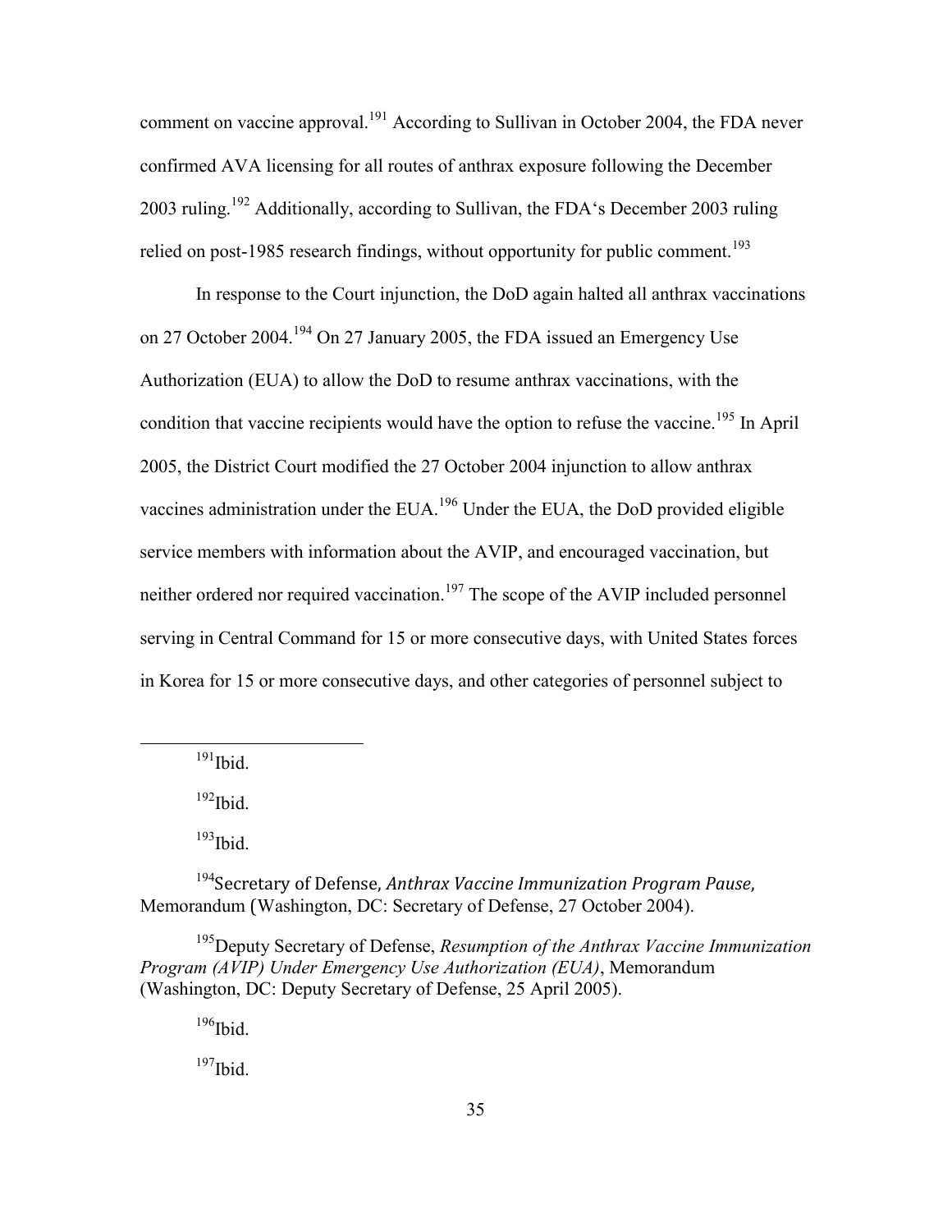comment on vaccine approval.[191] According to Sullivan in October 2004, the FDA never confirmed AVA licensing for all routes of anthrax exposure following the December 2003 ruling.[192] Additionally, according to Sullivan, the FDA's December 2003 ruling relied on post-1985 research findings, without opportunity for public comment.[193]

In response to the Court injunction, the DoD again halted all anthrax vaccinations on 27 October 2004.[194] On 27 January 2005, the FDA issued an Emergency Use Authorization (EUA) to allow the DoD to resume anthrax vaccinations, with the condition that vaccine recipients would have the option to refuse the vaccine.[195] In April 2005, the District Court modified the 27 October 2004 injunction to allow anthrax vaccines administration under the EUA.[196] Under the EUA, the DoD provided eligible service members with information about the AVIP, and encouraged vaccination, but neither ordered nor required vaccination.[197] The scope of the AVIP included personnel serving in Central Command for 15 or more consecutive days, with United States forces in Korea for 15 or more consecutive days, and other categories of personnel subject to

---

[191]Ibid.

[192]Ibid.

[193]Ibid.

[194]Secretary of Defense, *Anthrax Vaccine Immunization Program Pause*, Memorandum (Washington, DC: Secretary of Defense, 27 October 2004).

[195]Deputy Secretary of Defense, *Resumption of the Anthrax Vaccine Immunization Program (AVIP) Under Emergency Use Authorization (EUA)*, Memorandum (Washington, DC: Deputy Secretary of Defense, 25 April 2005).

[196]Ibid.

[197]Ibid.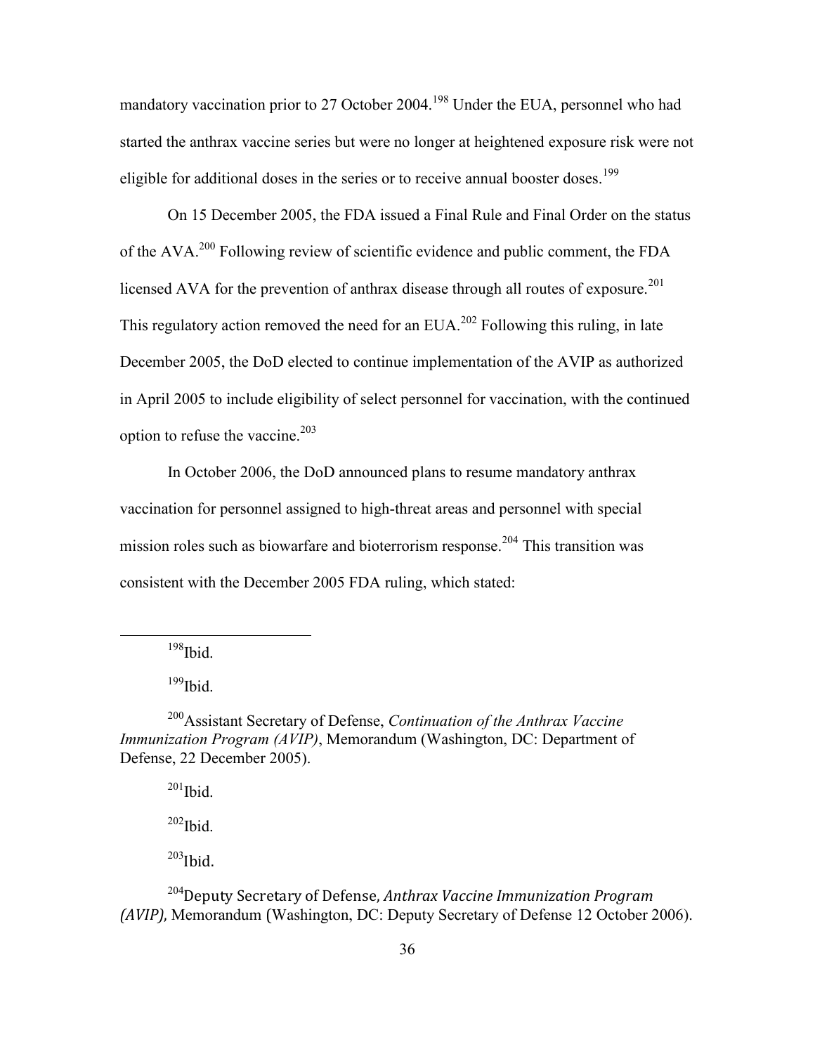mandatory vaccination prior to 27 October 2004.[198] Under the EUA, personnel who had started the anthrax vaccine series but were no longer at heightened exposure risk were not eligible for additional doses in the series or to receive annual booster doses.[199]

On 15 December 2005, the FDA issued a Final Rule and Final Order on the status of the AVA.[200] Following review of scientific evidence and public comment, the FDA licensed AVA for the prevention of anthrax disease through all routes of exposure.[201] This regulatory action removed the need for an EUA.[202] Following this ruling, in late December 2005, the DoD elected to continue implementation of the AVIP as authorized in April 2005 to include eligibility of select personnel for vaccination, with the continued option to refuse the vaccine.[203]

In October 2006, the DoD announced plans to resume mandatory anthrax vaccination for personnel assigned to high-threat areas and personnel with special mission roles such as biowarfare and bioterrorism response.[204] This transition was consistent with the December 2005 FDA ruling, which stated:

---

[198] Ibid.

[199] Ibid.

[200] Assistant Secretary of Defense, *Continuation of the Anthrax Vaccine Immunization Program (AVIP)*, Memorandum (Washington, DC: Department of Defense, 22 December 2005).

[201] Ibid.

[202] Ibid.

[203] Ibid.

[204] Deputy Secretary of Defense, *Anthrax Vaccine Immunization Program (AVIP),* Memorandum (Washington, DC: Deputy Secretary of Defense 12 October 2006).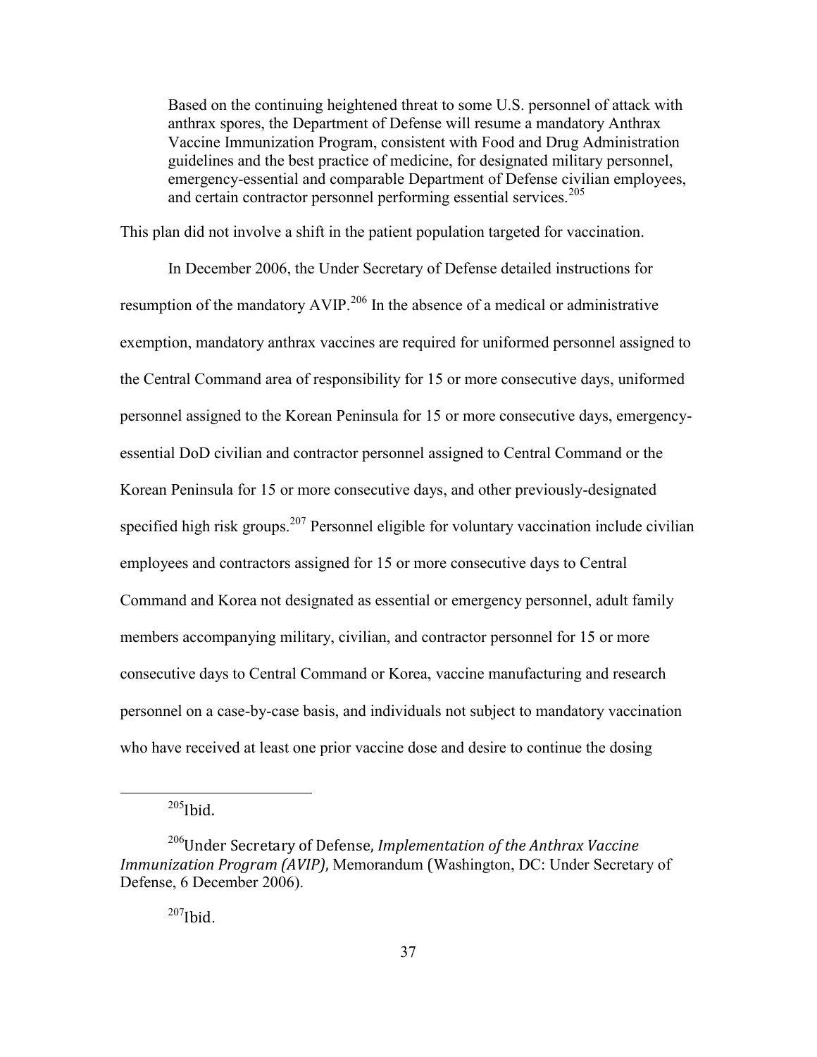> Based on the continuing heightened threat to some U.S. personnel of attack with anthrax spores, the Department of Defense will resume a mandatory Anthrax Vaccine Immunization Program, consistent with Food and Drug Administration guidelines and the best practice of medicine, for designated military personnel, emergency-essential and comparable Department of Defense civilian employees, and certain contractor personnel performing essential services.[205]

This plan did not involve a shift in the patient population targeted for vaccination.

In December 2006, the Under Secretary of Defense detailed instructions for resumption of the mandatory AVIP.[206] In the absence of a medical or administrative exemption, mandatory anthrax vaccines are required for uniformed personnel assigned to the Central Command area of responsibility for 15 or more consecutive days, uniformed personnel assigned to the Korean Peninsula for 15 or more consecutive days, emergency-essential DoD civilian and contractor personnel assigned to Central Command or the Korean Peninsula for 15 or more consecutive days, and other previously-designated specified high risk groups.[207] Personnel eligible for voluntary vaccination include civilian employees and contractors assigned for 15 or more consecutive days to Central Command and Korea not designated as essential or emergency personnel, adult family members accompanying military, civilian, and contractor personnel for 15 or more consecutive days to Central Command or Korea, vaccine manufacturing and research personnel on a case-by-case basis, and individuals not subject to mandatory vaccination who have received at least one prior vaccine dose and desire to continue the dosing

---

[205] Ibid.

[206] Under Secretary of Defense, *Implementation of the Anthrax Vaccine Immunization Program (AVIP)*, Memorandum (Washington, DC: Under Secretary of Defense, 6 December 2006).

[207] Ibid.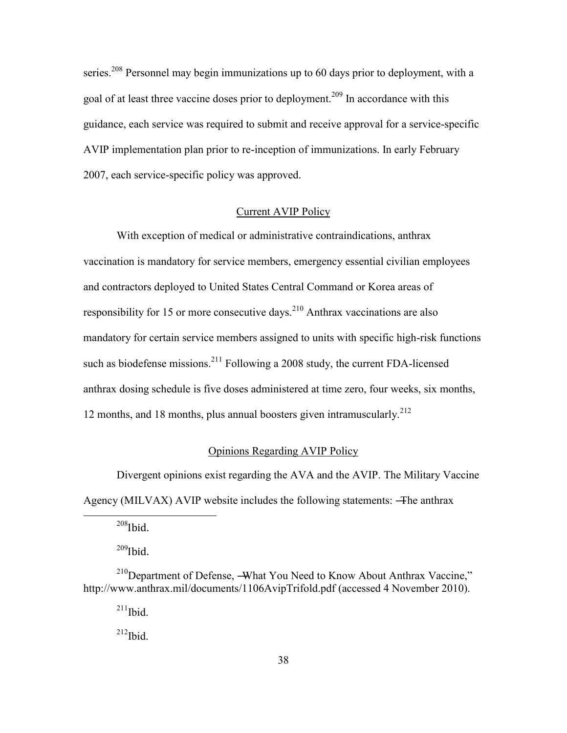series.[208] Personnel may begin immunizations up to 60 days prior to deployment, with a goal of at least three vaccine doses prior to deployment.[209] In accordance with this guidance, each service was required to submit and receive approval for a service-specific AVIP implementation plan prior to re-inception of immunizations. In early February 2007, each service-specific policy was approved.

## Current AVIP Policy

With exception of medical or administrative contraindications, anthrax vaccination is mandatory for service members, emergency essential civilian employees and contractors deployed to United States Central Command or Korea areas of responsibility for 15 or more consecutive days.[210] Anthrax vaccinations are also mandatory for certain service members assigned to units with specific high-risk functions such as biodefense missions.[211] Following a 2008 study, the current FDA-licensed anthrax dosing schedule is five doses administered at time zero, four weeks, six months, 12 months, and 18 months, plus annual boosters given intramuscularly.[212]

## Opinions Regarding AVIP Policy

Divergent opinions exist regarding the AVA and the AVIP. The Military Vaccine Agency (MILVAX) AVIP website includes the following statements: ―The anthrax

---

[208]Ibid.

[209]Ibid.

[210]Department of Defense, ―What You Need to Know About Anthrax Vaccine," http://www.anthrax.mil/documents/1106AvipTrifold.pdf (accessed 4 November 2010).

[211]Ibid.

[212]Ibid.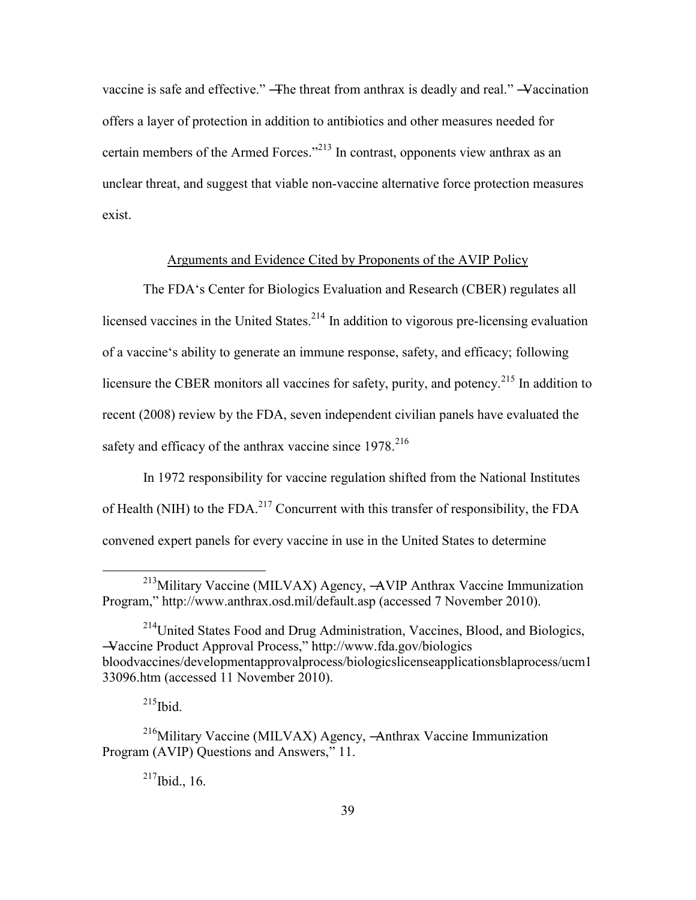vaccine is safe and effective." ―The threat from anthrax is deadly and real." ―Vaccination offers a layer of protection in addition to antibiotics and other measures needed for certain members of the Armed Forces."[213] In contrast, opponents view anthrax as an unclear threat, and suggest that viable non-vaccine alternative force protection measures exist.

Arguments and Evidence Cited by Proponents of the AVIP Policy

The FDA's Center for Biologics Evaluation and Research (CBER) regulates all licensed vaccines in the United States.[214] In addition to vigorous pre-licensing evaluation of a vaccine's ability to generate an immune response, safety, and efficacy; following licensure the CBER monitors all vaccines for safety, purity, and potency.[215] In addition to recent (2008) review by the FDA, seven independent civilian panels have evaluated the safety and efficacy of the anthrax vaccine since 1978.[216]

In 1972 responsibility for vaccine regulation shifted from the National Institutes of Health (NIH) to the FDA.[217] Concurrent with this transfer of responsibility, the FDA convened expert panels for every vaccine in use in the United States to determine

---

[213] Military Vaccine (MILVAX) Agency, ―AVIP Anthrax Vaccine Immunization Program," http://www.anthrax.osd.mil/default.asp (accessed 7 November 2010).

[214] United States Food and Drug Administration, Vaccines, Blood, and Biologics, ―Vaccine Product Approval Process," http://www.fda.gov/biologics bloodvaccines/developmentapprovalprocess/biologicslicenseapplicationsblaprocess/ucm133096.htm (accessed 11 November 2010).

[215] Ibid.

[216] Military Vaccine (MILVAX) Agency, ―Anthrax Vaccine Immunization Program (AVIP) Questions and Answers," 11.

[217] Ibid., 16.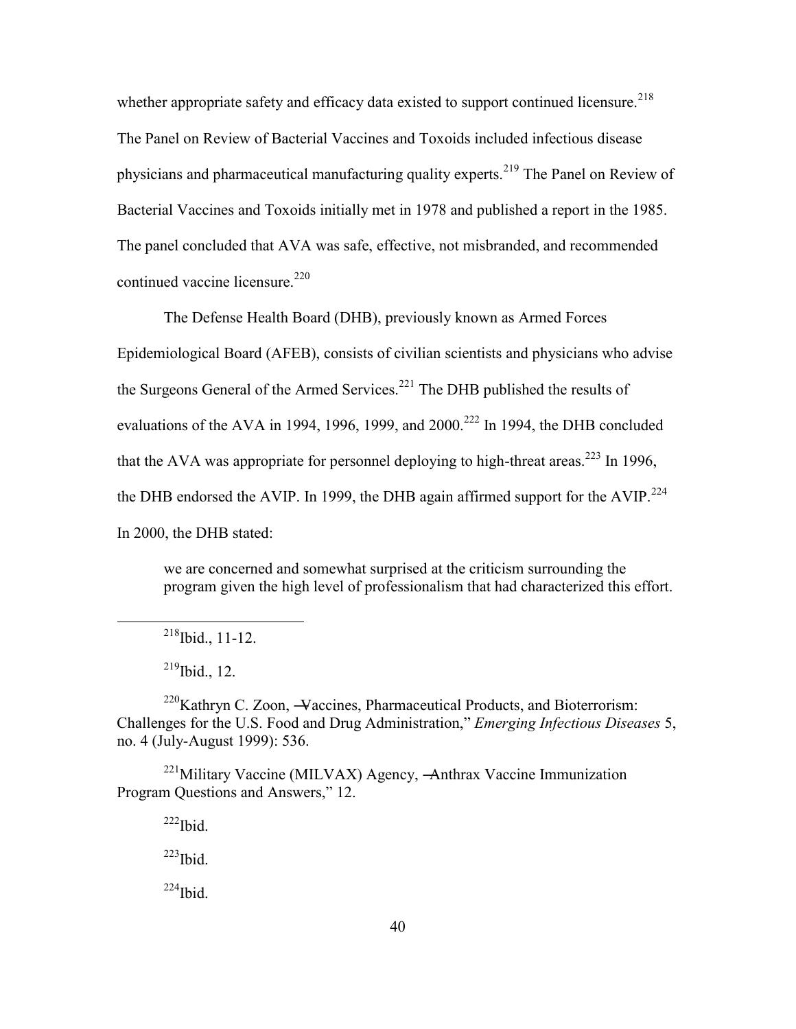whether appropriate safety and efficacy data existed to support continued licensure.[218] The Panel on Review of Bacterial Vaccines and Toxoids included infectious disease physicians and pharmaceutical manufacturing quality experts.[219] The Panel on Review of Bacterial Vaccines and Toxoids initially met in 1978 and published a report in the 1985. The panel concluded that AVA was safe, effective, not misbranded, and recommended continued vaccine licensure.[220]

The Defense Health Board (DHB), previously known as Armed Forces Epidemiological Board (AFEB), consists of civilian scientists and physicians who advise the Surgeons General of the Armed Services.[221] The DHB published the results of evaluations of the AVA in 1994, 1996, 1999, and 2000.[222] In 1994, the DHB concluded that the AVA was appropriate for personnel deploying to high-threat areas.[223] In 1996, the DHB endorsed the AVIP. In 1999, the DHB again affirmed support for the AVIP.[224] In 2000, the DHB stated:

> we are concerned and somewhat surprised at the criticism surrounding the program given the high level of professionalism that had characterized this effort.

---

[218]Ibid., 11-12.

[219]Ibid., 12.

[220]Kathryn C. Zoon, ―Vaccines, Pharmaceutical Products, and Bioterrorism: Challenges for the U.S. Food and Drug Administration," *Emerging Infectious Diseases* 5, no. 4 (July-August 1999): 536.

[221]Military Vaccine (MILVAX) Agency, ―Anthrax Vaccine Immunization Program Questions and Answers," 12.

[222]Ibid.

[223]Ibid.

[224]Ibid.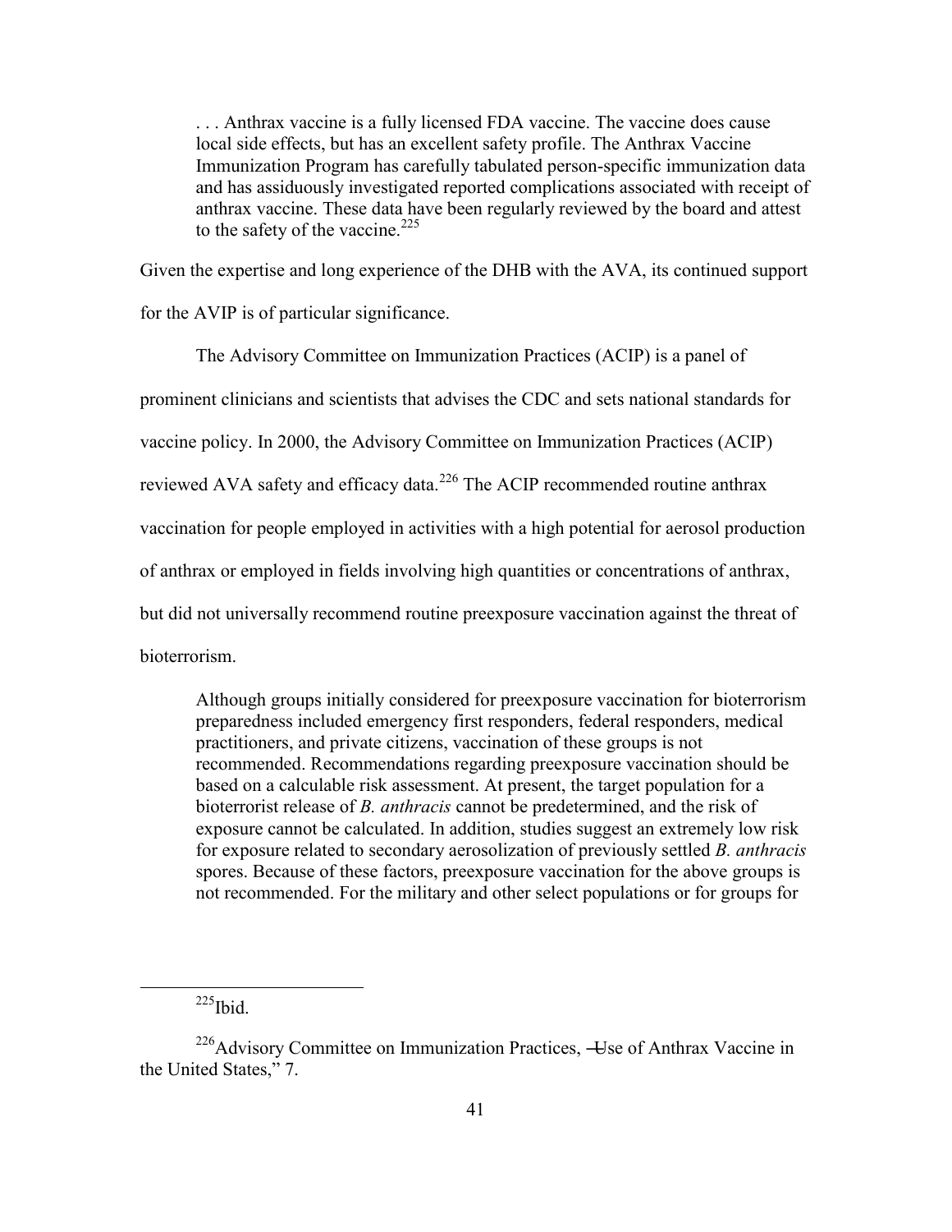> . . . Anthrax vaccine is a fully licensed FDA vaccine. The vaccine does cause local side effects, but has an excellent safety profile. The Anthrax Vaccine Immunization Program has carefully tabulated person-specific immunization data and has assiduously investigated reported complications associated with receipt of anthrax vaccine. These data have been regularly reviewed by the board and attest to the safety of the vaccine.[225]

Given the expertise and long experience of the DHB with the AVA, its continued support for the AVIP is of particular significance.

The Advisory Committee on Immunization Practices (ACIP) is a panel of prominent clinicians and scientists that advises the CDC and sets national standards for vaccine policy. In 2000, the Advisory Committee on Immunization Practices (ACIP) reviewed AVA safety and efficacy data.[226] The ACIP recommended routine anthrax vaccination for people employed in activities with a high potential for aerosol production of anthrax or employed in fields involving high quantities or concentrations of anthrax, but did not universally recommend routine preexposure vaccination against the threat of bioterrorism.

> Although groups initially considered for preexposure vaccination for bioterrorism preparedness included emergency first responders, federal responders, medical practitioners, and private citizens, vaccination of these groups is not recommended. Recommendations regarding preexposure vaccination should be based on a calculable risk assessment. At present, the target population for a bioterrorist release of *B. anthracis* cannot be predetermined, and the risk of exposure cannot be calculated. In addition, studies suggest an extremely low risk for exposure related to secondary aerosolization of previously settled *B. anthracis* spores. Because of these factors, preexposure vaccination for the above groups is not recommended. For the military and other select populations or for groups for

---

[225] Ibid.

[226] Advisory Committee on Immunization Practices, ―Use of Anthrax Vaccine in the United States," 7.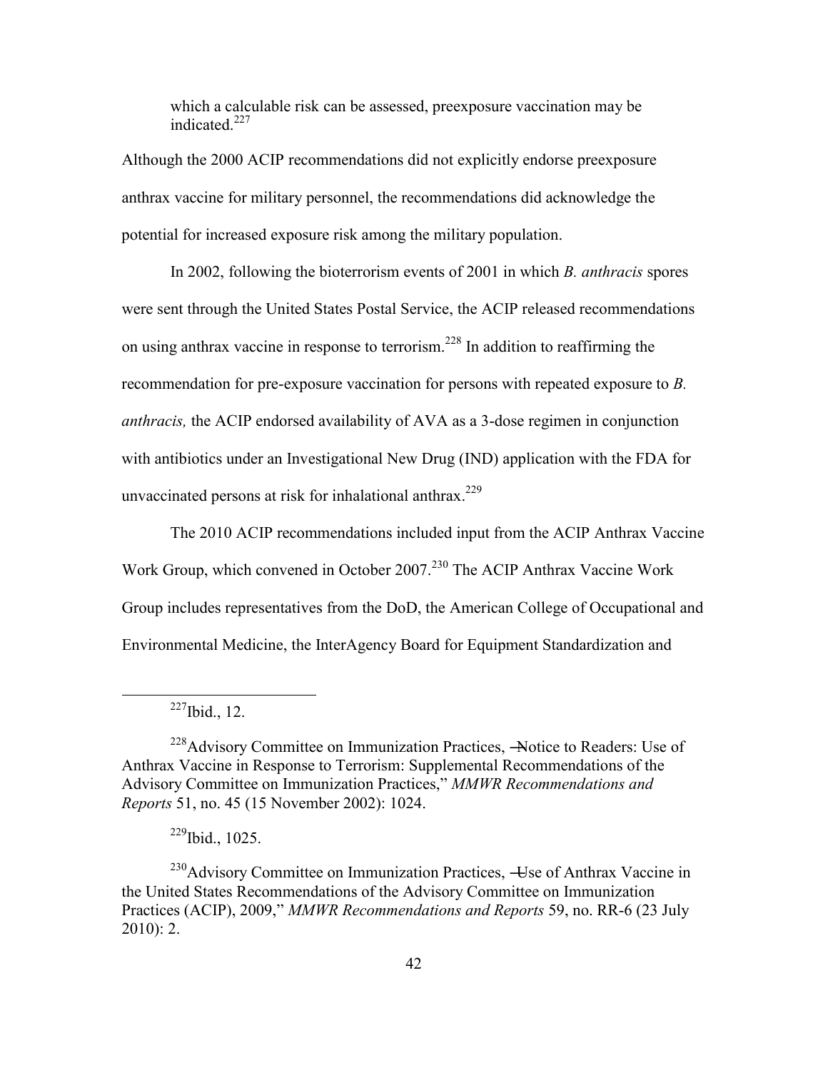which a calculable risk can be assessed, preexposure vaccination may be indicated.[227]

Although the 2000 ACIP recommendations did not explicitly endorse preexposure anthrax vaccine for military personnel, the recommendations did acknowledge the potential for increased exposure risk among the military population.

In 2002, following the bioterrorism events of 2001 in which *B. anthracis* spores were sent through the United States Postal Service, the ACIP released recommendations on using anthrax vaccine in response to terrorism.[228] In addition to reaffirming the recommendation for pre-exposure vaccination for persons with repeated exposure to *B. anthracis,* the ACIP endorsed availability of AVA as a 3-dose regimen in conjunction with antibiotics under an Investigational New Drug (IND) application with the FDA for unvaccinated persons at risk for inhalational anthrax.[229]

The 2010 ACIP recommendations included input from the ACIP Anthrax Vaccine Work Group, which convened in October 2007.[230] The ACIP Anthrax Vaccine Work Group includes representatives from the DoD, the American College of Occupational and Environmental Medicine, the InterAgency Board for Equipment Standardization and

---

[227]Ibid., 12.

[228]Advisory Committee on Immunization Practices, ―Notice to Readers: Use of Anthrax Vaccine in Response to Terrorism: Supplemental Recommendations of the Advisory Committee on Immunization Practices," *MMWR Recommendations and Reports* 51, no. 45 (15 November 2002): 1024.

[229]Ibid., 1025.

[230]Advisory Committee on Immunization Practices, ―Use of Anthrax Vaccine in the United States Recommendations of the Advisory Committee on Immunization Practices (ACIP), 2009," *MMWR Recommendations and Reports* 59, no. RR-6 (23 July 2010): 2.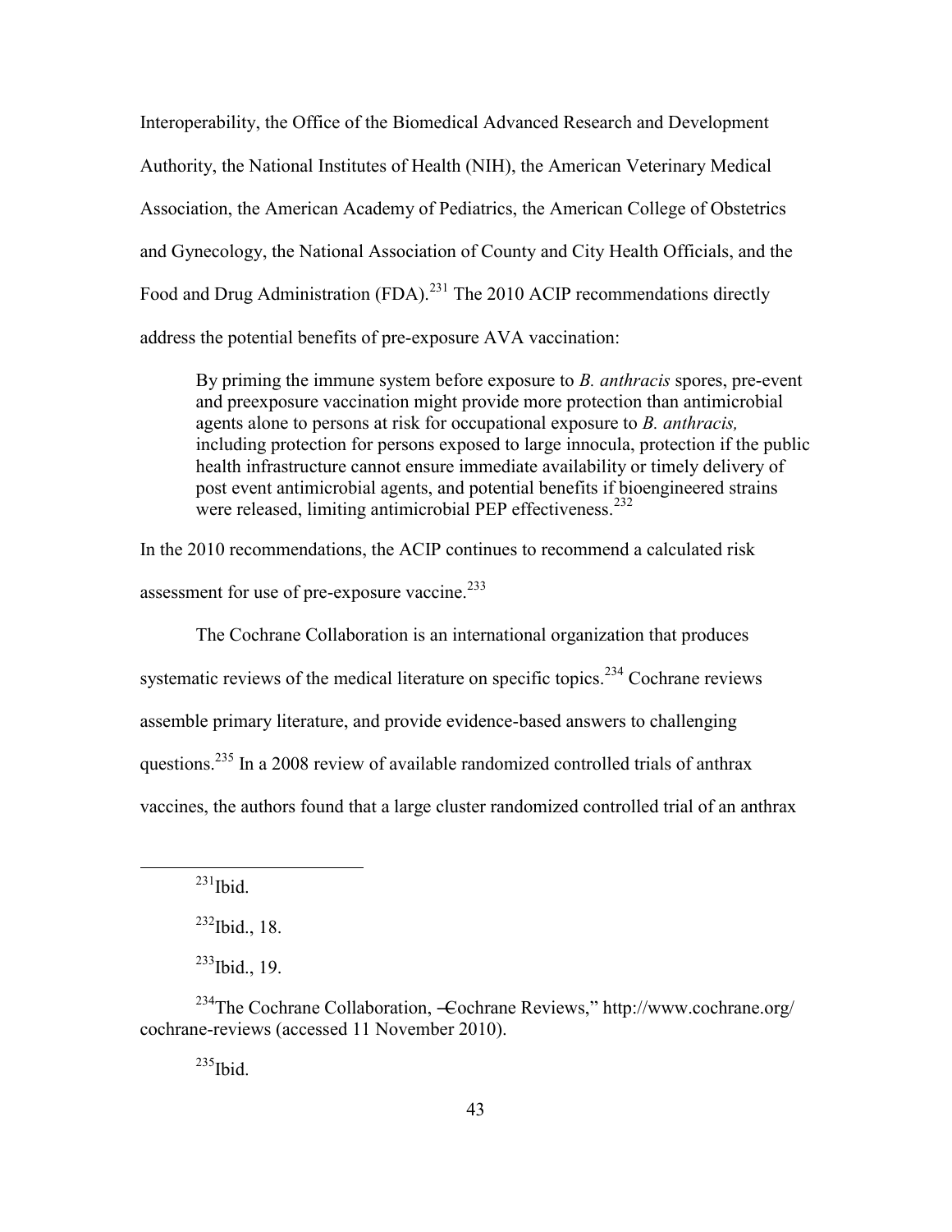Interoperability, the Office of the Biomedical Advanced Research and Development Authority, the National Institutes of Health (NIH), the American Veterinary Medical Association, the American Academy of Pediatrics, the American College of Obstetrics and Gynecology, the National Association of County and City Health Officials, and the Food and Drug Administration (FDA).[231] The 2010 ACIP recommendations directly address the potential benefits of pre-exposure AVA vaccination:

> By priming the immune system before exposure to *B. anthracis* spores, pre-event and preexposure vaccination might provide more protection than antimicrobial agents alone to persons at risk for occupational exposure to *B. anthracis,* including protection for persons exposed to large innocula, protection if the public health infrastructure cannot ensure immediate availability or timely delivery of post event antimicrobial agents, and potential benefits if bioengineered strains were released, limiting antimicrobial PEP effectiveness.[232]

In the 2010 recommendations, the ACIP continues to recommend a calculated risk assessment for use of pre-exposure vaccine.[233]

The Cochrane Collaboration is an international organization that produces systematic reviews of the medical literature on specific topics.[234] Cochrane reviews assemble primary literature, and provide evidence-based answers to challenging questions.[235] In a 2008 review of available randomized controlled trials of anthrax vaccines, the authors found that a large cluster randomized controlled trial of an anthrax

---

[231] Ibid.

[232] Ibid., 18.

[233] Ibid., 19.

[234] The Cochrane Collaboration, ―Cochrane Reviews," http://www.cochrane.org/cochrane-reviews (accessed 11 November 2010).

[235] Ibid.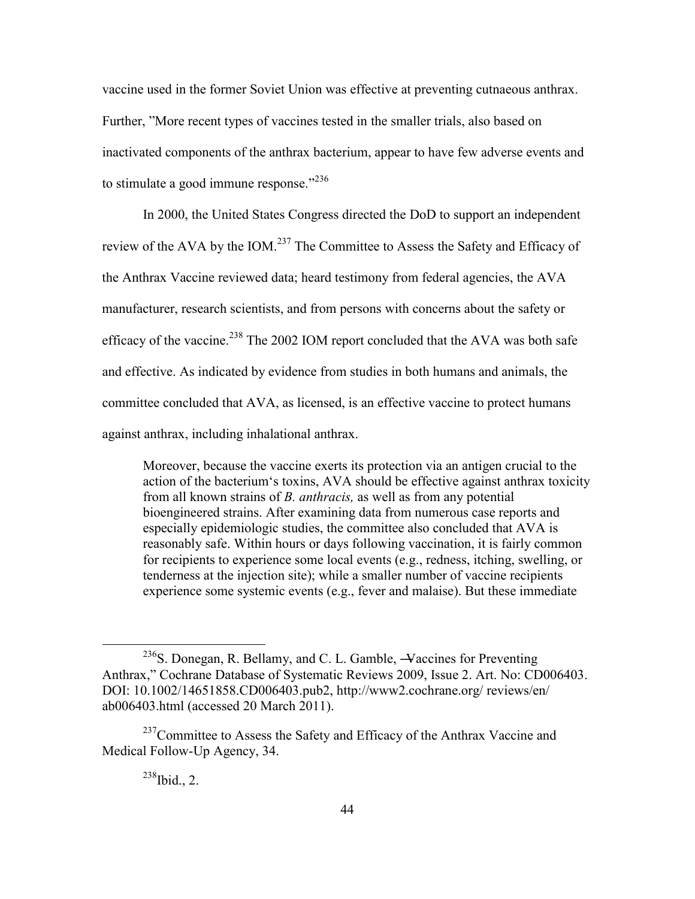vaccine used in the former Soviet Union was effective at preventing cutnaeous anthrax. Further, "More recent types of vaccines tested in the smaller trials, also based on inactivated components of the anthrax bacterium, appear to have few adverse events and to stimulate a good immune response."[236]

In 2000, the United States Congress directed the DoD to support an independent review of the AVA by the IOM.[237] The Committee to Assess the Safety and Efficacy of the Anthrax Vaccine reviewed data; heard testimony from federal agencies, the AVA manufacturer, research scientists, and from persons with concerns about the safety or efficacy of the vaccine.[238] The 2002 IOM report concluded that the AVA was both safe and effective. As indicated by evidence from studies in both humans and animals, the committee concluded that AVA, as licensed, is an effective vaccine to protect humans against anthrax, including inhalational anthrax.

> Moreover, because the vaccine exerts its protection via an antigen crucial to the action of the bacterium's toxins, AVA should be effective against anthrax toxicity from all known strains of *B. anthracis,* as well as from any potential bioengineered strains. After examining data from numerous case reports and especially epidemiologic studies, the committee also concluded that AVA is reasonably safe. Within hours or days following vaccination, it is fairly common for recipients to experience some local events (e.g., redness, itching, swelling, or tenderness at the injection site); while a smaller number of vaccine recipients experience some systemic events (e.g., fever and malaise). But these immediate

---

[236] S. Donegan, R. Bellamy, and C. L. Gamble, ―Vaccines for Preventing Anthrax," Cochrane Database of Systematic Reviews 2009, Issue 2. Art. No: CD006403. DOI: 10.1002/14651858.CD006403.pub2, http://www2.cochrane.org/ reviews/en/ ab006403.html (accessed 20 March 2011).

[237] Committee to Assess the Safety and Efficacy of the Anthrax Vaccine and Medical Follow-Up Agency, 34.

[238] Ibid., 2.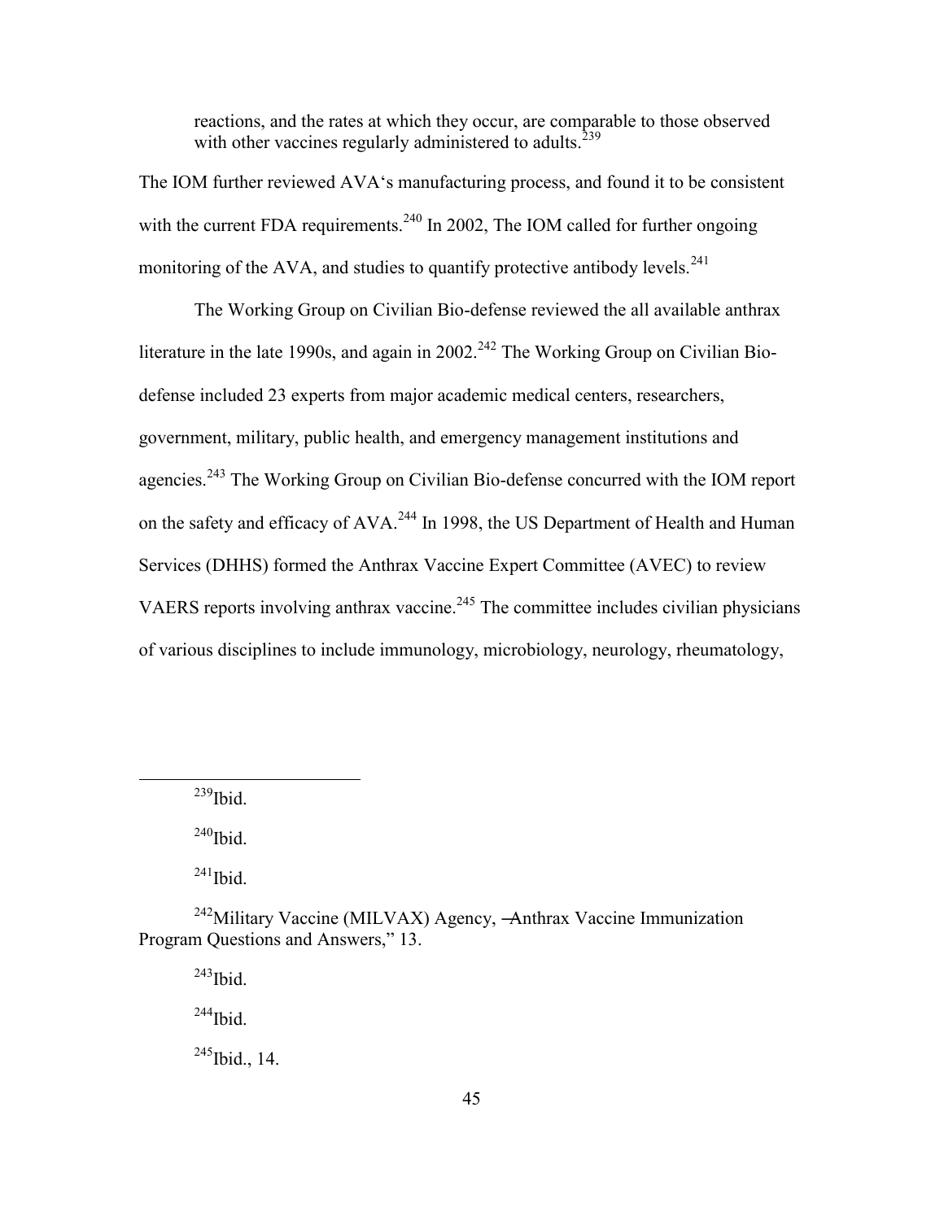> reactions, and the rates at which they occur, are comparable to those observed with other vaccines regularly administered to adults.[239]

The IOM further reviewed AVA's manufacturing process, and found it to be consistent with the current FDA requirements.[240] In 2002, The IOM called for further ongoing monitoring of the AVA, and studies to quantify protective antibody levels.[241]

The Working Group on Civilian Bio-defense reviewed the all available anthrax literature in the late 1990s, and again in 2002.[242] The Working Group on Civilian Bio-defense included 23 experts from major academic medical centers, researchers, government, military, public health, and emergency management institutions and agencies.[243] The Working Group on Civilian Bio-defense concurred with the IOM report on the safety and efficacy of AVA.[244] In 1998, the US Department of Health and Human Services (DHHS) formed the Anthrax Vaccine Expert Committee (AVEC) to review VAERS reports involving anthrax vaccine.[245] The committee includes civilian physicians of various disciplines to include immunology, microbiology, neurology, rheumatology,

---

[239] Ibid.

[240] Ibid.

[241] Ibid.

[242] Military Vaccine (MILVAX) Agency, ―Anthrax Vaccine Immunization Program Questions and Answers," 13.

[243] Ibid.

[244] Ibid.

[245] Ibid., 14.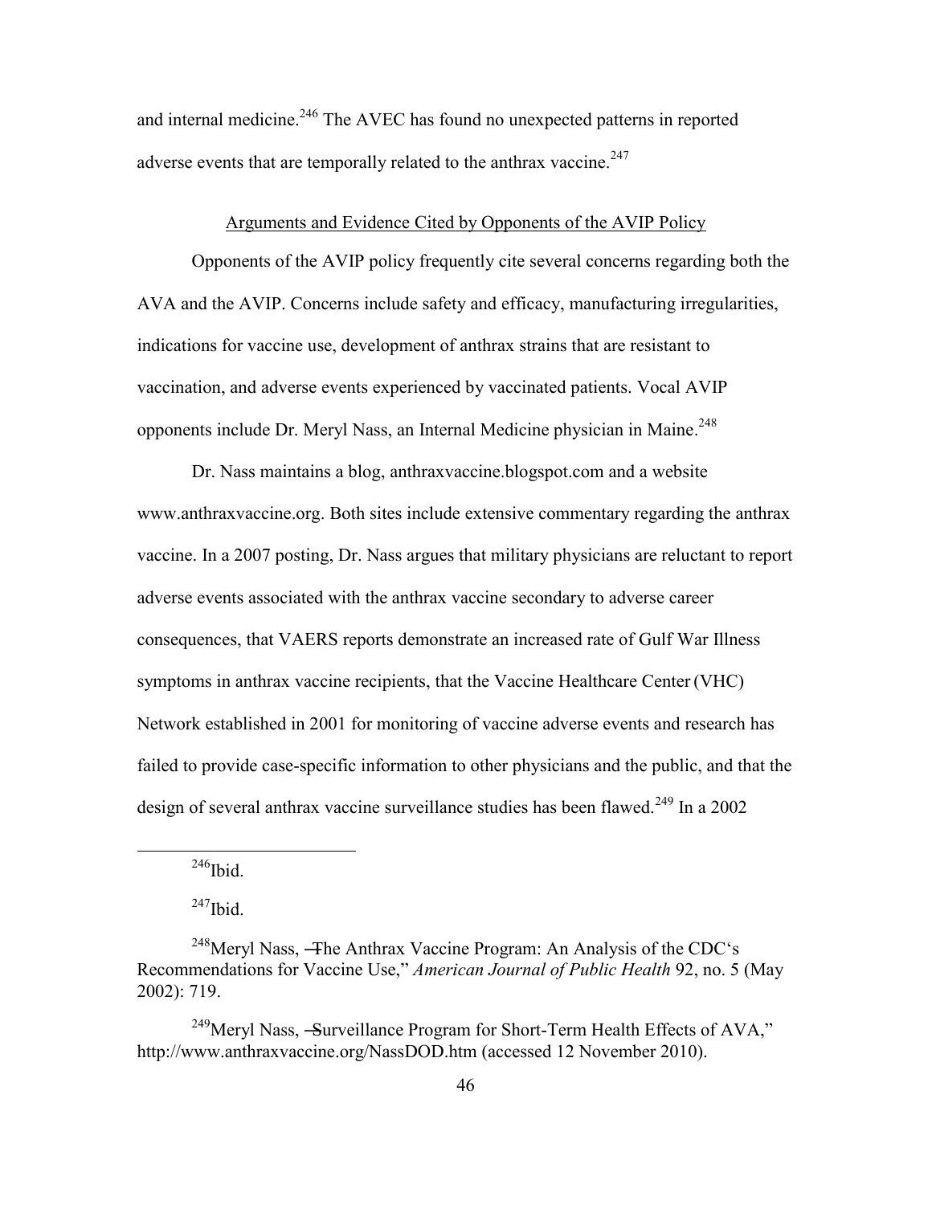and internal medicine.[246] The AVEC has found no unexpected patterns in reported adverse events that are temporally related to the anthrax vaccine.[247]

## Arguments and Evidence Cited by Opponents of the AVIP Policy

Opponents of the AVIP policy frequently cite several concerns regarding both the AVA and the AVIP. Concerns include safety and efficacy, manufacturing irregularities, indications for vaccine use, development of anthrax strains that are resistant to vaccination, and adverse events experienced by vaccinated patients. Vocal AVIP opponents include Dr. Meryl Nass, an Internal Medicine physician in Maine.[248]

Dr. Nass maintains a blog, anthraxvaccine.blogspot.com and a website www.anthraxvaccine.org. Both sites include extensive commentary regarding the anthrax vaccine. In a 2007 posting, Dr. Nass argues that military physicians are reluctant to report adverse events associated with the anthrax vaccine secondary to adverse career consequences, that VAERS reports demonstrate an increased rate of Gulf War Illness symptoms in anthrax vaccine recipients, that the Vaccine Healthcare Center (VHC) Network established in 2001 for monitoring of vaccine adverse events and research has failed to provide case-specific information to other physicians and the public, and that the design of several anthrax vaccine surveillance studies has been flawed.[249] In a 2002

---

[246]Ibid.

[247]Ibid.

[248]Meryl Nass, ―The Anthrax Vaccine Program: An Analysis of the CDC's Recommendations for Vaccine Use," *American Journal of Public Health* 92, no. 5 (May 2002): 719.

[249]Meryl Nass, ―Surveillance Program for Short-Term Health Effects of AVA," http://www.anthraxvaccine.org/NassDOD.htm (accessed 12 November 2010).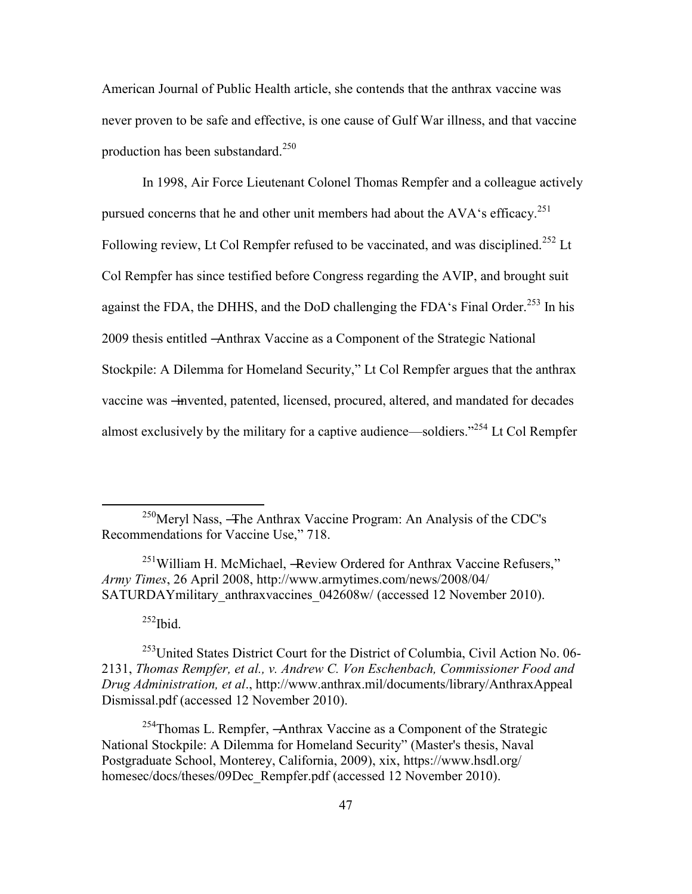American Journal of Public Health article, she contends that the anthrax vaccine was never proven to be safe and effective, is one cause of Gulf War illness, and that vaccine production has been substandard.[250]

In 1998, Air Force Lieutenant Colonel Thomas Rempfer and a colleague actively pursued concerns that he and other unit members had about the AVA's efficacy.[251] Following review, Lt Col Rempfer refused to be vaccinated, and was disciplined.[252] Lt Col Rempfer has since testified before Congress regarding the AVIP, and brought suit against the FDA, the DHHS, and the DoD challenging the FDA's Final Order.[253] In his 2009 thesis entitled "Anthrax Vaccine as a Component of the Strategic National Stockpile: A Dilemma for Homeland Security," Lt Col Rempfer argues that the anthrax vaccine was "invented, patented, licensed, procured, altered, and mandated for decades almost exclusively by the military for a captive audience—soldiers."[254] Lt Col Rempfer

---

[250]Meryl Nass, "The Anthrax Vaccine Program: An Analysis of the CDC's Recommendations for Vaccine Use," 718.

[251]William H. McMichael, "Review Ordered for Anthrax Vaccine Refusers," *Army Times*, 26 April 2008, http://www.armytimes.com/news/2008/04/SATURDAYmilitary_anthraxvaccines_042608w/ (accessed 12 November 2010).

[252]Ibid.

[253]United States District Court for the District of Columbia, Civil Action No. 06-2131, *Thomas Rempfer, et al., v. Andrew C. Von Eschenbach, Commissioner Food and Drug Administration, et al*., http://www.anthrax.mil/documents/library/AnthraxAppealDismissal.pdf (accessed 12 November 2010).

[254]Thomas L. Rempfer, "Anthrax Vaccine as a Component of the Strategic National Stockpile: A Dilemma for Homeland Security" (Master's thesis, Naval Postgraduate School, Monterey, California, 2009), xix, https://www.hsdl.org/homesec/docs/theses/09Dec_Rempfer.pdf (accessed 12 November 2010).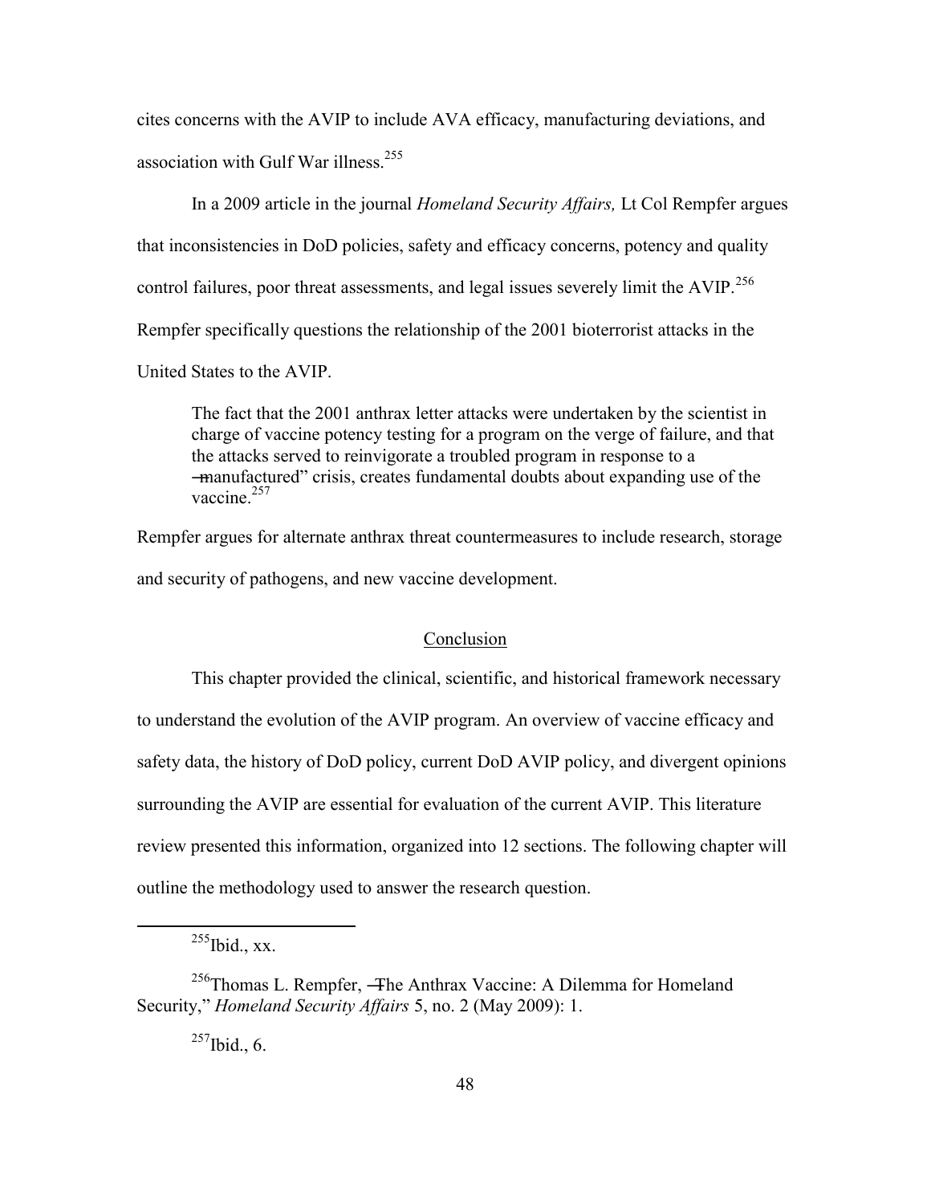cites concerns with the AVIP to include AVA efficacy, manufacturing deviations, and association with Gulf War illness.[255]

In a 2009 article in the journal *Homeland Security Affairs,* Lt Col Rempfer argues that inconsistencies in DoD policies, safety and efficacy concerns, potency and quality control failures, poor threat assessments, and legal issues severely limit the AVIP.[256] Rempfer specifically questions the relationship of the 2001 bioterrorist attacks in the United States to the AVIP.

> The fact that the 2001 anthrax letter attacks were undertaken by the scientist in charge of vaccine potency testing for a program on the verge of failure, and that the attacks served to reinvigorate a troubled program in response to a ―manufactured" crisis, creates fundamental doubts about expanding use of the vaccine.[257]

Rempfer argues for alternate anthrax threat countermeasures to include research, storage and security of pathogens, and new vaccine development.

## Conclusion

This chapter provided the clinical, scientific, and historical framework necessary to understand the evolution of the AVIP program. An overview of vaccine efficacy and safety data, the history of DoD policy, current DoD AVIP policy, and divergent opinions surrounding the AVIP are essential for evaluation of the current AVIP. This literature review presented this information, organized into 12 sections. The following chapter will outline the methodology used to answer the research question.

---

[255] Ibid., xx.

[256] Thomas L. Rempfer, ―The Anthrax Vaccine: A Dilemma for Homeland Security," *Homeland Security Affairs* 5, no. 2 (May 2009): 1.

[257] Ibid., 6.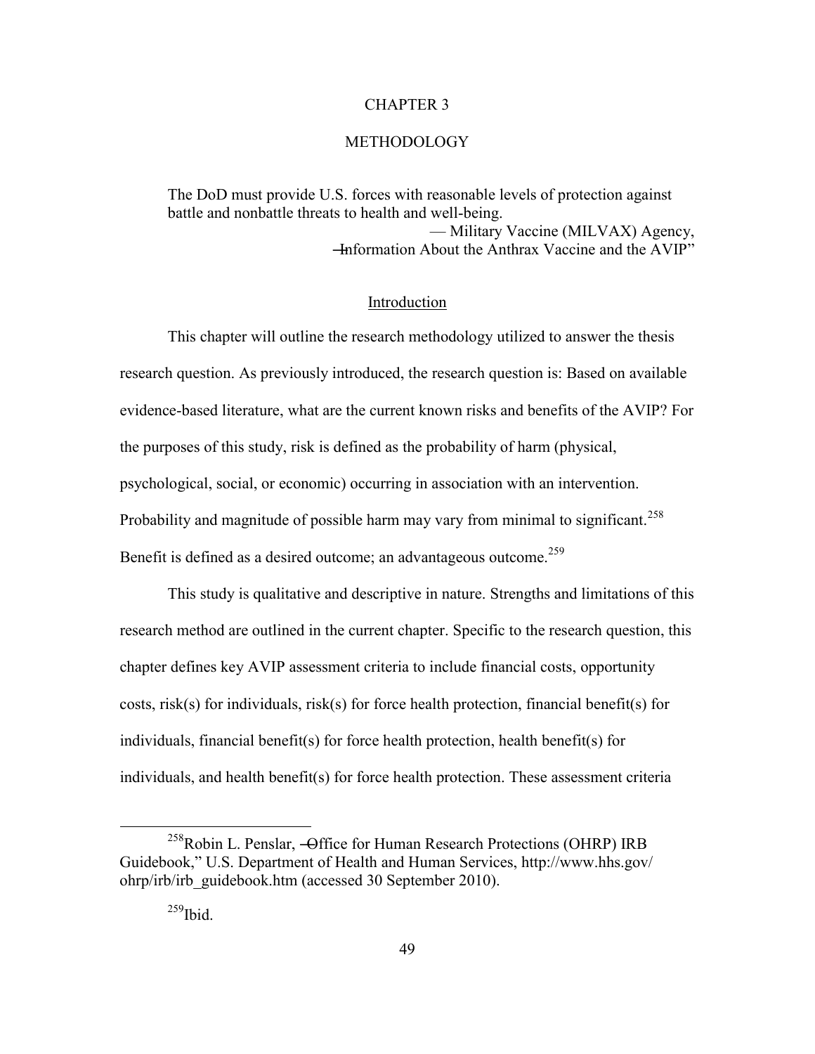# CHAPTER 3

# METHODOLOGY

> The DoD must provide U.S. forces with reasonable levels of protection against battle and nonbattle threats to health and well-being.
>
> — Military Vaccine (MILVAX) Agency, ―Information About the Anthrax Vaccine and the AVIP"

## Introduction

This chapter will outline the research methodology utilized to answer the thesis research question. As previously introduced, the research question is: Based on available evidence-based literature, what are the current known risks and benefits of the AVIP? For the purposes of this study, risk is defined as the probability of harm (physical, psychological, social, or economic) occurring in association with an intervention. Probability and magnitude of possible harm may vary from minimal to significant.[258] Benefit is defined as a desired outcome; an advantageous outcome.[259]

This study is qualitative and descriptive in nature. Strengths and limitations of this research method are outlined in the current chapter. Specific to the research question, this chapter defines key AVIP assessment criteria to include financial costs, opportunity costs, risk(s) for individuals, risk(s) for force health protection, financial benefit(s) for individuals, financial benefit(s) for force health protection, health benefit(s) for individuals, and health benefit(s) for force health protection. These assessment criteria

---

[258] Robin L. Penslar, ―Office for Human Research Protections (OHRP) IRB Guidebook," U.S. Department of Health and Human Services, http://www.hhs.gov/ohrp/irb/irb_guidebook.htm (accessed 30 September 2010).

[259] Ibid.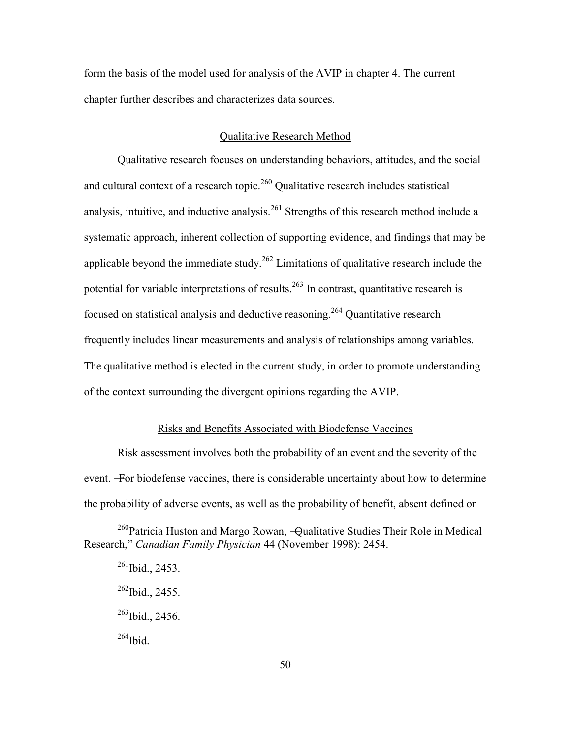form the basis of the model used for analysis of the AVIP in chapter 4. The current chapter further describes and characterizes data sources.

## Qualitative Research Method

Qualitative research focuses on understanding behaviors, attitudes, and the social and cultural context of a research topic.[260] Qualitative research includes statistical analysis, intuitive, and inductive analysis.[261] Strengths of this research method include a systematic approach, inherent collection of supporting evidence, and findings that may be applicable beyond the immediate study.[262] Limitations of qualitative research include the potential for variable interpretations of results.[263] In contrast, quantitative research is focused on statistical analysis and deductive reasoning.[264] Quantitative research frequently includes linear measurements and analysis of relationships among variables. The qualitative method is elected in the current study, in order to promote understanding of the context surrounding the divergent opinions regarding the AVIP.

## Risks and Benefits Associated with Biodefense Vaccines

Risk assessment involves both the probability of an event and the severity of the event. ―For biodefense vaccines, there is considerable uncertainty about how to determine the probability of adverse events, as well as the probability of benefit, absent defined or

---

[260]Patricia Huston and Margo Rowan, ―Qualitative Studies Their Role in Medical Research," *Canadian Family Physician* 44 (November 1998): 2454.

[261]Ibid., 2453.

[262]Ibid., 2455.

[263]Ibid., 2456.

[264]Ibid.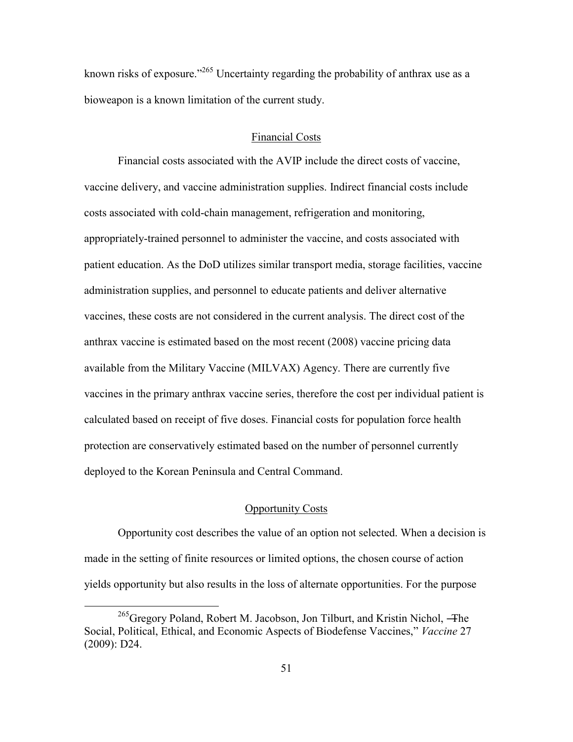known risks of exposure."[265] Uncertainty regarding the probability of anthrax use as a bioweapon is a known limitation of the current study.

## Financial Costs

Financial costs associated with the AVIP include the direct costs of vaccine, vaccine delivery, and vaccine administration supplies. Indirect financial costs include costs associated with cold-chain management, refrigeration and monitoring, appropriately-trained personnel to administer the vaccine, and costs associated with patient education. As the DoD utilizes similar transport media, storage facilities, vaccine administration supplies, and personnel to educate patients and deliver alternative vaccines, these costs are not considered in the current analysis. The direct cost of the anthrax vaccine is estimated based on the most recent (2008) vaccine pricing data available from the Military Vaccine (MILVAX) Agency. There are currently five vaccines in the primary anthrax vaccine series, therefore the cost per individual patient is calculated based on receipt of five doses. Financial costs for population force health protection are conservatively estimated based on the number of personnel currently deployed to the Korean Peninsula and Central Command.

## Opportunity Costs

Opportunity cost describes the value of an option not selected. When a decision is made in the setting of finite resources or limited options, the chosen course of action yields opportunity but also results in the loss of alternate opportunities. For the purpose

---

[265] Gregory Poland, Robert M. Jacobson, Jon Tilburt, and Kristin Nichol, ―The Social, Political, Ethical, and Economic Aspects of Biodefense Vaccines," *Vaccine* 27 (2009): D24.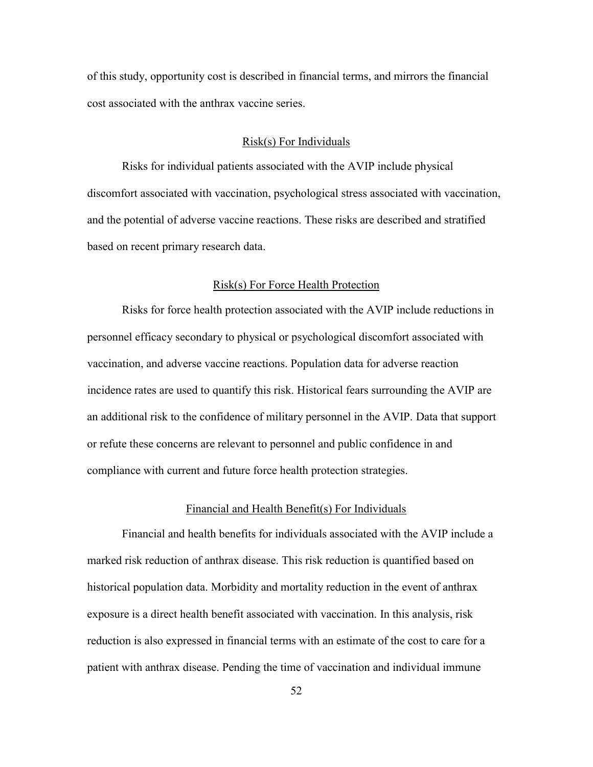of this study, opportunity cost is described in financial terms, and mirrors the financial cost associated with the anthrax vaccine series.

### Risk(s) For Individuals

Risks for individual patients associated with the AVIP include physical discomfort associated with vaccination, psychological stress associated with vaccination, and the potential of adverse vaccine reactions. These risks are described and stratified based on recent primary research data.

### Risk(s) For Force Health Protection

Risks for force health protection associated with the AVIP include reductions in personnel efficacy secondary to physical or psychological discomfort associated with vaccination, and adverse vaccine reactions. Population data for adverse reaction incidence rates are used to quantify this risk. Historical fears surrounding the AVIP are an additional risk to the confidence of military personnel in the AVIP. Data that support or refute these concerns are relevant to personnel and public confidence in and compliance with current and future force health protection strategies.

### Financial and Health Benefit(s) For Individuals

Financial and health benefits for individuals associated with the AVIP include a marked risk reduction of anthrax disease. This risk reduction is quantified based on historical population data. Morbidity and mortality reduction in the event of anthrax exposure is a direct health benefit associated with vaccination. In this analysis, risk reduction is also expressed in financial terms with an estimate of the cost to care for a patient with anthrax disease. Pending the time of vaccination and individual immune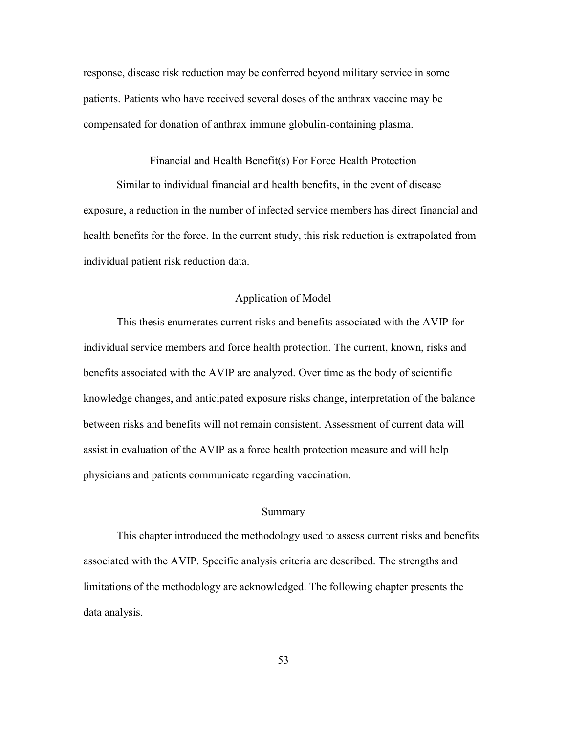response, disease risk reduction may be conferred beyond military service in some patients. Patients who have received several doses of the anthrax vaccine may be compensated for donation of anthrax immune globulin-containing plasma.

### Financial and Health Benefit(s) For Force Health Protection

Similar to individual financial and health benefits, in the event of disease exposure, a reduction in the number of infected service members has direct financial and health benefits for the force. In the current study, this risk reduction is extrapolated from individual patient risk reduction data.

### Application of Model

This thesis enumerates current risks and benefits associated with the AVIP for individual service members and force health protection. The current, known, risks and benefits associated with the AVIP are analyzed. Over time as the body of scientific knowledge changes, and anticipated exposure risks change, interpretation of the balance between risks and benefits will not remain consistent. Assessment of current data will assist in evaluation of the AVIP as a force health protection measure and will help physicians and patients communicate regarding vaccination.

### Summary

This chapter introduced the methodology used to assess current risks and benefits associated with the AVIP. Specific analysis criteria are described. The strengths and limitations of the methodology are acknowledged. The following chapter presents the data analysis.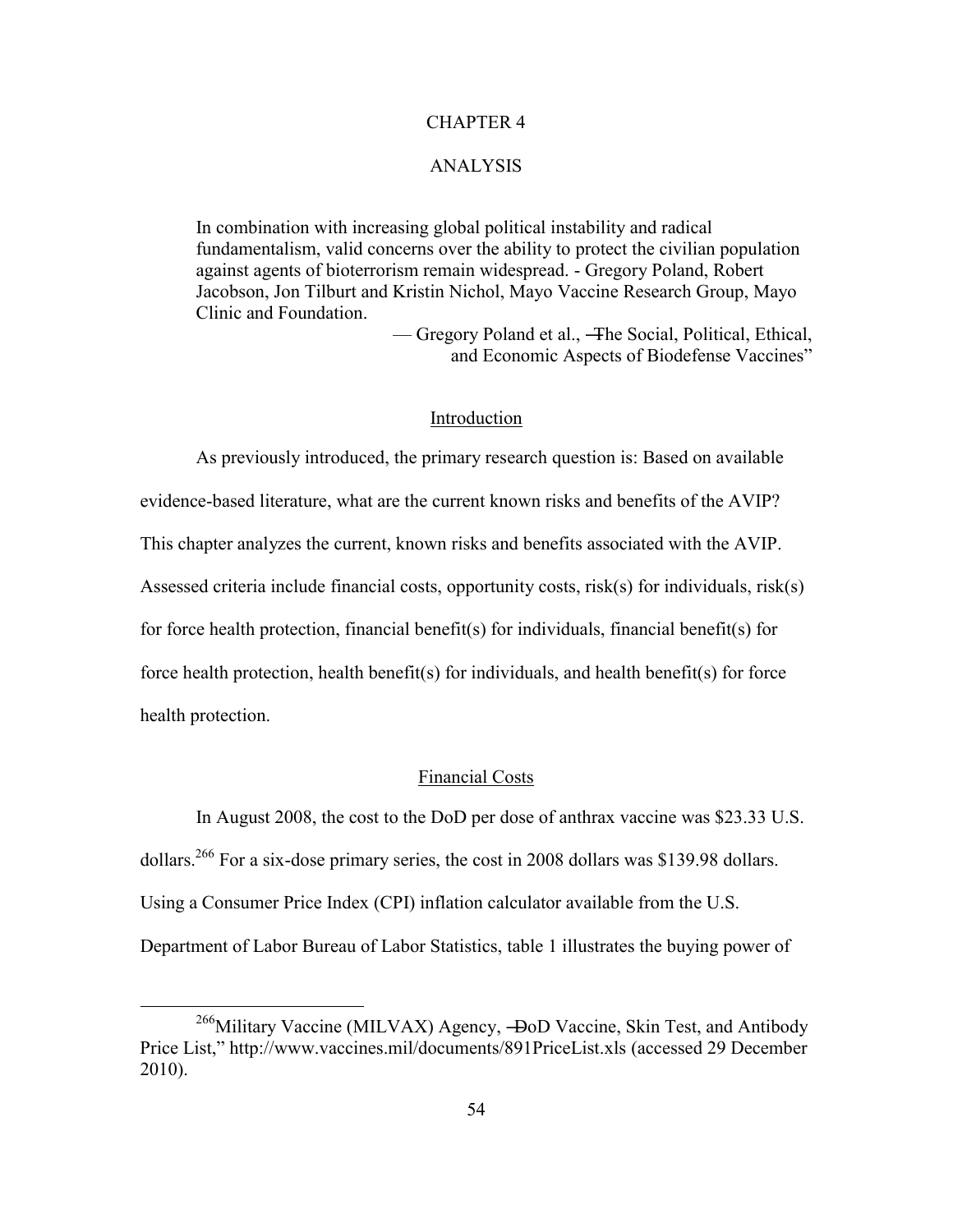# CHAPTER 4

# ANALYSIS

> In combination with increasing global political instability and radical fundamentalism, valid concerns over the ability to protect the civilian population against agents of bioterrorism remain widespread. - Gregory Poland, Robert Jacobson, Jon Tilburt and Kristin Nichol, Mayo Vaccine Research Group, Mayo Clinic and Foundation.
>
> — Gregory Poland et al., ―The Social, Political, Ethical, and Economic Aspects of Biodefense Vaccines"

## Introduction

As previously introduced, the primary research question is: Based on available evidence-based literature, what are the current known risks and benefits of the AVIP? This chapter analyzes the current, known risks and benefits associated with the AVIP. Assessed criteria include financial costs, opportunity costs, risk(s) for individuals, risk(s) for force health protection, financial benefit(s) for individuals, financial benefit(s) for force health protection, health benefit(s) for individuals, and health benefit(s) for force health protection.

## Financial Costs

In August 2008, the cost to the DoD per dose of anthrax vaccine was $23.33 U.S. dollars.[266] For a six-dose primary series, the cost in 2008 dollars was $139.98 dollars. Using a Consumer Price Index (CPI) inflation calculator available from the U.S. Department of Labor Bureau of Labor Statistics, table 1 illustrates the buying power of

---

[266] Military Vaccine (MILVAX) Agency, ―DoD Vaccine, Skin Test, and Antibody Price List," http://www.vaccines.mil/documents/891PriceList.xls (accessed 29 December 2010).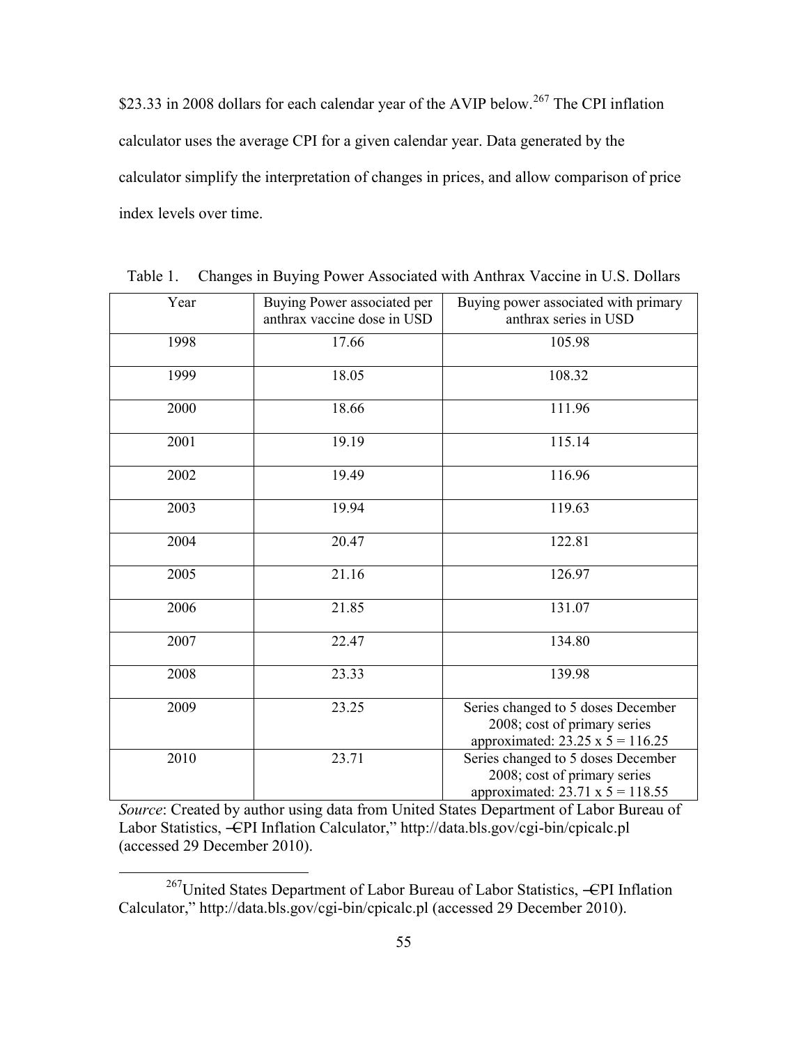$23.33 in 2008 dollars for each calendar year of the AVIP below.[267] The CPI inflation calculator uses the average CPI for a given calendar year. Data generated by the calculator simplify the interpretation of changes in prices, and allow comparison of price index levels over time.

Table 1. Changes in Buying Power Associated with Anthrax Vaccine in U.S. Dollars

| Year | Buying Power associated per anthrax vaccine dose in USD | Buying power associated with primary anthrax series in USD |
|---|---|---|
| 1998 | 17.66 | 105.98 |
| 1999 | 18.05 | 108.32 |
| 2000 | 18.66 | 111.96 |
| 2001 | 19.19 | 115.14 |
| 2002 | 19.49 | 116.96 |
| 2003 | 19.94 | 119.63 |
| 2004 | 20.47 | 122.81 |
| 2005 | 21.16 | 126.97 |
| 2006 | 21.85 | 131.07 |
| 2007 | 22.47 | 134.80 |
| 2008 | 23.33 | 139.98 |
| 2009 | 23.25 | Series changed to 5 doses December 2008; cost of primary series approximated: 23.25 x 5 = 116.25 |
| 2010 | 23.71 | Series changed to 5 doses December 2008; cost of primary series approximated: 23.71 x 5 = 118.55 |

*Source*: Created by author using data from United States Department of Labor Bureau of Labor Statistics, ―CPI Inflation Calculator," http://data.bls.gov/cgi-bin/cpicalc.pl (accessed 29 December 2010).

[267] United States Department of Labor Bureau of Labor Statistics, ―CPI Inflation Calculator," http://data.bls.gov/cgi-bin/cpicalc.pl (accessed 29 December 2010).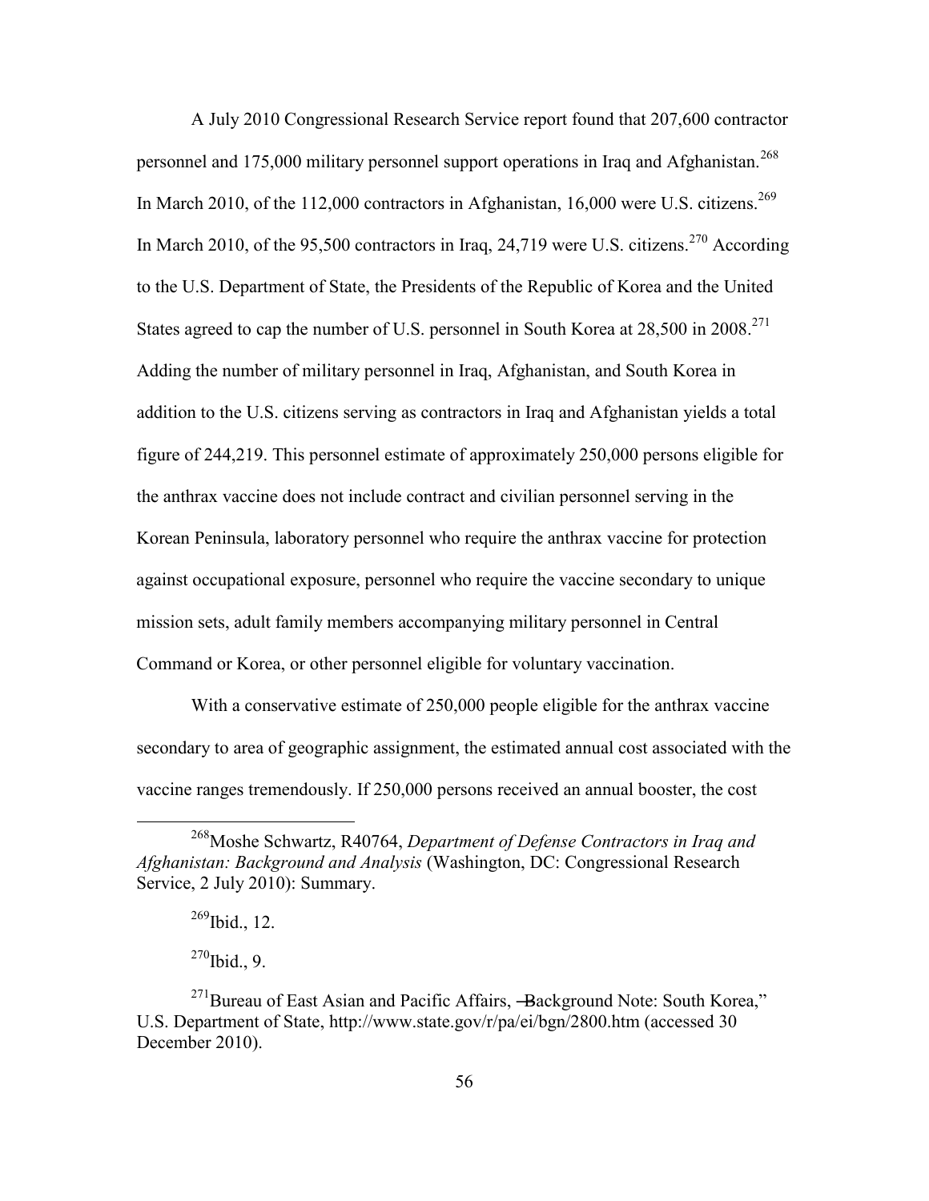A July 2010 Congressional Research Service report found that 207,600 contractor personnel and 175,000 military personnel support operations in Iraq and Afghanistan.[268] In March 2010, of the 112,000 contractors in Afghanistan, 16,000 were U.S. citizens.[269] In March 2010, of the 95,500 contractors in Iraq, 24,719 were U.S. citizens.[270] According to the U.S. Department of State, the Presidents of the Republic of Korea and the United States agreed to cap the number of U.S. personnel in South Korea at 28,500 in 2008.[271] Adding the number of military personnel in Iraq, Afghanistan, and South Korea in addition to the U.S. citizens serving as contractors in Iraq and Afghanistan yields a total figure of 244,219. This personnel estimate of approximately 250,000 persons eligible for the anthrax vaccine does not include contract and civilian personnel serving in the Korean Peninsula, laboratory personnel who require the anthrax vaccine for protection against occupational exposure, personnel who require the vaccine secondary to unique mission sets, adult family members accompanying military personnel in Central Command or Korea, or other personnel eligible for voluntary vaccination.

With a conservative estimate of 250,000 people eligible for the anthrax vaccine secondary to area of geographic assignment, the estimated annual cost associated with the vaccine ranges tremendously. If 250,000 persons received an annual booster, the cost

---

[268] Moshe Schwartz, R40764, *Department of Defense Contractors in Iraq and Afghanistan: Background and Analysis* (Washington, DC: Congressional Research Service, 2 July 2010): Summary.

[269] Ibid., 12.

[270] Ibid., 9.

[271] Bureau of East Asian and Pacific Affairs, ―Background Note: South Korea," U.S. Department of State, http://www.state.gov/r/pa/ei/bgn/2800.htm (accessed 30 December 2010).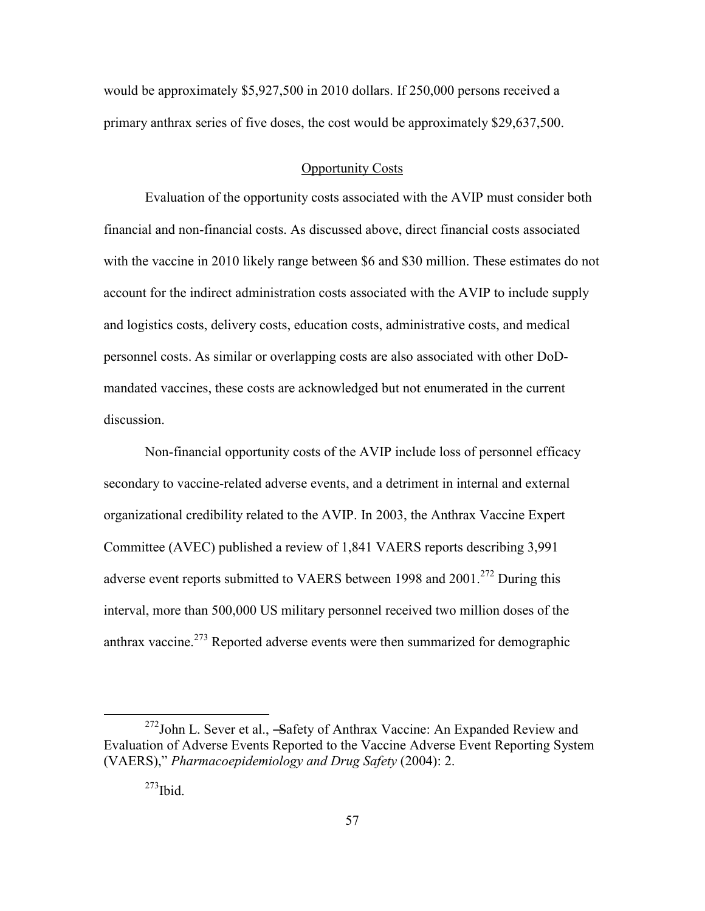would be approximately $5,927,500 in 2010 dollars. If 250,000 persons received a primary anthrax series of five doses, the cost would be approximately $29,637,500.

## Opportunity Costs

Evaluation of the opportunity costs associated with the AVIP must consider both financial and non-financial costs. As discussed above, direct financial costs associated with the vaccine in 2010 likely range between $6 and $30 million. These estimates do not account for the indirect administration costs associated with the AVIP to include supply and logistics costs, delivery costs, education costs, administrative costs, and medical personnel costs. As similar or overlapping costs are also associated with other DoD-mandated vaccines, these costs are acknowledged but not enumerated in the current discussion.

Non-financial opportunity costs of the AVIP include loss of personnel efficacy secondary to vaccine-related adverse events, and a detriment in internal and external organizational credibility related to the AVIP. In 2003, the Anthrax Vaccine Expert Committee (AVEC) published a review of 1,841 VAERS reports describing 3,991 adverse event reports submitted to VAERS between 1998 and 2001.[272] During this interval, more than 500,000 US military personnel received two million doses of the anthrax vaccine.[273] Reported adverse events were then summarized for demographic

[272] John L. Sever et al., ―Safety of Anthrax Vaccine: An Expanded Review and Evaluation of Adverse Events Reported to the Vaccine Adverse Event Reporting System (VAERS)," *Pharmacoepidemiology and Drug Safety* (2004): 2.

[273] Ibid.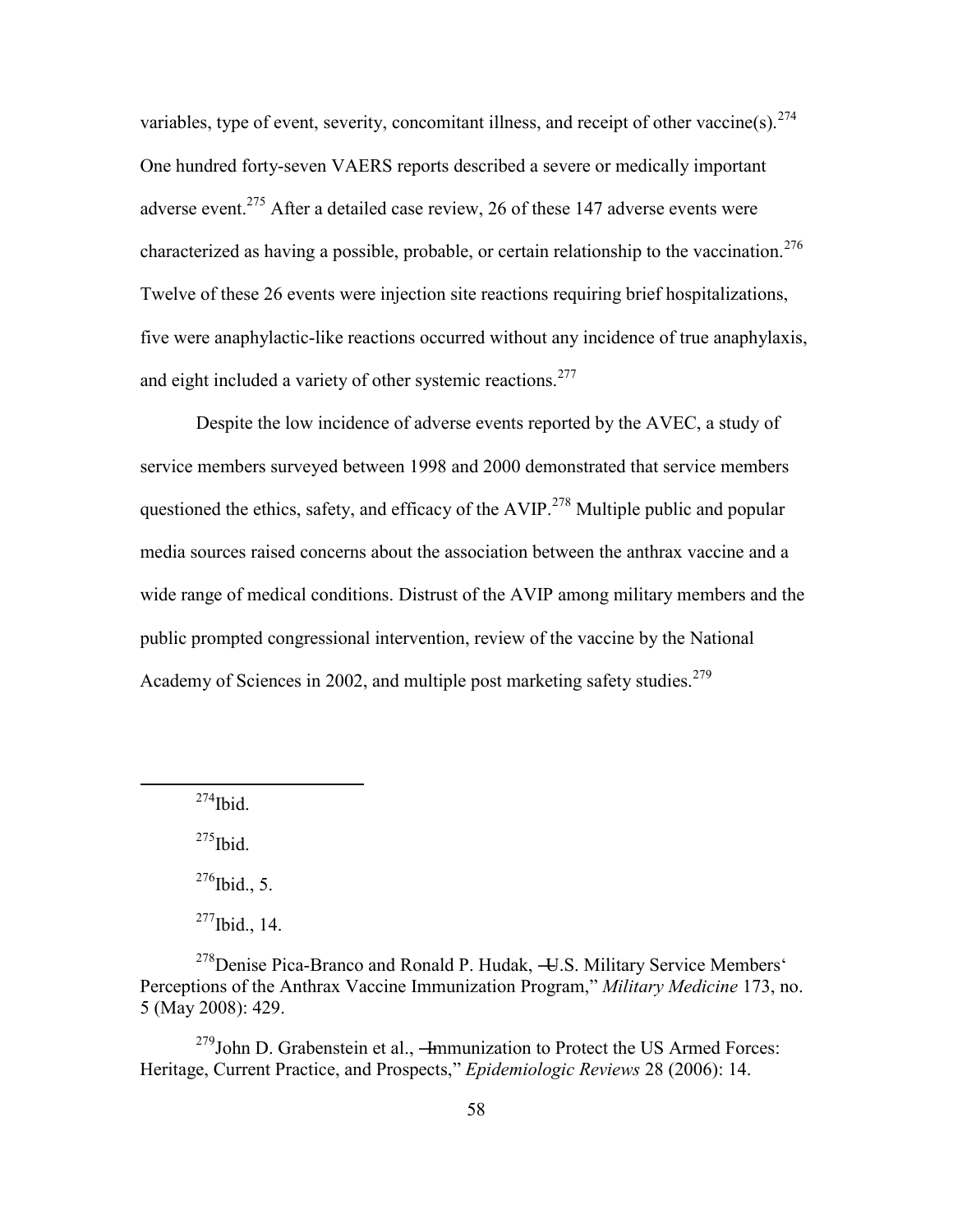variables, type of event, severity, concomitant illness, and receipt of other vaccine(s).[274] One hundred forty-seven VAERS reports described a severe or medically important adverse event.[275] After a detailed case review, 26 of these 147 adverse events were characterized as having a possible, probable, or certain relationship to the vaccination.[276] Twelve of these 26 events were injection site reactions requiring brief hospitalizations, five were anaphylactic-like reactions occurred without any incidence of true anaphylaxis, and eight included a variety of other systemic reactions.[277]

Despite the low incidence of adverse events reported by the AVEC, a study of service members surveyed between 1998 and 2000 demonstrated that service members questioned the ethics, safety, and efficacy of the AVIP.[278] Multiple public and popular media sources raised concerns about the association between the anthrax vaccine and a wide range of medical conditions. Distrust of the AVIP among military members and the public prompted congressional intervention, review of the vaccine by the National Academy of Sciences in 2002, and multiple post marketing safety studies.[279]

---

[274]Ibid.

[275]Ibid.

[276]Ibid., 5.

[277]Ibid., 14.

[278]Denise Pica-Branco and Ronald P. Hudak, ―U.S. Military Service Members' Perceptions of the Anthrax Vaccine Immunization Program," *Military Medicine* 173, no. 5 (May 2008): 429.

[279]John D. Grabenstein et al., ―Immunization to Protect the US Armed Forces: Heritage, Current Practice, and Prospects," *Epidemiologic Reviews* 28 (2006): 14.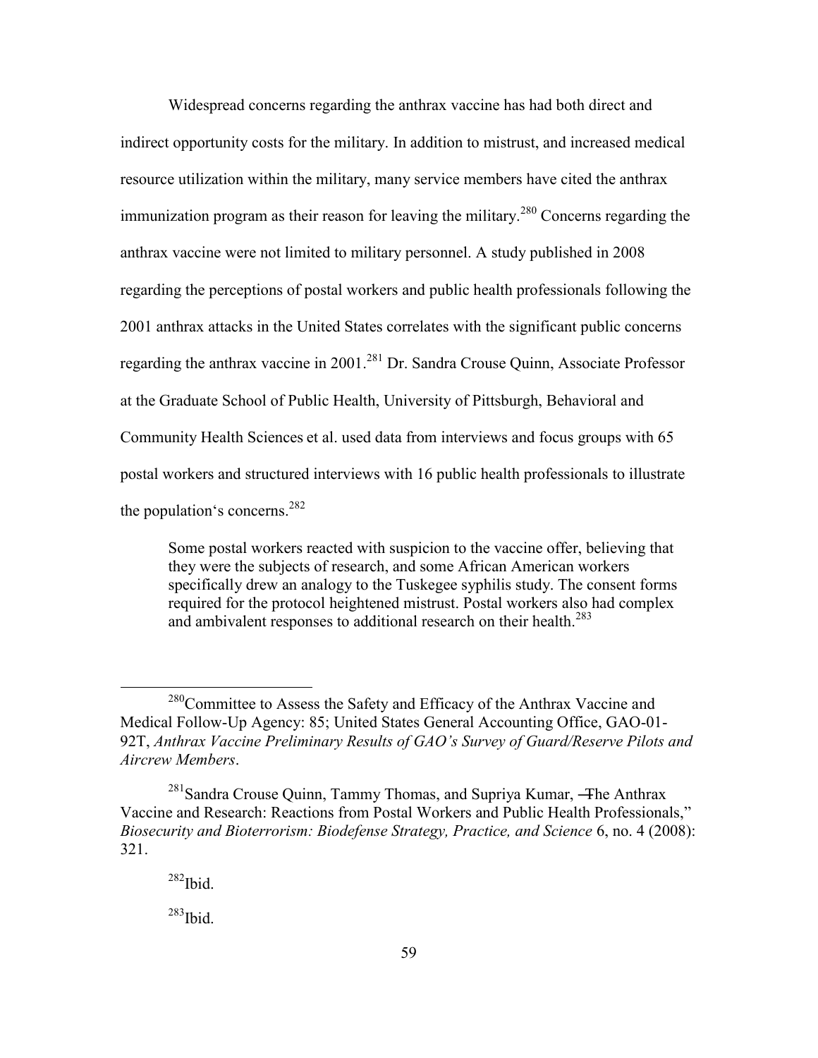Widespread concerns regarding the anthrax vaccine has had both direct and indirect opportunity costs for the military. In addition to mistrust, and increased medical resource utilization within the military, many service members have cited the anthrax immunization program as their reason for leaving the military.[280] Concerns regarding the anthrax vaccine were not limited to military personnel. A study published in 2008 regarding the perceptions of postal workers and public health professionals following the 2001 anthrax attacks in the United States correlates with the significant public concerns regarding the anthrax vaccine in 2001.[281] Dr. Sandra Crouse Quinn, Associate Professor at the Graduate School of Public Health, University of Pittsburgh, Behavioral and Community Health Sciences et al. used data from interviews and focus groups with 65 postal workers and structured interviews with 16 public health professionals to illustrate the population's concerns.[282]

> Some postal workers reacted with suspicion to the vaccine offer, believing that they were the subjects of research, and some African American workers specifically drew an analogy to the Tuskegee syphilis study. The consent forms required for the protocol heightened mistrust. Postal workers also had complex and ambivalent responses to additional research on their health.[283]

---

[280] Committee to Assess the Safety and Efficacy of the Anthrax Vaccine and Medical Follow-Up Agency: 85; United States General Accounting Office, GAO-01-92T, *Anthrax Vaccine Preliminary Results of GAO's Survey of Guard/Reserve Pilots and Aircrew Members*.

[281] Sandra Crouse Quinn, Tammy Thomas, and Supriya Kumar, ―The Anthrax Vaccine and Research: Reactions from Postal Workers and Public Health Professionals," *Biosecurity and Bioterrorism: Biodefense Strategy, Practice, and Science* 6, no. 4 (2008): 321.

[282] Ibid.

[283] Ibid.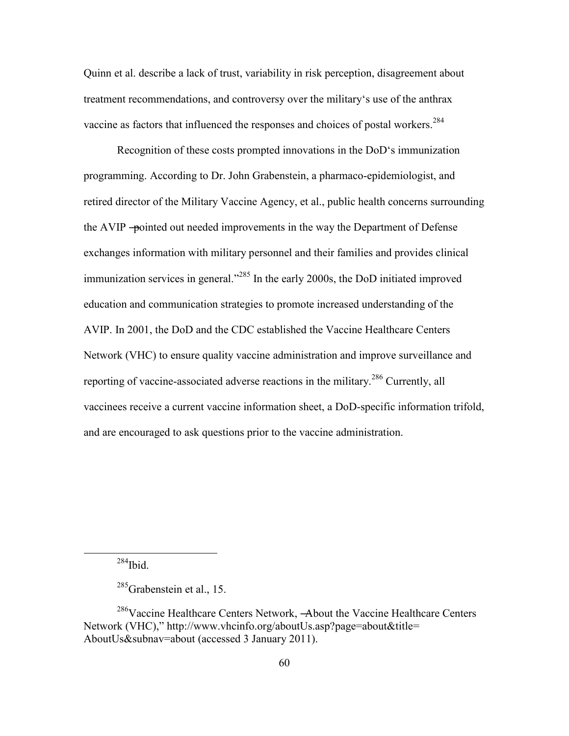Quinn et al. describe a lack of trust, variability in risk perception, disagreement about treatment recommendations, and controversy over the military's use of the anthrax vaccine as factors that influenced the responses and choices of postal workers.[284]

Recognition of these costs prompted innovations in the DoD's immunization programming. According to Dr. John Grabenstein, a pharmaco-epidemiologist, and retired director of the Military Vaccine Agency, et al., public health concerns surrounding the AVIP "pointed out needed improvements in the way the Department of Defense exchanges information with military personnel and their families and provides clinical immunization services in general."[285] In the early 2000s, the DoD initiated improved education and communication strategies to promote increased understanding of the AVIP. In 2001, the DoD and the CDC established the Vaccine Healthcare Centers Network (VHC) to ensure quality vaccine administration and improve surveillance and reporting of vaccine-associated adverse reactions in the military.[286] Currently, all vaccinees receive a current vaccine information sheet, a DoD-specific information trifold, and are encouraged to ask questions prior to the vaccine administration.

---

[284] Ibid.

[285] Grabenstein et al., 15.

[286] Vaccine Healthcare Centers Network, "About the Vaccine Healthcare Centers Network (VHC)," http://www.vhcinfo.org/aboutUs.asp?page=about&title=AboutUs&subnav=about (accessed 3 January 2011).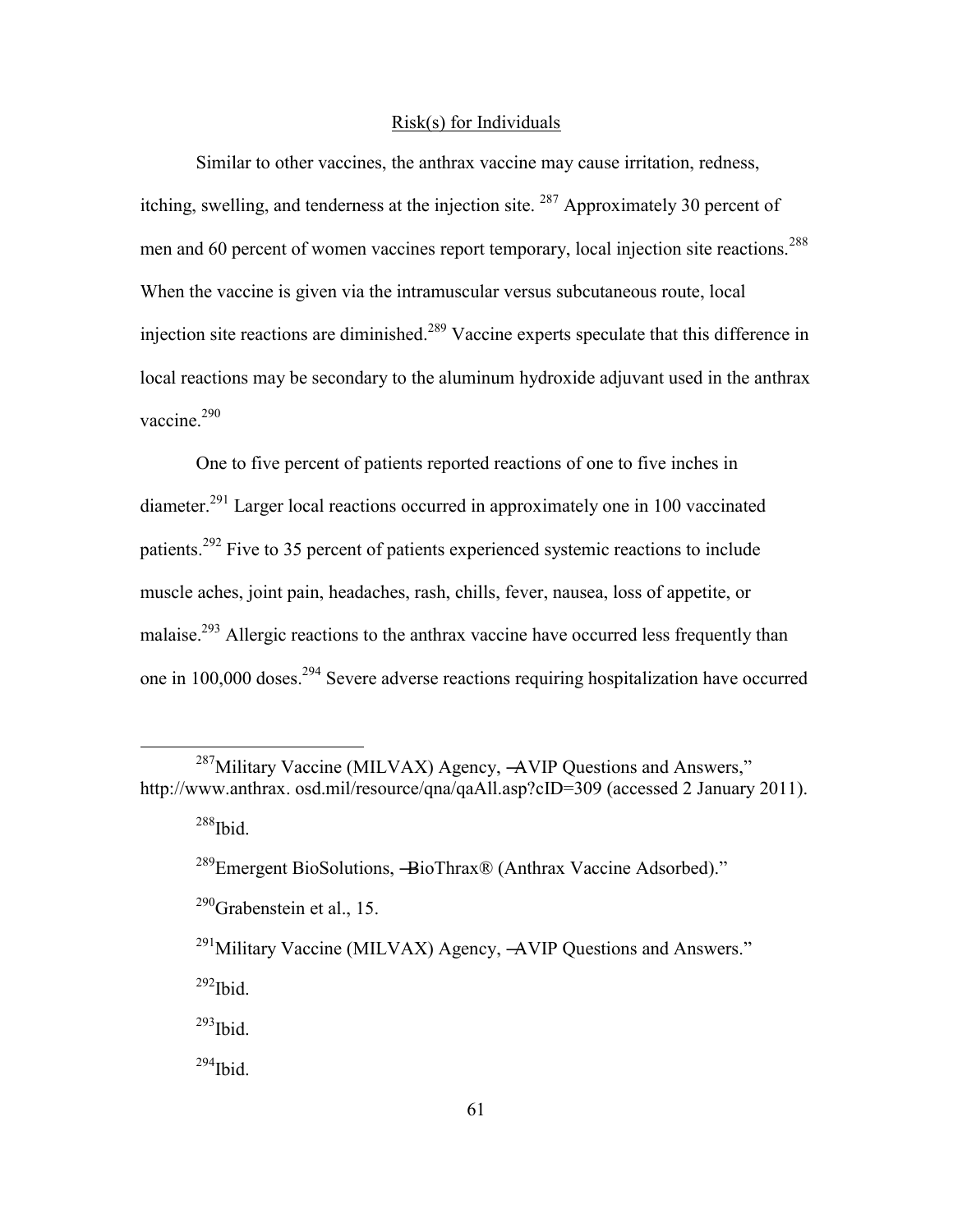Risk(s) for Individuals

Similar to other vaccines, the anthrax vaccine may cause irritation, redness, itching, swelling, and tenderness at the injection site. [287] Approximately 30 percent of men and 60 percent of women vaccines report temporary, local injection site reactions.[288] When the vaccine is given via the intramuscular versus subcutaneous route, local injection site reactions are diminished.[289] Vaccine experts speculate that this difference in local reactions may be secondary to the aluminum hydroxide adjuvant used in the anthrax vaccine.[290]

One to five percent of patients reported reactions of one to five inches in diameter.[291] Larger local reactions occurred in approximately one in 100 vaccinated patients.[292] Five to 35 percent of patients experienced systemic reactions to include muscle aches, joint pain, headaches, rash, chills, fever, nausea, loss of appetite, or malaise.[293] Allergic reactions to the anthrax vaccine have occurred less frequently than one in 100,000 doses.[294] Severe adverse reactions requiring hospitalization have occurred

---

[287] Military Vaccine (MILVAX) Agency, ―AVIP Questions and Answers," http://www.anthrax. osd.mil/resource/qna/qaAll.asp?cID=309 (accessed 2 January 2011).

[288] Ibid.

[289] Emergent BioSolutions, ―BioThrax® (Anthrax Vaccine Adsorbed)."

[290] Grabenstein et al., 15.

[291] Military Vaccine (MILVAX) Agency, ―AVIP Questions and Answers."

[292] Ibid.

[293] Ibid.

[294] Ibid.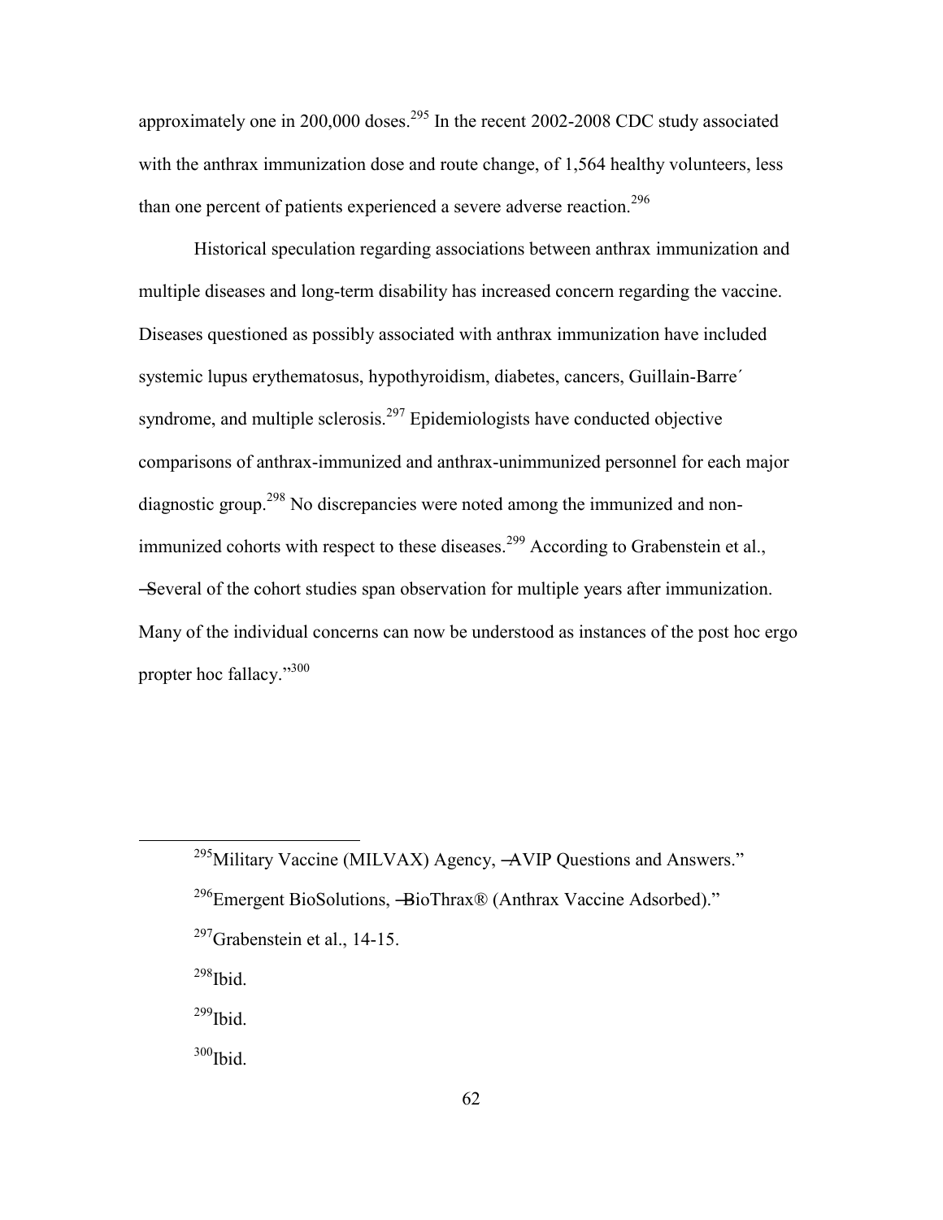approximately one in 200,000 doses.[295] In the recent 2002-2008 CDC study associated with the anthrax immunization dose and route change, of 1,564 healthy volunteers, less than one percent of patients experienced a severe adverse reaction.[296]

Historical speculation regarding associations between anthrax immunization and multiple diseases and long-term disability has increased concern regarding the vaccine. Diseases questioned as possibly associated with anthrax immunization have included systemic lupus erythematosus, hypothyroidism, diabetes, cancers, Guillain-Barre´ syndrome, and multiple sclerosis.[297] Epidemiologists have conducted objective comparisons of anthrax-immunized and anthrax-unimmunized personnel for each major diagnostic group.[298] No discrepancies were noted among the immunized and non-immunized cohorts with respect to these diseases.[299] According to Grabenstein et al., ―Several of the cohort studies span observation for multiple years after immunization. Many of the individual concerns can now be understood as instances of the post hoc ergo propter hoc fallacy."[300]

---

[295]Military Vaccine (MILVAX) Agency, ―AVIP Questions and Answers."

[296]Emergent BioSolutions, ―BioThrax® (Anthrax Vaccine Adsorbed)."

[297]Grabenstein et al., 14-15.

[298]Ibid.

[299]Ibid.

[300]Ibid.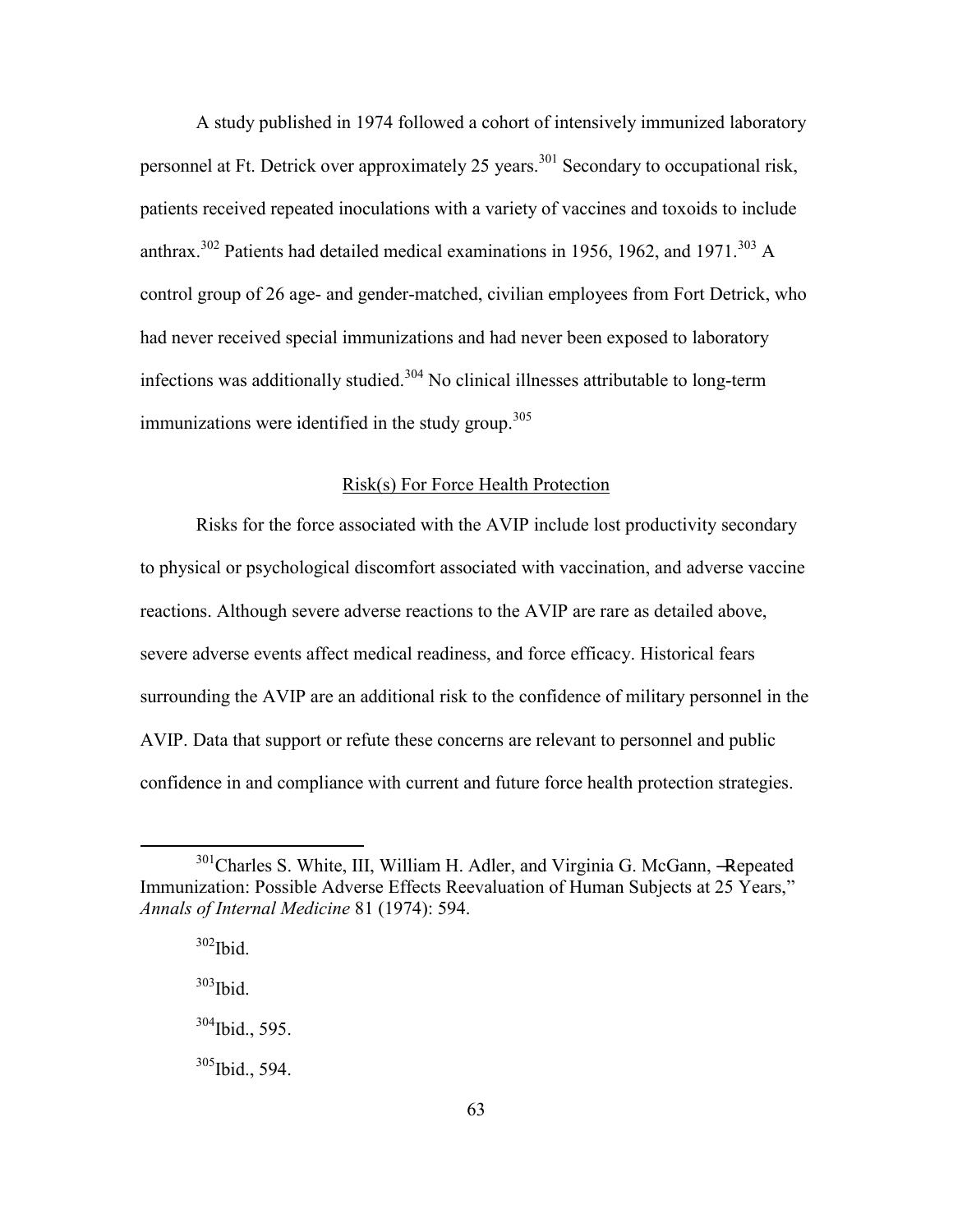A study published in 1974 followed a cohort of intensively immunized laboratory personnel at Ft. Detrick over approximately 25 years.[301] Secondary to occupational risk, patients received repeated inoculations with a variety of vaccines and toxoids to include anthrax.[302] Patients had detailed medical examinations in 1956, 1962, and 1971.[303] A control group of 26 age- and gender-matched, civilian employees from Fort Detrick, who had never received special immunizations and had never been exposed to laboratory infections was additionally studied.[304] No clinical illnesses attributable to long-term immunizations were identified in the study group.[305]

## Risk(s) For Force Health Protection

Risks for the force associated with the AVIP include lost productivity secondary to physical or psychological discomfort associated with vaccination, and adverse vaccine reactions. Although severe adverse reactions to the AVIP are rare as detailed above, severe adverse events affect medical readiness, and force efficacy. Historical fears surrounding the AVIP are an additional risk to the confidence of military personnel in the AVIP. Data that support or refute these concerns are relevant to personnel and public confidence in and compliance with current and future force health protection strategies.

---

[301] Charles S. White, III, William H. Adler, and Virginia G. McGann, ―Repeated Immunization: Possible Adverse Effects Reevaluation of Human Subjects at 25 Years," *Annals of Internal Medicine* 81 (1974): 594.

[302] Ibid.

[303] Ibid.

[304] Ibid., 595.

[305] Ibid., 594.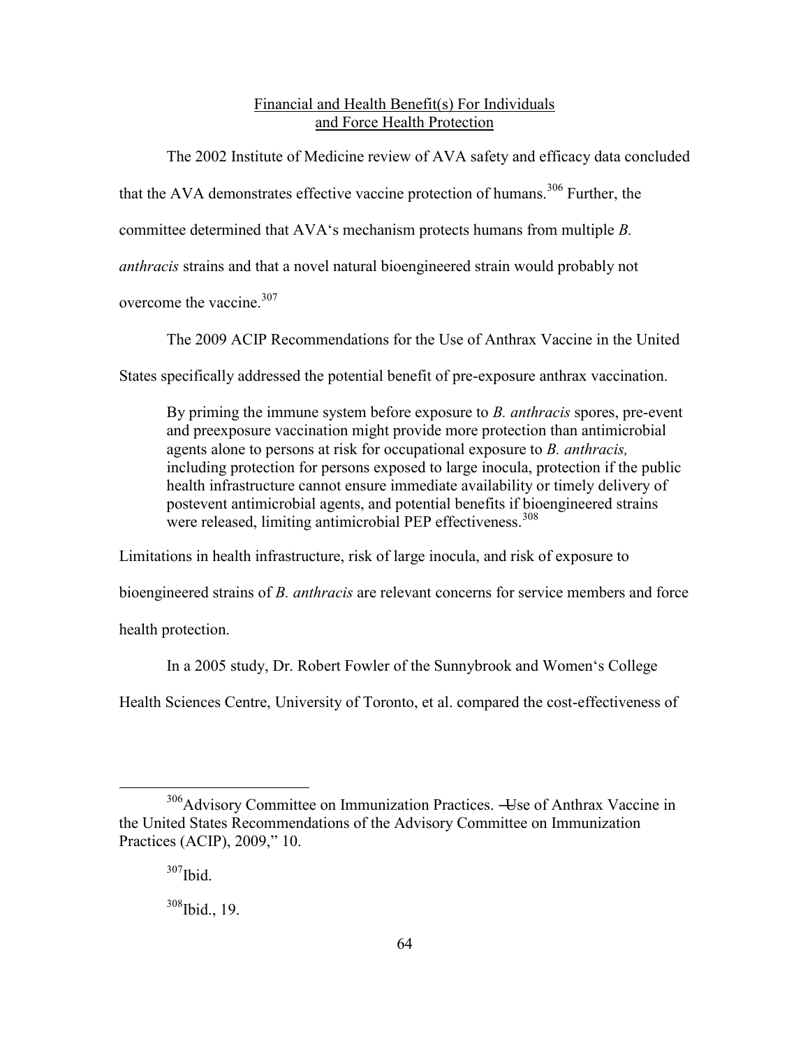## Financial and Health Benefit(s) For Individuals and Force Health Protection

The 2002 Institute of Medicine review of AVA safety and efficacy data concluded that the AVA demonstrates effective vaccine protection of humans.[306] Further, the committee determined that AVA's mechanism protects humans from multiple *B. anthracis* strains and that a novel natural bioengineered strain would probably not overcome the vaccine.[307]

The 2009 ACIP Recommendations for the Use of Anthrax Vaccine in the United States specifically addressed the potential benefit of pre-exposure anthrax vaccination.

> By priming the immune system before exposure to *B. anthracis* spores, pre-event and preexposure vaccination might provide more protection than antimicrobial agents alone to persons at risk for occupational exposure to *B. anthracis,* including protection for persons exposed to large inocula, protection if the public health infrastructure cannot ensure immediate availability or timely delivery of postevent antimicrobial agents, and potential benefits if bioengineered strains were released, limiting antimicrobial PEP effectiveness.[308]

Limitations in health infrastructure, risk of large inocula, and risk of exposure to bioengineered strains of *B. anthracis* are relevant concerns for service members and force health protection.

In a 2005 study, Dr. Robert Fowler of the Sunnybrook and Women's College Health Sciences Centre, University of Toronto, et al. compared the cost-effectiveness of

---

[306] Advisory Committee on Immunization Practices. ―Use of Anthrax Vaccine in the United States Recommendations of the Advisory Committee on Immunization Practices (ACIP), 2009," 10.

[307] Ibid.

[308] Ibid., 19.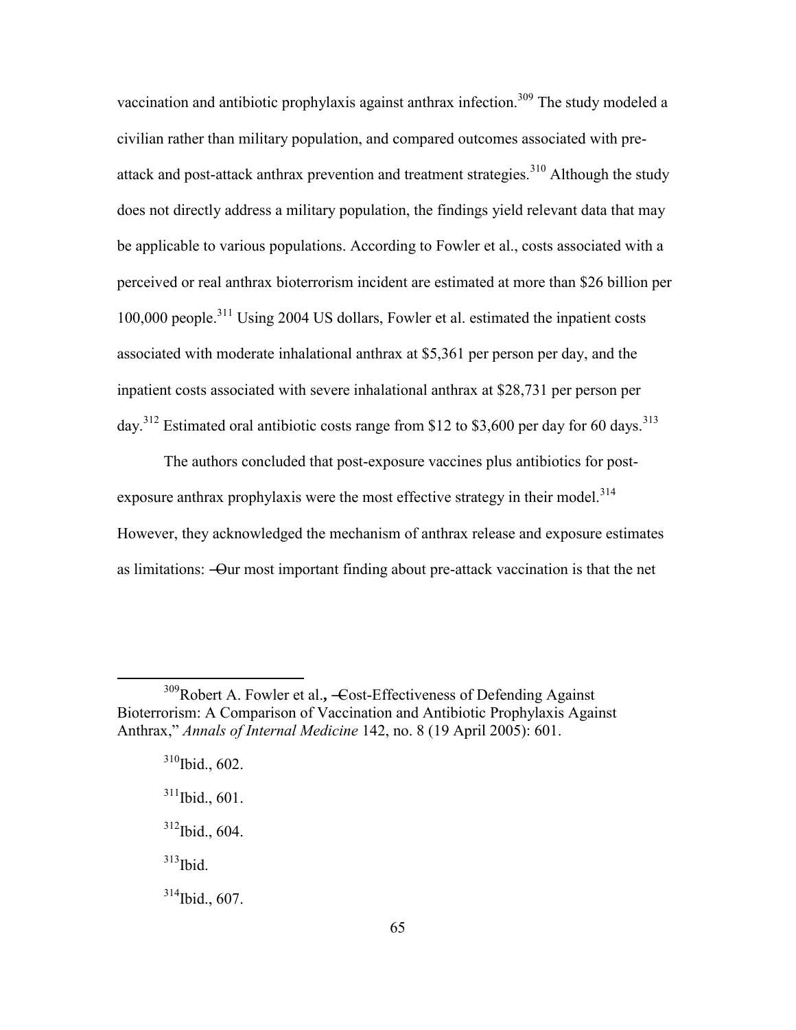vaccination and antibiotic prophylaxis against anthrax infection.[309] The study modeled a civilian rather than military population, and compared outcomes associated with pre-attack and post-attack anthrax prevention and treatment strategies.[310] Although the study does not directly address a military population, the findings yield relevant data that may be applicable to various populations. According to Fowler et al., costs associated with a perceived or real anthrax bioterrorism incident are estimated at more than $26 billion per 100,000 people.[311] Using 2004 US dollars, Fowler et al. estimated the inpatient costs associated with moderate inhalational anthrax at $5,361 per person per day, and the inpatient costs associated with severe inhalational anthrax at $28,731 per person per day.[312] Estimated oral antibiotic costs range from $12 to $3,600 per day for 60 days.[313]

The authors concluded that post-exposure vaccines plus antibiotics for post-exposure anthrax prophylaxis were the most effective strategy in their model.[314] However, they acknowledged the mechanism of anthrax release and exposure estimates as limitations: ―Our most important finding about pre-attack vaccination is that the net

---

[309] Robert A. Fowler et al., ―Cost-Effectiveness of Defending Against Bioterrorism: A Comparison of Vaccination and Antibiotic Prophylaxis Against Anthrax," *Annals of Internal Medicine* 142, no. 8 (19 April 2005): 601.

[310] Ibid., 602.

[311] Ibid., 601.

[312] Ibid., 604.

[313] Ibid.

[314] Ibid., 607.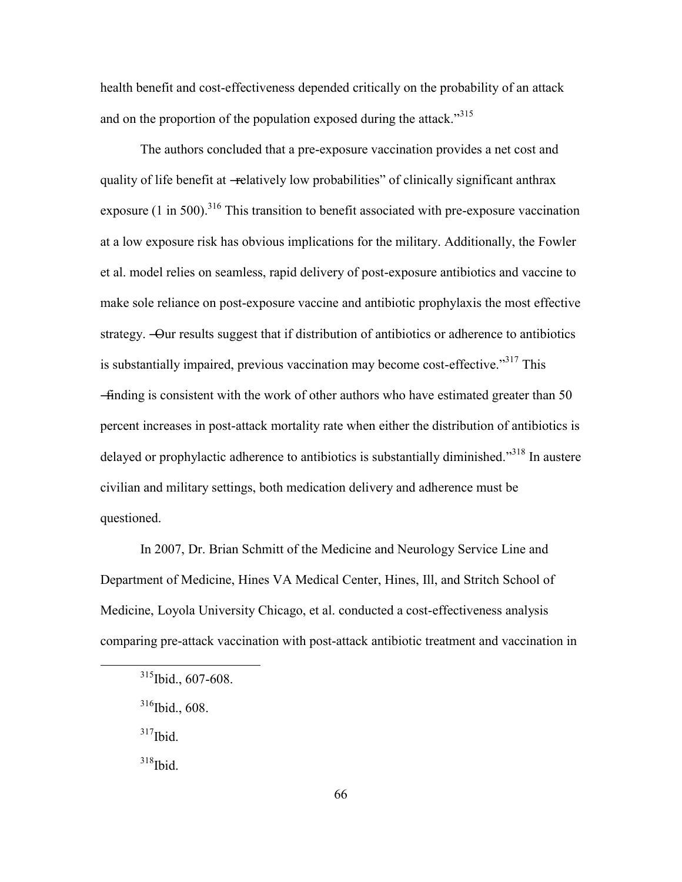health benefit and cost-effectiveness depended critically on the probability of an attack and on the proportion of the population exposed during the attack."[315]

The authors concluded that a pre-exposure vaccination provides a net cost and quality of life benefit at ―relatively low probabilities" of clinically significant anthrax exposure (1 in 500).[316] This transition to benefit associated with pre-exposure vaccination at a low exposure risk has obvious implications for the military. Additionally, the Fowler et al. model relies on seamless, rapid delivery of post-exposure antibiotics and vaccine to make sole reliance on post-exposure vaccine and antibiotic prophylaxis the most effective strategy. ―Our results suggest that if distribution of antibiotics or adherence to antibiotics is substantially impaired, previous vaccination may become cost-effective."[317] This ―finding is consistent with the work of other authors who have estimated greater than 50 percent increases in post-attack mortality rate when either the distribution of antibiotics is delayed or prophylactic adherence to antibiotics is substantially diminished."[318] In austere civilian and military settings, both medication delivery and adherence must be questioned.

In 2007, Dr. Brian Schmitt of the Medicine and Neurology Service Line and Department of Medicine, Hines VA Medical Center, Hines, Ill, and Stritch School of Medicine, Loyola University Chicago, et al. conducted a cost-effectiveness analysis comparing pre-attack vaccination with post-attack antibiotic treatment and vaccination in

---

[315]Ibid., 607-608.

[316]Ibid., 608.

[317]Ibid.

[318]Ibid.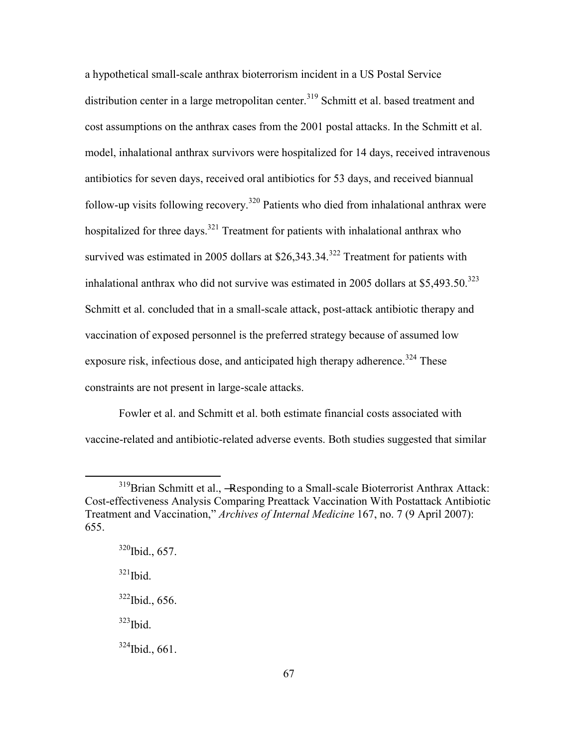a hypothetical small-scale anthrax bioterrorism incident in a US Postal Service distribution center in a large metropolitan center.[319] Schmitt et al. based treatment and cost assumptions on the anthrax cases from the 2001 postal attacks. In the Schmitt et al. model, inhalational anthrax survivors were hospitalized for 14 days, received intravenous antibiotics for seven days, received oral antibiotics for 53 days, and received biannual follow-up visits following recovery.[320] Patients who died from inhalational anthrax were hospitalized for three days.[321] Treatment for patients with inhalational anthrax who survived was estimated in 2005 dollars at $26,343.34.[322] Treatment for patients with inhalational anthrax who did not survive was estimated in 2005 dollars at $5,493.50.[323] Schmitt et al. concluded that in a small-scale attack, post-attack antibiotic therapy and vaccination of exposed personnel is the preferred strategy because of assumed low exposure risk, infectious dose, and anticipated high therapy adherence.[324] These constraints are not present in large-scale attacks.

Fowler et al. and Schmitt et al. both estimate financial costs associated with vaccine-related and antibiotic-related adverse events. Both studies suggested that similar

---

[319]Brian Schmitt et al., ―Responding to a Small-scale Bioterrorist Anthrax Attack: Cost-effectiveness Analysis Comparing Preattack Vaccination With Postattack Antibiotic Treatment and Vaccination," *Archives of Internal Medicine* 167, no. 7 (9 April 2007): 655.

[320]Ibid., 657.

[321]Ibid.

[322]Ibid., 656.

[323]Ibid.

[324]Ibid., 661.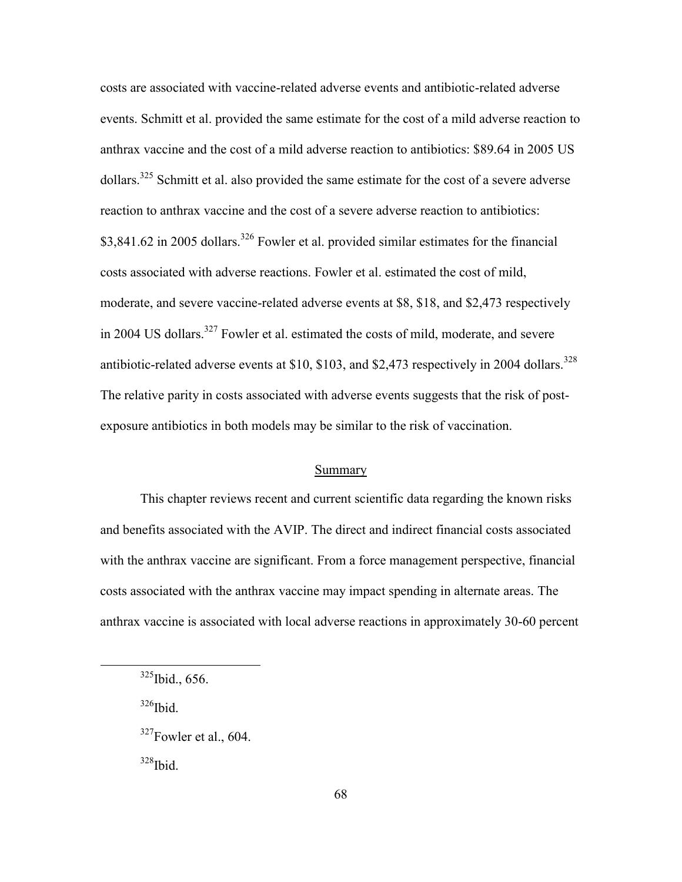costs are associated with vaccine-related adverse events and antibiotic-related adverse events. Schmitt et al. provided the same estimate for the cost of a mild adverse reaction to anthrax vaccine and the cost of a mild adverse reaction to antibiotics: $89.64 in 2005 US dollars.[325] Schmitt et al. also provided the same estimate for the cost of a severe adverse reaction to anthrax vaccine and the cost of a severe adverse reaction to antibiotics: $3,841.62 in 2005 dollars.[326] Fowler et al. provided similar estimates for the financial costs associated with adverse reactions. Fowler et al. estimated the cost of mild, moderate, and severe vaccine-related adverse events at $8, $18, and $2,473 respectively in 2004 US dollars.[327] Fowler et al. estimated the costs of mild, moderate, and severe antibiotic-related adverse events at $10, $103, and $2,473 respectively in 2004 dollars.[328] The relative parity in costs associated with adverse events suggests that the risk of post-exposure antibiotics in both models may be similar to the risk of vaccination.

## Summary

This chapter reviews recent and current scientific data regarding the known risks and benefits associated with the AVIP. The direct and indirect financial costs associated with the anthrax vaccine are significant. From a force management perspective, financial costs associated with the anthrax vaccine may impact spending in alternate areas. The anthrax vaccine is associated with local adverse reactions in approximately 30-60 percent

---

[325] Ibid., 656.

[326] Ibid.

[327] Fowler et al., 604.

[328] Ibid.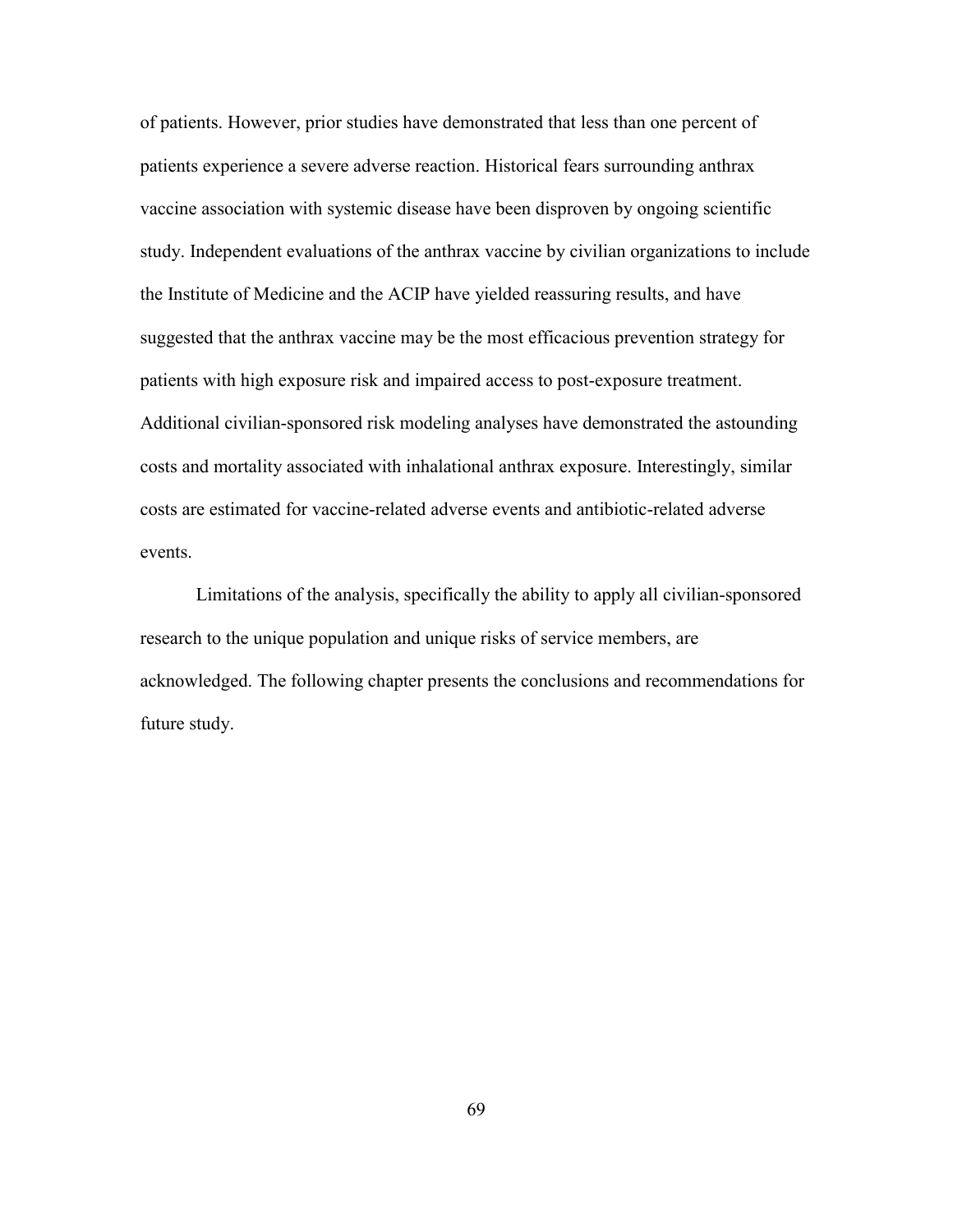of patients. However, prior studies have demonstrated that less than one percent of patients experience a severe adverse reaction. Historical fears surrounding anthrax vaccine association with systemic disease have been disproven by ongoing scientific study. Independent evaluations of the anthrax vaccine by civilian organizations to include the Institute of Medicine and the ACIP have yielded reassuring results, and have suggested that the anthrax vaccine may be the most efficacious prevention strategy for patients with high exposure risk and impaired access to post-exposure treatment. Additional civilian-sponsored risk modeling analyses have demonstrated the astounding costs and mortality associated with inhalational anthrax exposure. Interestingly, similar costs are estimated for vaccine-related adverse events and antibiotic-related adverse events.

Limitations of the analysis, specifically the ability to apply all civilian-sponsored research to the unique population and unique risks of service members, are acknowledged. The following chapter presents the conclusions and recommendations for future study.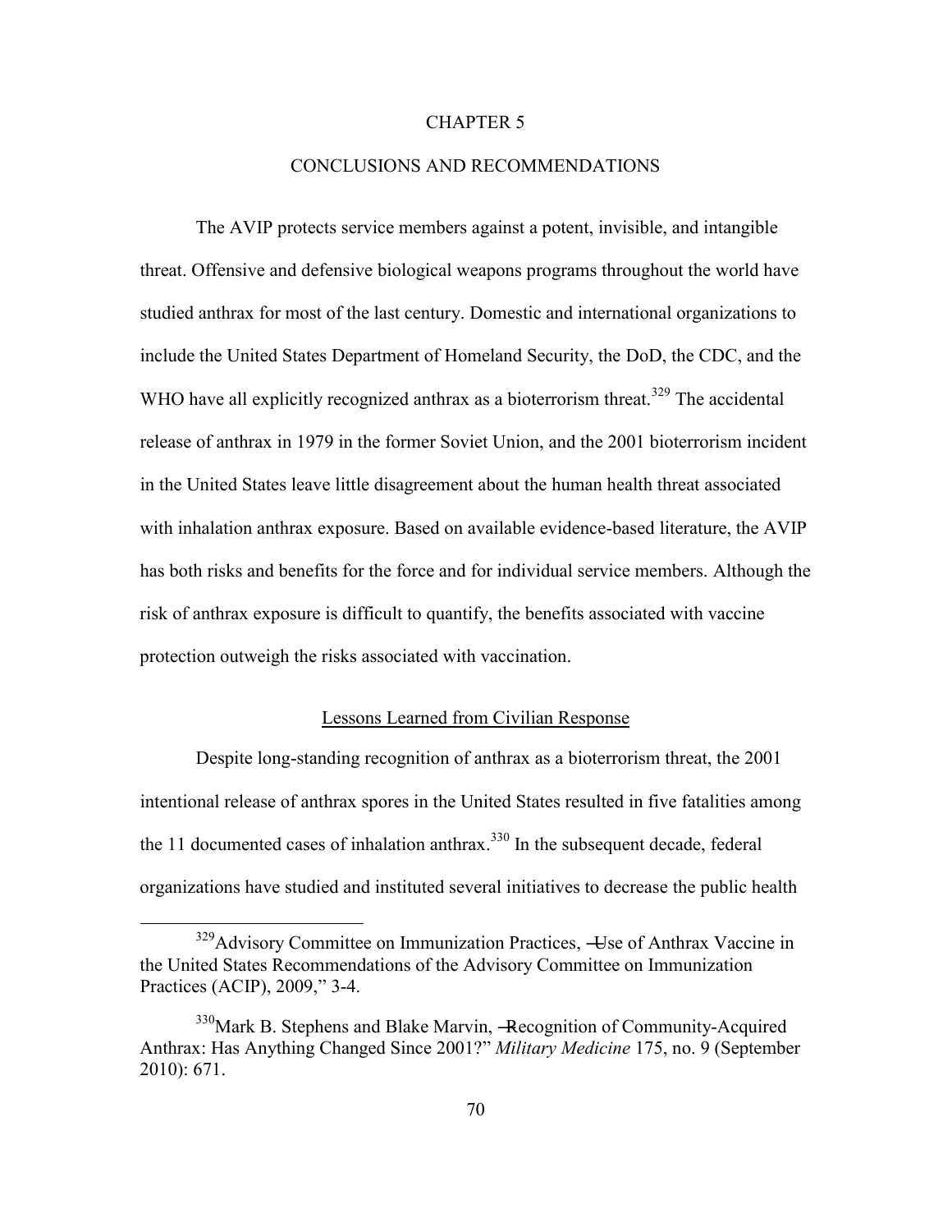# CHAPTER 5

# CONCLUSIONS AND RECOMMENDATIONS

The AVIP protects service members against a potent, invisible, and intangible threat. Offensive and defensive biological weapons programs throughout the world have studied anthrax for most of the last century. Domestic and international organizations to include the United States Department of Homeland Security, the DoD, the CDC, and the WHO have all explicitly recognized anthrax as a bioterrorism threat.[329] The accidental release of anthrax in 1979 in the former Soviet Union, and the 2001 bioterrorism incident in the United States leave little disagreement about the human health threat associated with inhalation anthrax exposure. Based on available evidence-based literature, the AVIP has both risks and benefits for the force and for individual service members. Although the risk of anthrax exposure is difficult to quantify, the benefits associated with vaccine protection outweigh the risks associated with vaccination.

## Lessons Learned from Civilian Response

Despite long-standing recognition of anthrax as a bioterrorism threat, the 2001 intentional release of anthrax spores in the United States resulted in five fatalities among the 11 documented cases of inhalation anthrax.[330] In the subsequent decade, federal organizations have studied and instituted several initiatives to decrease the public health

---

[329] Advisory Committee on Immunization Practices, ―Use of Anthrax Vaccine in the United States Recommendations of the Advisory Committee on Immunization Practices (ACIP), 2009," 3-4.

[330] Mark B. Stephens and Blake Marvin, ―Recognition of Community-Acquired Anthrax: Has Anything Changed Since 2001?" *Military Medicine* 175, no. 9 (September 2010): 671.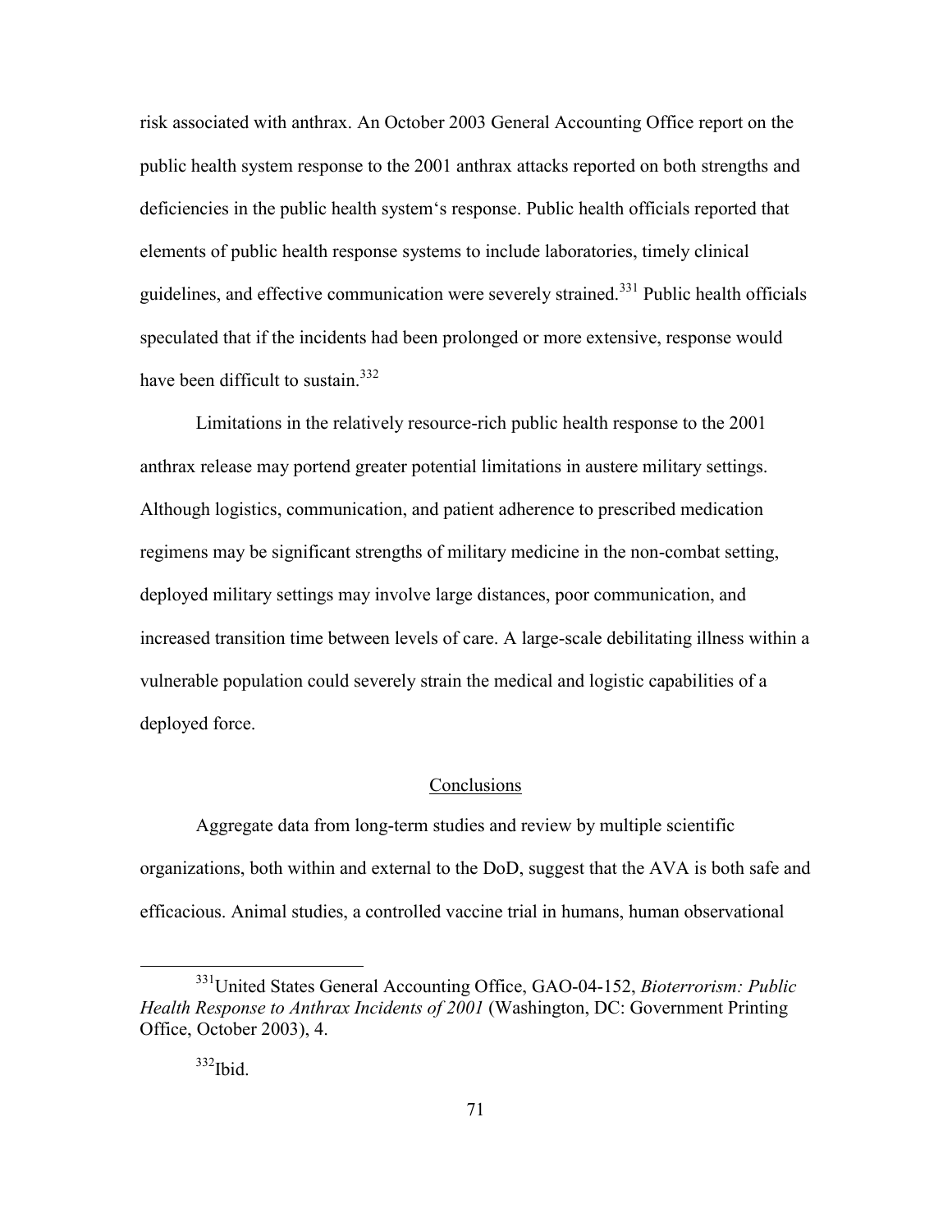risk associated with anthrax. An October 2003 General Accounting Office report on the public health system response to the 2001 anthrax attacks reported on both strengths and deficiencies in the public health system's response. Public health officials reported that elements of public health response systems to include laboratories, timely clinical guidelines, and effective communication were severely strained.[331] Public health officials speculated that if the incidents had been prolonged or more extensive, response would have been difficult to sustain.[332]

Limitations in the relatively resource-rich public health response to the 2001 anthrax release may portend greater potential limitations in austere military settings. Although logistics, communication, and patient adherence to prescribed medication regimens may be significant strengths of military medicine in the non-combat setting, deployed military settings may involve large distances, poor communication, and increased transition time between levels of care. A large-scale debilitating illness within a vulnerable population could severely strain the medical and logistic capabilities of a deployed force.

## Conclusions

Aggregate data from long-term studies and review by multiple scientific organizations, both within and external to the DoD, suggest that the AVA is both safe and efficacious. Animal studies, a controlled vaccine trial in humans, human observational

---

[331] United States General Accounting Office, GAO-04-152, *Bioterrorism: Public Health Response to Anthrax Incidents of 2001* (Washington, DC: Government Printing Office, October 2003), 4.

[332] Ibid.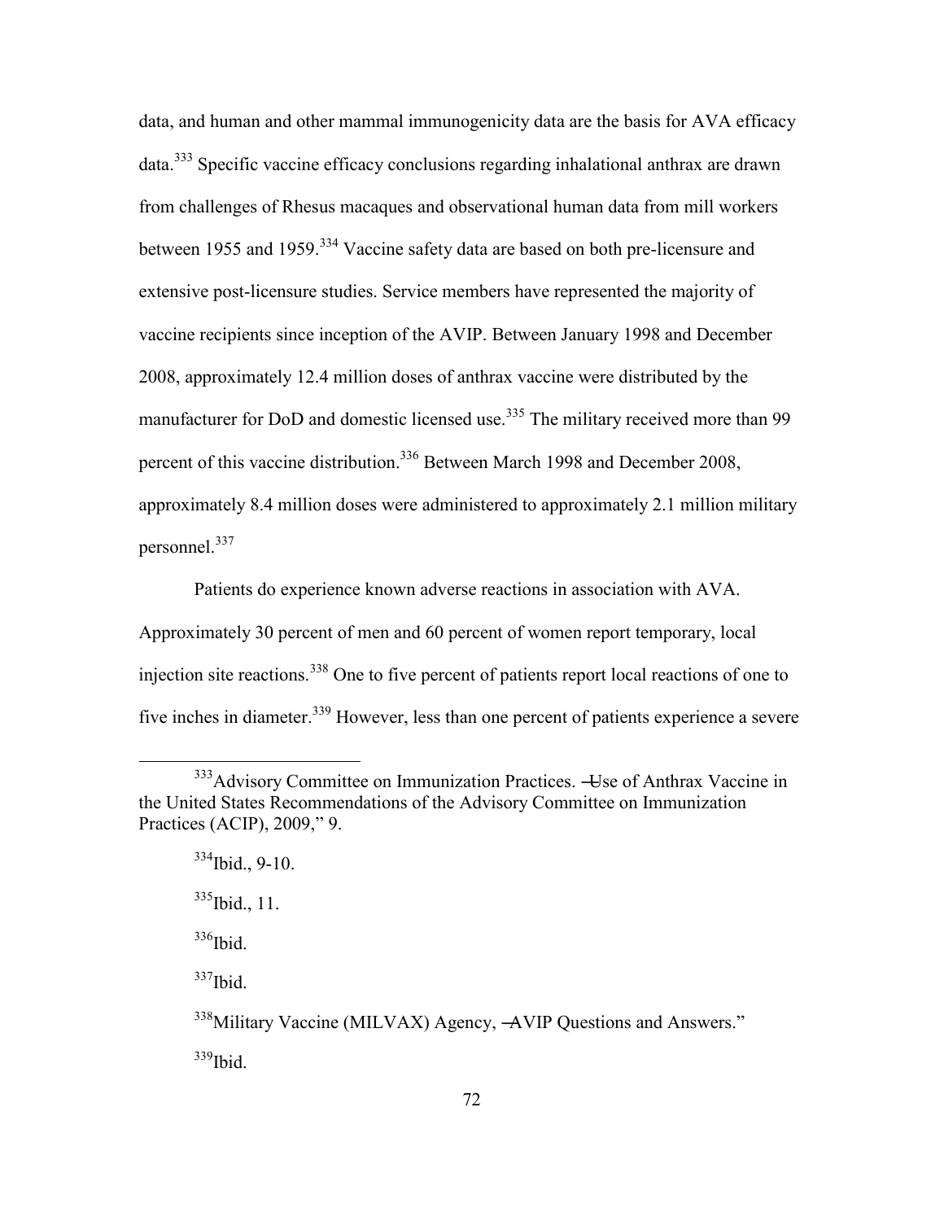data, and human and other mammal immunogenicity data are the basis for AVA efficacy data.[333] Specific vaccine efficacy conclusions regarding inhalational anthrax are drawn from challenges of Rhesus macaques and observational human data from mill workers between 1955 and 1959.[334] Vaccine safety data are based on both pre-licensure and extensive post-licensure studies. Service members have represented the majority of vaccine recipients since inception of the AVIP. Between January 1998 and December 2008, approximately 12.4 million doses of anthrax vaccine were distributed by the manufacturer for DoD and domestic licensed use.[335] The military received more than 99 percent of this vaccine distribution.[336] Between March 1998 and December 2008, approximately 8.4 million doses were administered to approximately 2.1 million military personnel.[337]

Patients do experience known adverse reactions in association with AVA. Approximately 30 percent of men and 60 percent of women report temporary, local injection site reactions.[338] One to five percent of patients report local reactions of one to five inches in diameter.[339] However, less than one percent of patients experience a severe

---

[333] Advisory Committee on Immunization Practices. ―Use of Anthrax Vaccine in the United States Recommendations of the Advisory Committee on Immunization Practices (ACIP), 2009," 9.

[334] Ibid., 9-10.

[335] Ibid., 11.

[336] Ibid.

[337] Ibid.

[338] Military Vaccine (MILVAX) Agency, ―AVIP Questions and Answers."

[339] Ibid.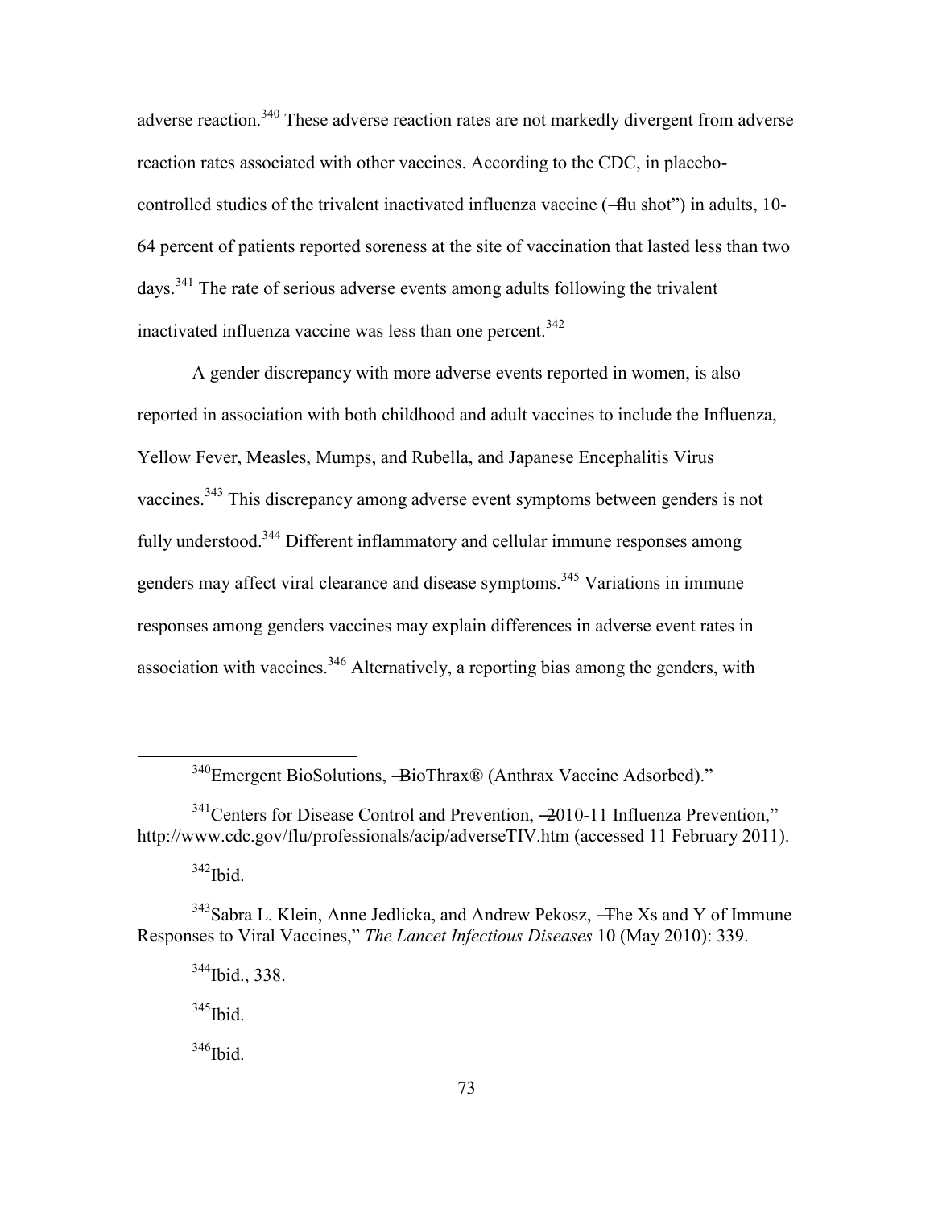adverse reaction.[340] These adverse reaction rates are not markedly divergent from adverse reaction rates associated with other vaccines. According to the CDC, in placebo-controlled studies of the trivalent inactivated influenza vaccine (―flu shot") in adults, 10-64 percent of patients reported soreness at the site of vaccination that lasted less than two days.[341] The rate of serious adverse events among adults following the trivalent inactivated influenza vaccine was less than one percent.[342]

A gender discrepancy with more adverse events reported in women, is also reported in association with both childhood and adult vaccines to include the Influenza, Yellow Fever, Measles, Mumps, and Rubella, and Japanese Encephalitis Virus vaccines.[343] This discrepancy among adverse event symptoms between genders is not fully understood.[344] Different inflammatory and cellular immune responses among genders may affect viral clearance and disease symptoms.[345] Variations in immune responses among genders vaccines may explain differences in adverse event rates in association with vaccines.[346] Alternatively, a reporting bias among the genders, with

[340]Emergent BioSolutions, ―BioThrax® (Anthrax Vaccine Adsorbed)."

[341]Centers for Disease Control and Prevention, ―2010-11 Influenza Prevention," http://www.cdc.gov/flu/professionals/acip/adverseTIV.htm (accessed 11 February 2011).

[342]Ibid.

[343]Sabra L. Klein, Anne Jedlicka, and Andrew Pekosz, ―The Xs and Y of Immune Responses to Viral Vaccines," *The Lancet Infectious Diseases* 10 (May 2010): 339.

[344]Ibid., 338.

[345]Ibid.

[346]Ibid.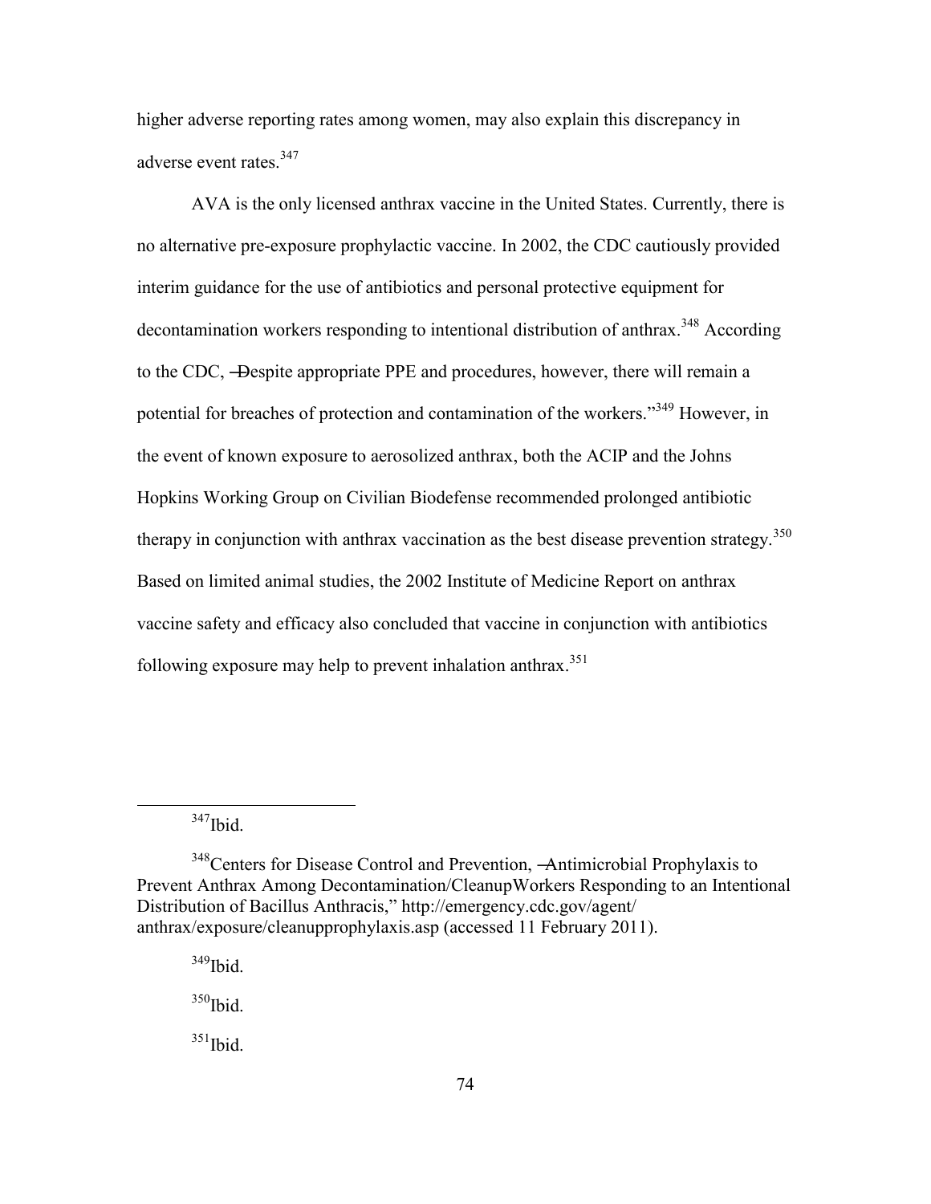higher adverse reporting rates among women, may also explain this discrepancy in adverse event rates.[347]

AVA is the only licensed anthrax vaccine in the United States. Currently, there is no alternative pre-exposure prophylactic vaccine. In 2002, the CDC cautiously provided interim guidance for the use of antibiotics and personal protective equipment for decontamination workers responding to intentional distribution of anthrax.[348] According to the CDC, ―Despite appropriate PPE and procedures, however, there will remain a potential for breaches of protection and contamination of the workers."[349] However, in the event of known exposure to aerosolized anthrax, both the ACIP and the Johns Hopkins Working Group on Civilian Biodefense recommended prolonged antibiotic therapy in conjunction with anthrax vaccination as the best disease prevention strategy.[350] Based on limited animal studies, the 2002 Institute of Medicine Report on anthrax vaccine safety and efficacy also concluded that vaccine in conjunction with antibiotics following exposure may help to prevent inhalation anthrax.[351]

---

[347]Ibid.

[348]Centers for Disease Control and Prevention, ―Antimicrobial Prophylaxis to Prevent Anthrax Among Decontamination/CleanupWorkers Responding to an Intentional Distribution of Bacillus Anthracis," http://emergency.cdc.gov/agent/anthrax/exposure/cleanupprophylaxis.asp (accessed 11 February 2011).

[349]Ibid.

[350]Ibid.

[351]Ibid.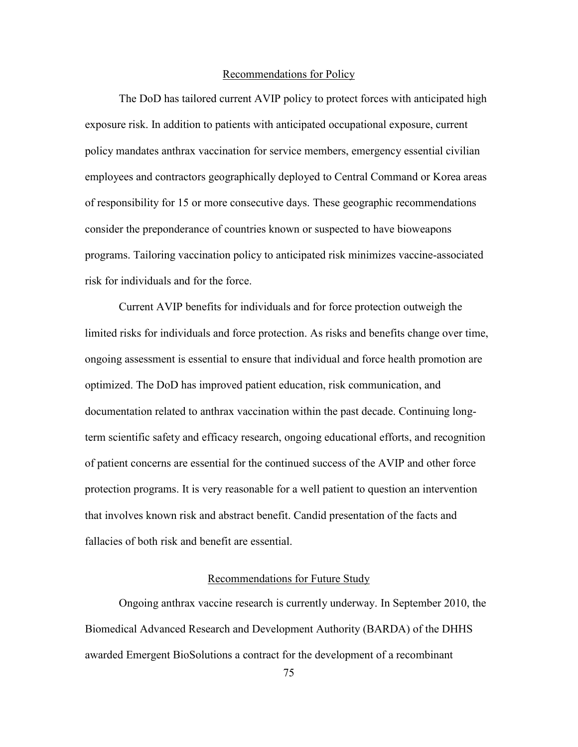## Recommendations for Policy

The DoD has tailored current AVIP policy to protect forces with anticipated high exposure risk. In addition to patients with anticipated occupational exposure, current policy mandates anthrax vaccination for service members, emergency essential civilian employees and contractors geographically deployed to Central Command or Korea areas of responsibility for 15 or more consecutive days. These geographic recommendations consider the preponderance of countries known or suspected to have bioweapons programs. Tailoring vaccination policy to anticipated risk minimizes vaccine-associated risk for individuals and for the force.

Current AVIP benefits for individuals and for force protection outweigh the limited risks for individuals and force protection. As risks and benefits change over time, ongoing assessment is essential to ensure that individual and force health promotion are optimized. The DoD has improved patient education, risk communication, and documentation related to anthrax vaccination within the past decade. Continuing long-term scientific safety and efficacy research, ongoing educational efforts, and recognition of patient concerns are essential for the continued success of the AVIP and other force protection programs. It is very reasonable for a well patient to question an intervention that involves known risk and abstract benefit. Candid presentation of the facts and fallacies of both risk and benefit are essential.

## Recommendations for Future Study

Ongoing anthrax vaccine research is currently underway. In September 2010, the Biomedical Advanced Research and Development Authority (BARDA) of the DHHS awarded Emergent BioSolutions a contract for the development of a recombinant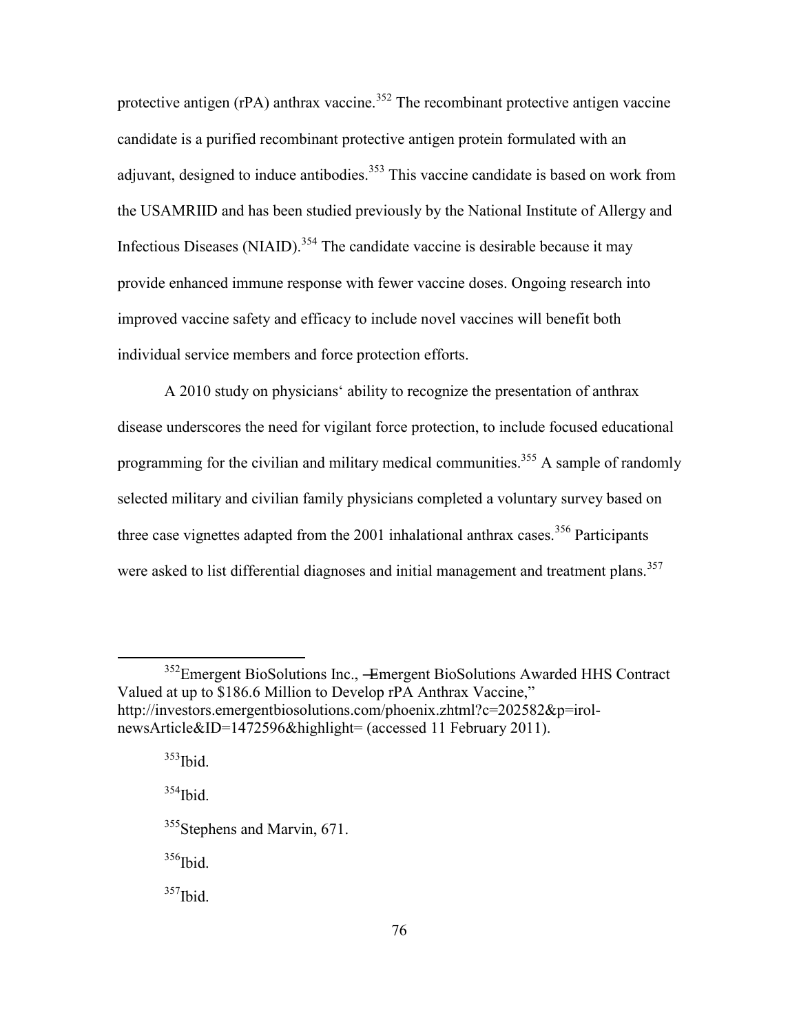protective antigen (rPA) anthrax vaccine.[352] The recombinant protective antigen vaccine candidate is a purified recombinant protective antigen protein formulated with an adjuvant, designed to induce antibodies.[353] This vaccine candidate is based on work from the USAMRIID and has been studied previously by the National Institute of Allergy and Infectious Diseases (NIAID).[354] The candidate vaccine is desirable because it may provide enhanced immune response with fewer vaccine doses. Ongoing research into improved vaccine safety and efficacy to include novel vaccines will benefit both individual service members and force protection efforts.

A 2010 study on physicians' ability to recognize the presentation of anthrax disease underscores the need for vigilant force protection, to include focused educational programming for the civilian and military medical communities.[355] A sample of randomly selected military and civilian family physicians completed a voluntary survey based on three case vignettes adapted from the 2001 inhalational anthrax cases.[356] Participants were asked to list differential diagnoses and initial management and treatment plans.[357]

---

[352] Emergent BioSolutions Inc., ―Emergent BioSolutions Awarded HHS Contract Valued at up to $186.6 Million to Develop rPA Anthrax Vaccine," http://investors.emergentbiosolutions.com/phoenix.zhtml?c=202582&p=irol-newsArticle&ID=1472596&highlight= (accessed 11 February 2011).

[353] Ibid.

[354] Ibid.

[355] Stephens and Marvin, 671.

[356] Ibid.

[357] Ibid.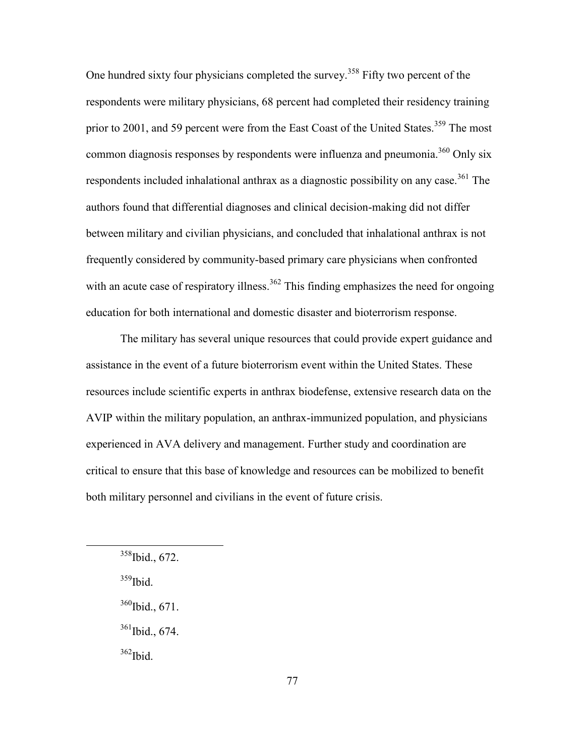One hundred sixty four physicians completed the survey.[358] Fifty two percent of the respondents were military physicians, 68 percent had completed their residency training prior to 2001, and 59 percent were from the East Coast of the United States.[359] The most common diagnosis responses by respondents were influenza and pneumonia.[360] Only six respondents included inhalational anthrax as a diagnostic possibility on any case.[361] The authors found that differential diagnoses and clinical decision-making did not differ between military and civilian physicians, and concluded that inhalational anthrax is not frequently considered by community-based primary care physicians when confronted with an acute case of respiratory illness.[362] This finding emphasizes the need for ongoing education for both international and domestic disaster and bioterrorism response.

The military has several unique resources that could provide expert guidance and assistance in the event of a future bioterrorism event within the United States. These resources include scientific experts in anthrax biodefense, extensive research data on the AVIP within the military population, an anthrax-immunized population, and physicians experienced in AVA delivery and management. Further study and coordination are critical to ensure that this base of knowledge and resources can be mobilized to benefit both military personnel and civilians in the event of future crisis.

---

[358] Ibid., 672.

[359] Ibid.

[360] Ibid., 671.

[361] Ibid., 674.

[362] Ibid.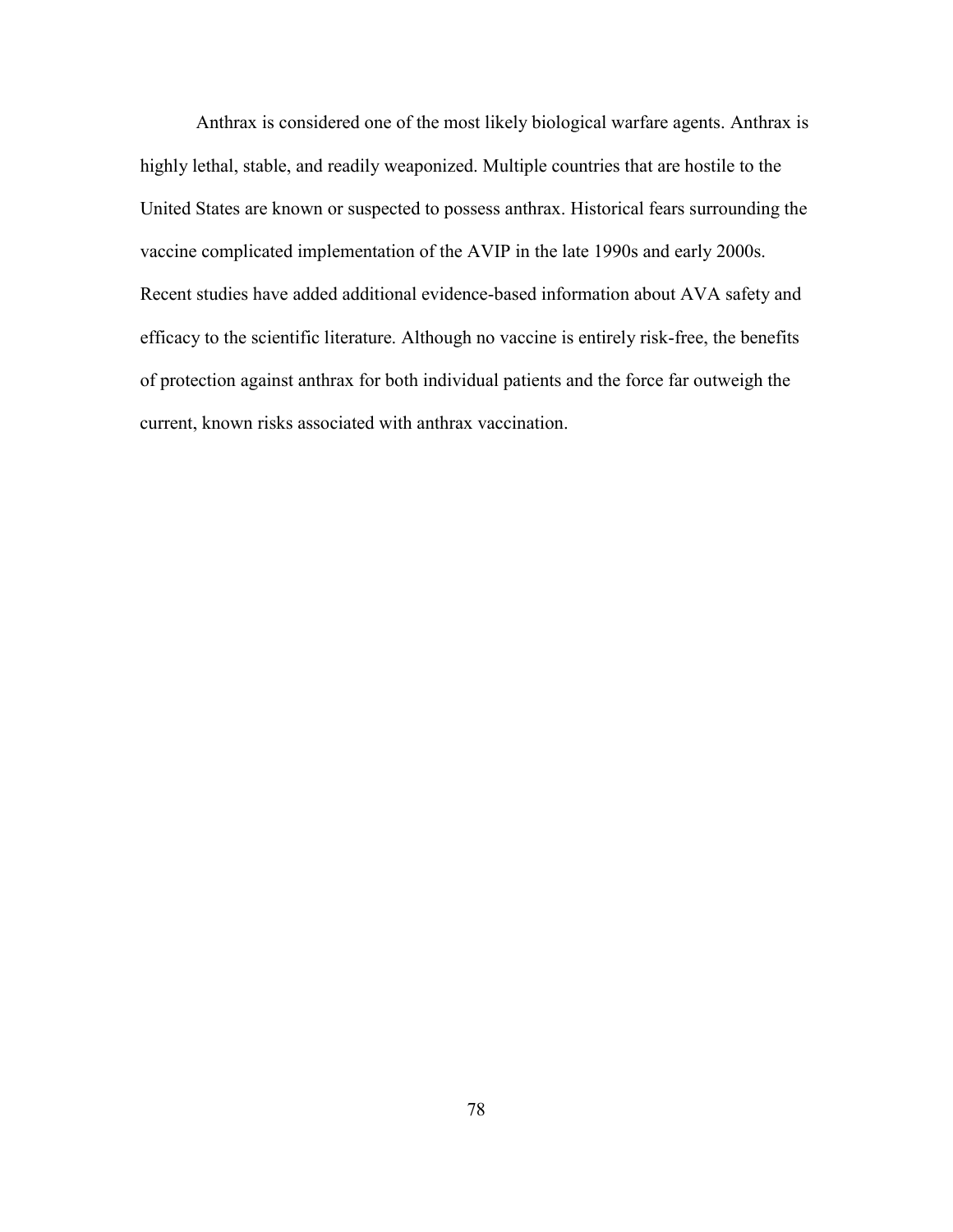Anthrax is considered one of the most likely biological warfare agents. Anthrax is highly lethal, stable, and readily weaponized. Multiple countries that are hostile to the United States are known or suspected to possess anthrax. Historical fears surrounding the vaccine complicated implementation of the AVIP in the late 1990s and early 2000s. Recent studies have added additional evidence-based information about AVA safety and efficacy to the scientific literature. Although no vaccine is entirely risk-free, the benefits of protection against anthrax for both individual patients and the force far outweigh the current, known risks associated with anthrax vaccination.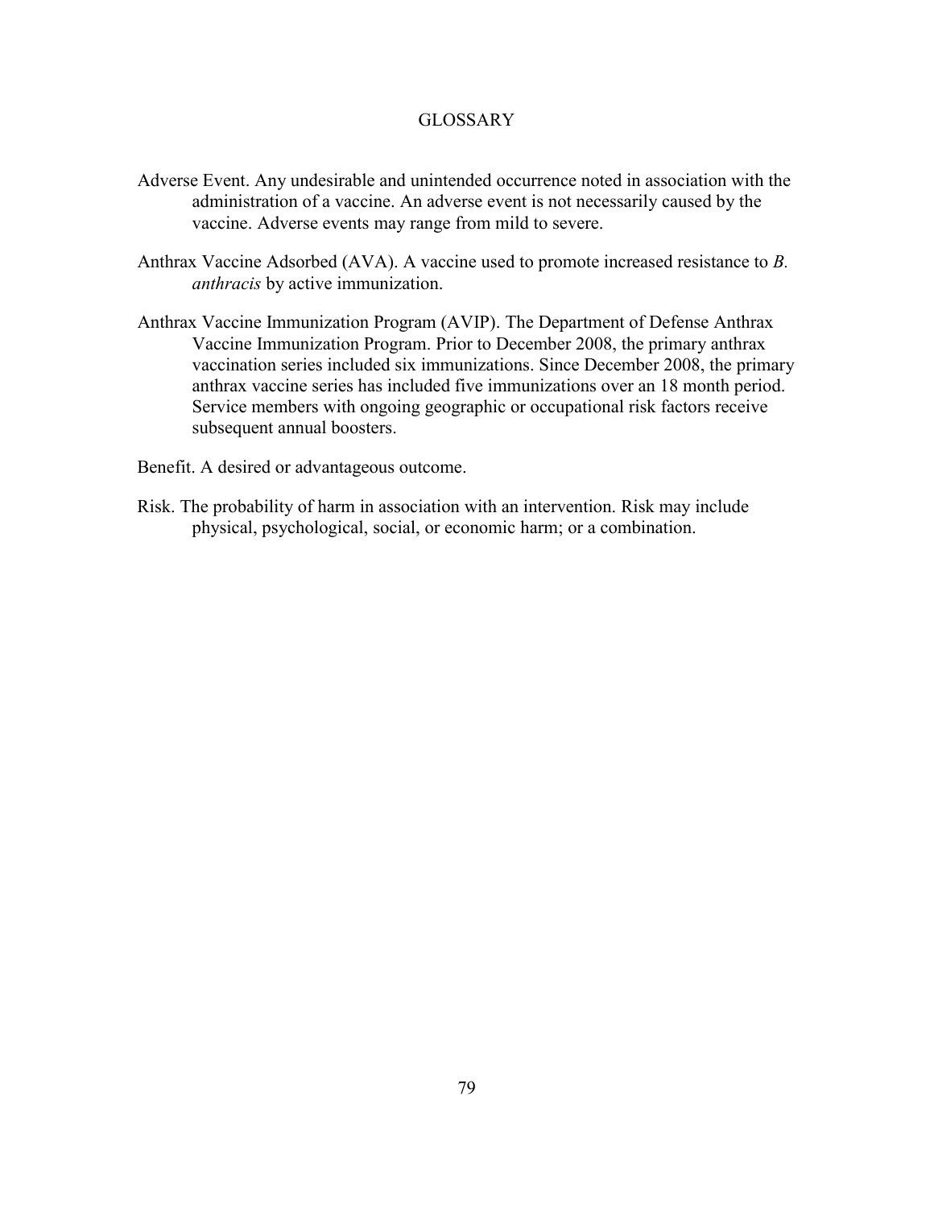# GLOSSARY

Adverse Event. Any undesirable and unintended occurrence noted in association with the administration of a vaccine. An adverse event is not necessarily caused by the vaccine. Adverse events may range from mild to severe.

Anthrax Vaccine Adsorbed (AVA). A vaccine used to promote increased resistance to *B. anthracis* by active immunization.

Anthrax Vaccine Immunization Program (AVIP). The Department of Defense Anthrax Vaccine Immunization Program. Prior to December 2008, the primary anthrax vaccination series included six immunizations. Since December 2008, the primary anthrax vaccine series has included five immunizations over an 18 month period. Service members with ongoing geographic or occupational risk factors receive subsequent annual boosters.

Benefit. A desired or advantageous outcome.

Risk. The probability of harm in association with an intervention. Risk may include physical, psychological, social, or economic harm; or a combination.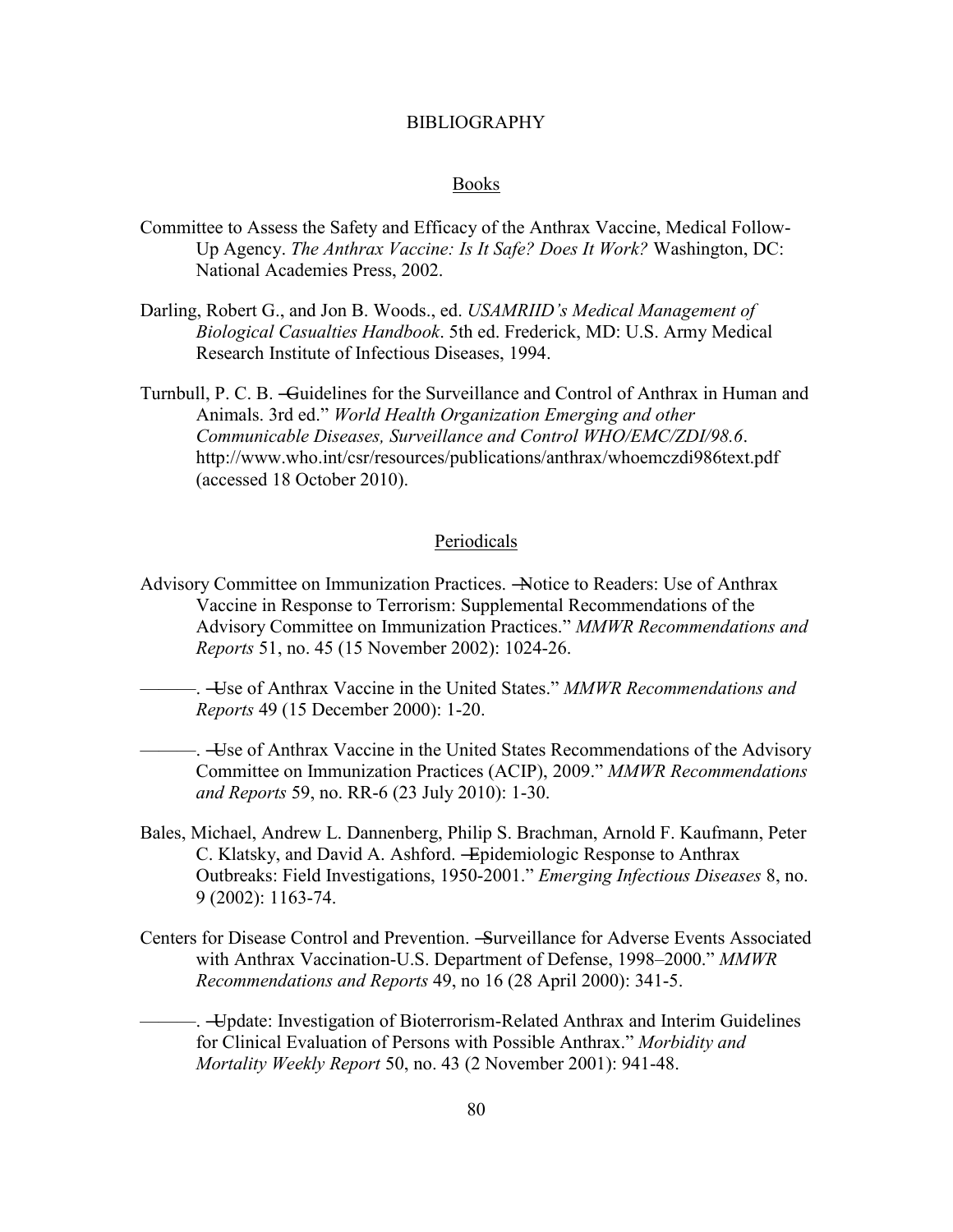# BIBLIOGRAPHY

## Books

Committee to Assess the Safety and Efficacy of the Anthrax Vaccine, Medical Follow-Up Agency. *The Anthrax Vaccine: Is It Safe? Does It Work?* Washington, DC: National Academies Press, 2002.

Darling, Robert G., and Jon B. Woods., ed. *USAMRIID's Medical Management of Biological Casualties Handbook*. 5th ed. Frederick, MD: U.S. Army Medical Research Institute of Infectious Diseases, 1994.

Turnbull, P. C. B. ―Guidelines for the Surveillance and Control of Anthrax in Human and Animals. 3rd ed." *World Health Organization Emerging and other Communicable Diseases, Surveillance and Control WHO/EMC/ZDI/98.6*. http://www.who.int/csr/resources/publications/anthrax/whoemczdi986text.pdf (accessed 18 October 2010).

## Periodicals

Advisory Committee on Immunization Practices. ―Notice to Readers: Use of Anthrax Vaccine in Response to Terrorism: Supplemental Recommendations of the Advisory Committee on Immunization Practices." *MMWR Recommendations and Reports* 51, no. 45 (15 November 2002): 1024-26.

———. ―Use of Anthrax Vaccine in the United States." *MMWR Recommendations and Reports* 49 (15 December 2000): 1-20.

———. ―Use of Anthrax Vaccine in the United States Recommendations of the Advisory Committee on Immunization Practices (ACIP), 2009." *MMWR Recommendations and Reports* 59, no. RR-6 (23 July 2010): 1-30.

Bales, Michael, Andrew L. Dannenberg, Philip S. Brachman, Arnold F. Kaufmann, Peter C. Klatsky, and David A. Ashford. ―Epidemiologic Response to Anthrax Outbreaks: Field Investigations, 1950-2001." *Emerging Infectious Diseases* 8, no. 9 (2002): 1163-74.

Centers for Disease Control and Prevention. ―Surveillance for Adverse Events Associated with Anthrax Vaccination-U.S. Department of Defense, 1998–2000." *MMWR Recommendations and Reports* 49, no 16 (28 April 2000): 341-5.

———. ―Update: Investigation of Bioterrorism-Related Anthrax and Interim Guidelines for Clinical Evaluation of Persons with Possible Anthrax." *Morbidity and Mortality Weekly Report* 50, no. 43 (2 November 2001): 941-48.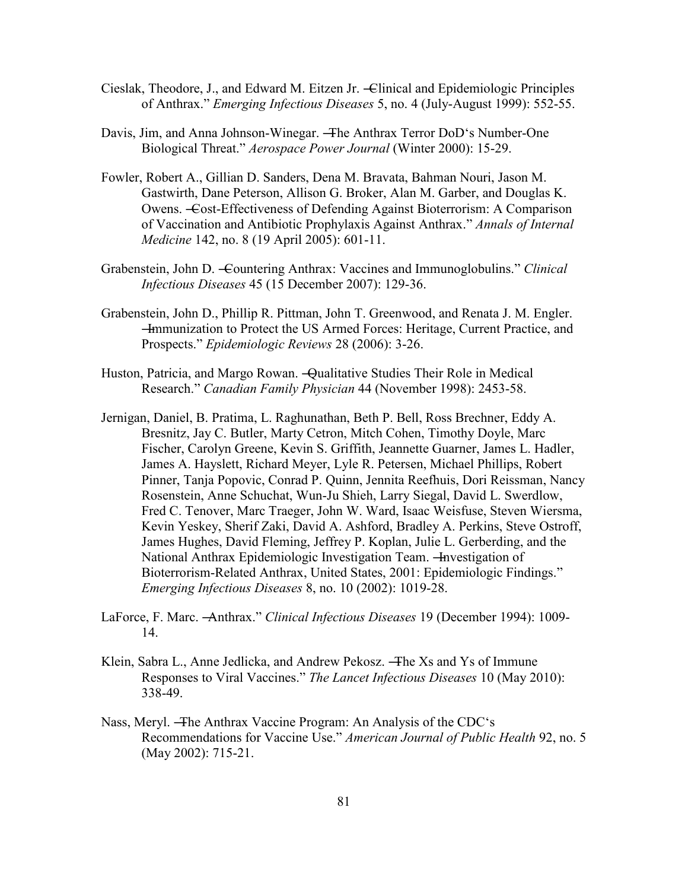Cieslak, Theodore, J., and Edward M. Eitzen Jr. ―Clinical and Epidemiologic Principles of Anthrax.‖ *Emerging Infectious Diseases* 5, no. 4 (July-August 1999): 552-55.

Davis, Jim, and Anna Johnson-Winegar. ―The Anthrax Terror DoD‗s Number-One Biological Threat.‖ *Aerospace Power Journal* (Winter 2000): 15-29.

Fowler, Robert A., Gillian D. Sanders, Dena M. Bravata, Bahman Nouri, Jason M. Gastwirth, Dane Peterson, Allison G. Broker, Alan M. Garber, and Douglas K. Owens. ―Cost-Effectiveness of Defending Against Bioterrorism: A Comparison of Vaccination and Antibiotic Prophylaxis Against Anthrax.‖ *Annals of Internal Medicine* 142, no. 8 (19 April 2005): 601-11.

Grabenstein, John D. ―Countering Anthrax: Vaccines and Immunoglobulins.‖ *Clinical Infectious Diseases* 45 (15 December 2007): 129-36.

Grabenstein, John D., Phillip R. Pittman, John T. Greenwood, and Renata J. M. Engler. ―Immunization to Protect the US Armed Forces: Heritage, Current Practice, and Prospects.‖ *Epidemiologic Reviews* 28 (2006): 3-26.

Huston, Patricia, and Margo Rowan. ―Qualitative Studies Their Role in Medical Research.‖ *Canadian Family Physician* 44 (November 1998): 2453-58.

Jernigan, Daniel, B. Pratima, L. Raghunathan, Beth P. Bell, Ross Brechner, Eddy A. Bresnitz, Jay C. Butler, Marty Cetron, Mitch Cohen, Timothy Doyle, Marc Fischer, Carolyn Greene, Kevin S. Griffith, Jeannette Guarner, James L. Hadler, James A. Hayslett, Richard Meyer, Lyle R. Petersen, Michael Phillips, Robert Pinner, Tanja Popovic, Conrad P. Quinn, Jennita Reefhuis, Dori Reissman, Nancy Rosenstein, Anne Schuchat, Wun-Ju Shieh, Larry Siegal, David L. Swerdlow, Fred C. Tenover, Marc Traeger, John W. Ward, Isaac Weisfuse, Steven Wiersma, Kevin Yeskey, Sherif Zaki, David A. Ashford, Bradley A. Perkins, Steve Ostroff, James Hughes, David Fleming, Jeffrey P. Koplan, Julie L. Gerberding, and the National Anthrax Epidemiologic Investigation Team. ―Investigation of Bioterrorism-Related Anthrax, United States, 2001: Epidemiologic Findings.‖ *Emerging Infectious Diseases* 8, no. 10 (2002): 1019-28.

LaForce, F. Marc. ―Anthrax.‖ *Clinical Infectious Diseases* 19 (December 1994): 1009-14.

Klein, Sabra L., Anne Jedlicka, and Andrew Pekosz. ―The Xs and Ys of Immune Responses to Viral Vaccines.‖ *The Lancet Infectious Diseases* 10 (May 2010): 338-49.

Nass, Meryl. ―The Anthrax Vaccine Program: An Analysis of the CDC‗s Recommendations for Vaccine Use.‖ *American Journal of Public Health* 92, no. 5 (May 2002): 715-21.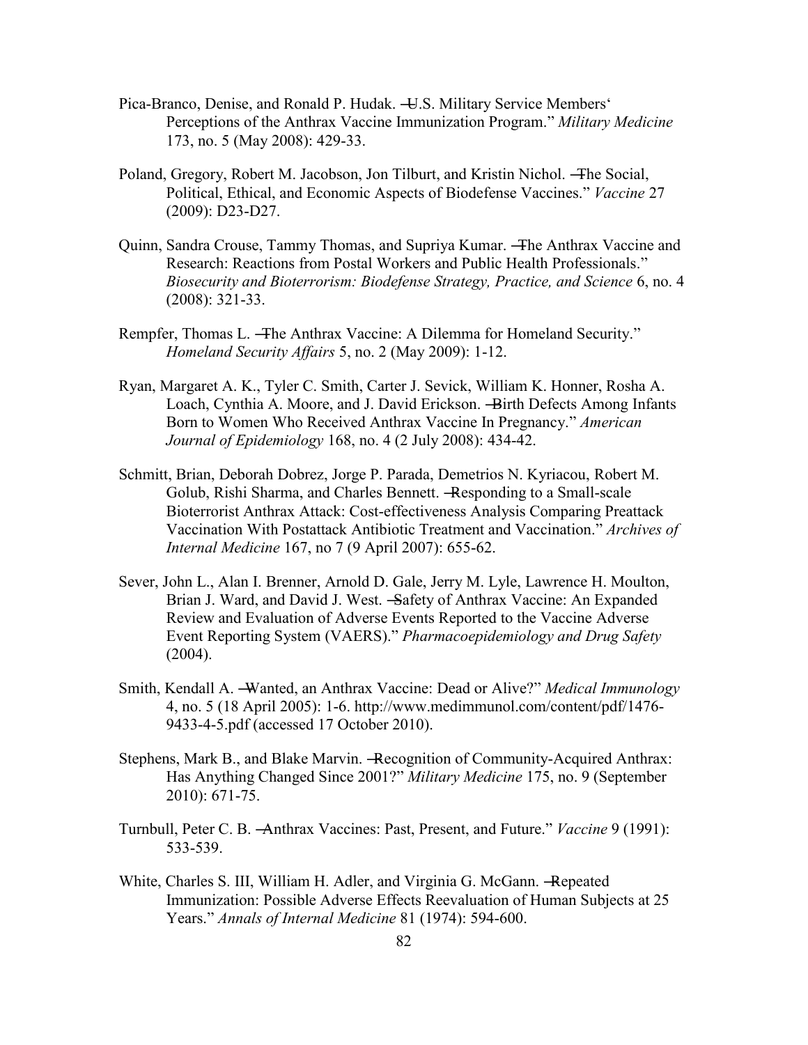Pica-Branco, Denise, and Ronald P. Hudak. ―U.S. Military Service Members' Perceptions of the Anthrax Vaccine Immunization Program." *Military Medicine* 173, no. 5 (May 2008): 429-33.

Poland, Gregory, Robert M. Jacobson, Jon Tilburt, and Kristin Nichol. ―The Social, Political, Ethical, and Economic Aspects of Biodefense Vaccines." *Vaccine* 27 (2009): D23-D27.

Quinn, Sandra Crouse, Tammy Thomas, and Supriya Kumar. ―The Anthrax Vaccine and Research: Reactions from Postal Workers and Public Health Professionals." *Biosecurity and Bioterrorism: Biodefense Strategy, Practice, and Science* 6, no. 4 (2008): 321-33.

Rempfer, Thomas L. ―The Anthrax Vaccine: A Dilemma for Homeland Security." *Homeland Security Affairs* 5, no. 2 (May 2009): 1-12.

Ryan, Margaret A. K., Tyler C. Smith, Carter J. Sevick, William K. Honner, Rosha A. Loach, Cynthia A. Moore, and J. David Erickson. ―Birth Defects Among Infants Born to Women Who Received Anthrax Vaccine In Pregnancy." *American Journal of Epidemiology* 168, no. 4 (2 July 2008): 434-42.

Schmitt, Brian, Deborah Dobrez, Jorge P. Parada, Demetrios N. Kyriacou, Robert M. Golub, Rishi Sharma, and Charles Bennett. ―Responding to a Small-scale Bioterrorist Anthrax Attack: Cost-effectiveness Analysis Comparing Preattack Vaccination With Postattack Antibiotic Treatment and Vaccination." *Archives of Internal Medicine* 167, no 7 (9 April 2007): 655-62.

Sever, John L., Alan I. Brenner, Arnold D. Gale, Jerry M. Lyle, Lawrence H. Moulton, Brian J. Ward, and David J. West. ―Safety of Anthrax Vaccine: An Expanded Review and Evaluation of Adverse Events Reported to the Vaccine Adverse Event Reporting System (VAERS)." *Pharmacoepidemiology and Drug Safety* (2004).

Smith, Kendall A. ―Wanted, an Anthrax Vaccine: Dead or Alive?" *Medical Immunology* 4, no. 5 (18 April 2005): 1-6. http://www.medimmunol.com/content/pdf/1476-9433-4-5.pdf (accessed 17 October 2010).

Stephens, Mark B., and Blake Marvin. ―Recognition of Community-Acquired Anthrax: Has Anything Changed Since 2001?" *Military Medicine* 175, no. 9 (September 2010): 671-75.

Turnbull, Peter C. B. ―Anthrax Vaccines: Past, Present, and Future." *Vaccine* 9 (1991): 533-539.

White, Charles S. III, William H. Adler, and Virginia G. McGann. ―Repeated Immunization: Possible Adverse Effects Reevaluation of Human Subjects at 25 Years." *Annals of Internal Medicine* 81 (1974): 594-600.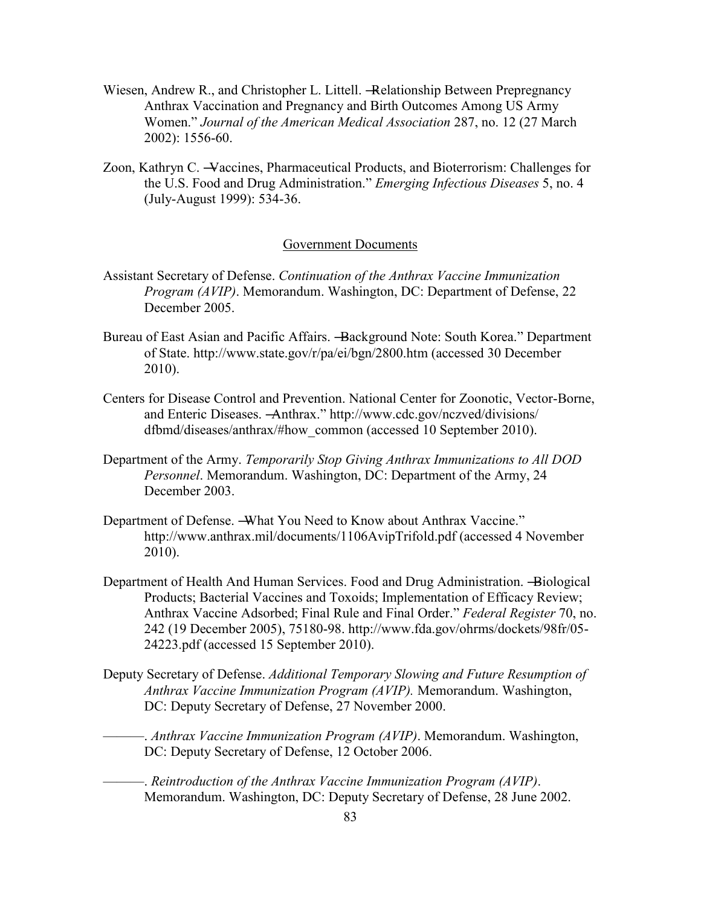Wiesen, Andrew R., and Christopher L. Littell. ―Relationship Between Prepregnancy Anthrax Vaccination and Pregnancy and Birth Outcomes Among US Army Women." *Journal of the American Medical Association* 287, no. 12 (27 March 2002): 1556-60.

Zoon, Kathryn C. ―Vaccines, Pharmaceutical Products, and Bioterrorism: Challenges for the U.S. Food and Drug Administration." *Emerging Infectious Diseases* 5, no. 4 (July-August 1999): 534-36.

## Government Documents

Assistant Secretary of Defense. *Continuation of the Anthrax Vaccine Immunization Program (AVIP)*. Memorandum. Washington, DC: Department of Defense, 22 December 2005.

Bureau of East Asian and Pacific Affairs. ―Background Note: South Korea." Department of State. http://www.state.gov/r/pa/ei/bgn/2800.htm (accessed 30 December 2010).

Centers for Disease Control and Prevention. National Center for Zoonotic, Vector-Borne, and Enteric Diseases. ―Anthrax." http://www.cdc.gov/nczved/divisions/dfbmd/diseases/anthrax/#how_common (accessed 10 September 2010).

Department of the Army. *Temporarily Stop Giving Anthrax Immunizations to All DOD Personnel*. Memorandum. Washington, DC: Department of the Army, 24 December 2003.

Department of Defense. ―What You Need to Know about Anthrax Vaccine." http://www.anthrax.mil/documents/1106AvipTrifold.pdf (accessed 4 November 2010).

Department of Health And Human Services. Food and Drug Administration. ―Biological Products; Bacterial Vaccines and Toxoids; Implementation of Efficacy Review; Anthrax Vaccine Adsorbed; Final Rule and Final Order." *Federal Register* 70, no. 242 (19 December 2005), 75180-98. http://www.fda.gov/ohrms/dockets/98fr/05-24223.pdf (accessed 15 September 2010).

Deputy Secretary of Defense. *Additional Temporary Slowing and Future Resumption of Anthrax Vaccine Immunization Program (AVIP).* Memorandum. Washington, DC: Deputy Secretary of Defense, 27 November 2000.

———. *Anthrax Vaccine Immunization Program (AVIP)*. Memorandum. Washington, DC: Deputy Secretary of Defense, 12 October 2006.

———. *Reintroduction of the Anthrax Vaccine Immunization Program (AVIP)*. Memorandum. Washington, DC: Deputy Secretary of Defense, 28 June 2002.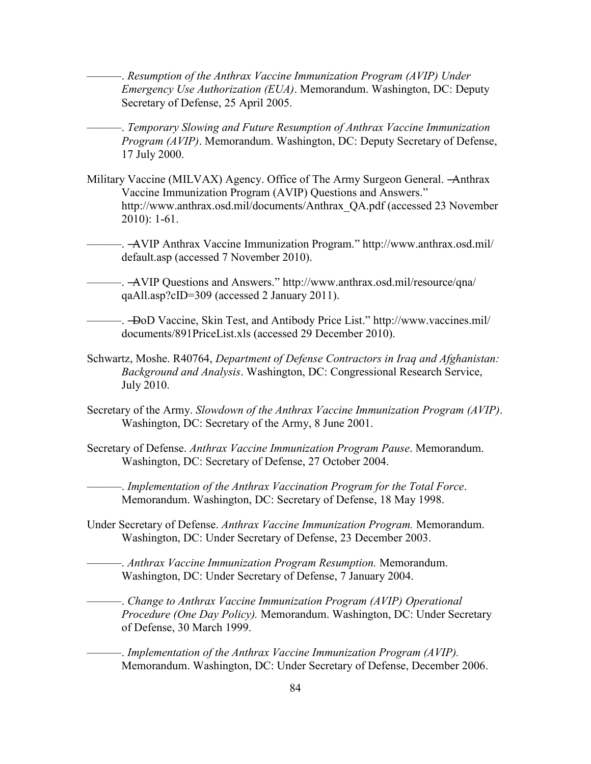———. *Resumption of the Anthrax Vaccine Immunization Program (AVIP) Under Emergency Use Authorization (EUA)*. Memorandum. Washington, DC: Deputy Secretary of Defense, 25 April 2005.

———. *Temporary Slowing and Future Resumption of Anthrax Vaccine Immunization Program (AVIP)*. Memorandum. Washington, DC: Deputy Secretary of Defense, 17 July 2000.

Military Vaccine (MILVAX) Agency. Office of The Army Surgeon General. ―Anthrax Vaccine Immunization Program (AVIP) Questions and Answers." http://www.anthrax.osd.mil/documents/Anthrax_QA.pdf (accessed 23 November 2010): 1-61.

———. ―AVIP Anthrax Vaccine Immunization Program." http://www.anthrax.osd.mil/default.asp (accessed 7 November 2010).

———. ―AVIP Questions and Answers." http://www.anthrax.osd.mil/resource/qna/qaAll.asp?cID=309 (accessed 2 January 2011).

———. ―DoD Vaccine, Skin Test, and Antibody Price List." http://www.vaccines.mil/documents/891PriceList.xls (accessed 29 December 2010).

Schwartz, Moshe. R40764, *Department of Defense Contractors in Iraq and Afghanistan: Background and Analysis*. Washington, DC: Congressional Research Service, July 2010.

Secretary of the Army. *Slowdown of the Anthrax Vaccine Immunization Program (AVIP)*. Washington, DC: Secretary of the Army, 8 June 2001.

Secretary of Defense. *Anthrax Vaccine Immunization Program Pause*. Memorandum. Washington, DC: Secretary of Defense, 27 October 2004.

———. *Implementation of the Anthrax Vaccination Program for the Total Force*. Memorandum. Washington, DC: Secretary of Defense, 18 May 1998.

Under Secretary of Defense. *Anthrax Vaccine Immunization Program.* Memorandum. Washington, DC: Under Secretary of Defense, 23 December 2003.

———. *Anthrax Vaccine Immunization Program Resumption.* Memorandum. Washington, DC: Under Secretary of Defense, 7 January 2004.

———. *Change to Anthrax Vaccine Immunization Program (AVIP) Operational Procedure (One Day Policy).* Memorandum. Washington, DC: Under Secretary of Defense, 30 March 1999.

———. *Implementation of the Anthrax Vaccine Immunization Program (AVIP).* Memorandum. Washington, DC: Under Secretary of Defense, December 2006.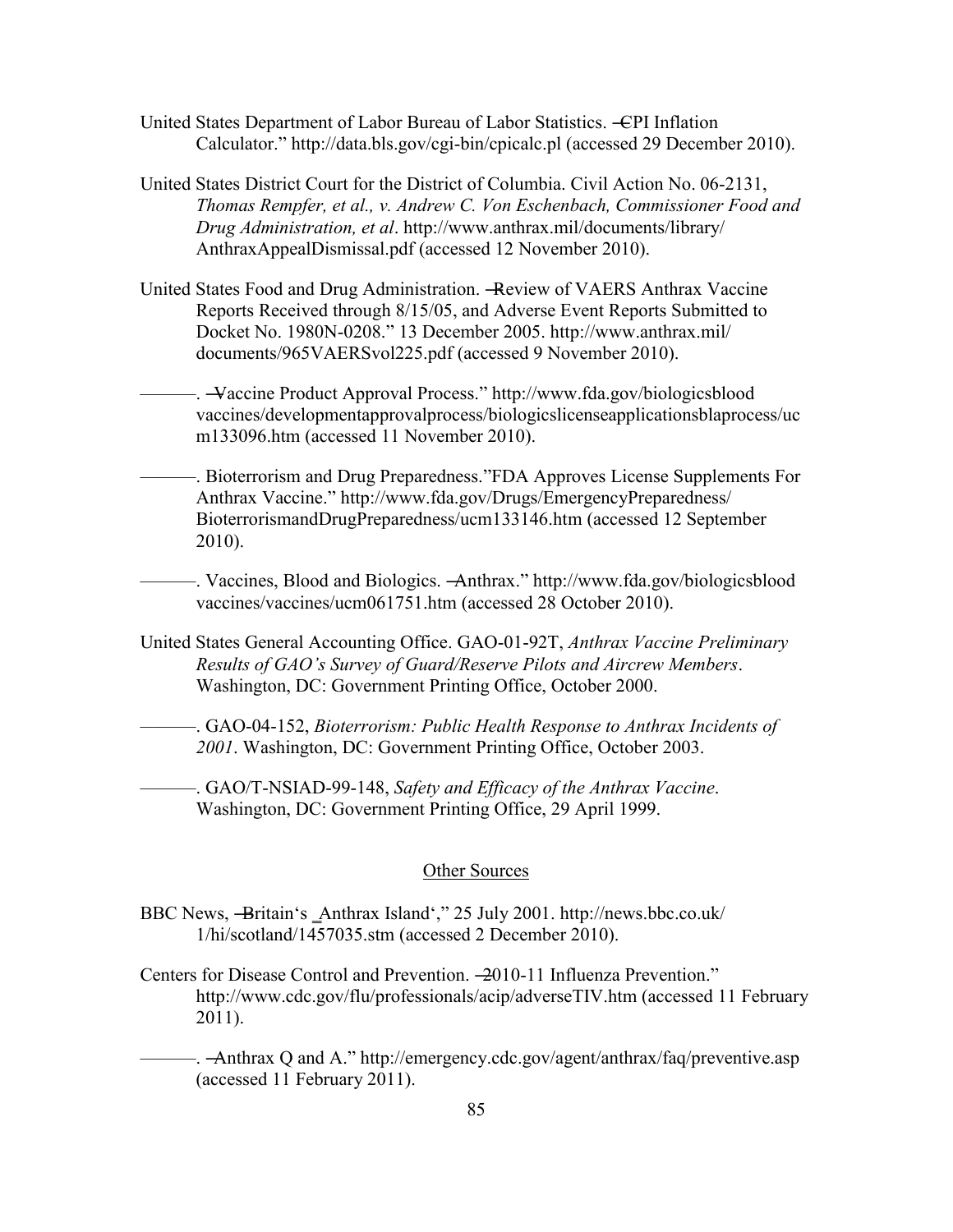United States Department of Labor Bureau of Labor Statistics. ―CPI Inflation Calculator." http://data.bls.gov/cgi-bin/cpicalc.pl (accessed 29 December 2010).

United States District Court for the District of Columbia. Civil Action No. 06-2131, *Thomas Rempfer, et al., v. Andrew C. Von Eschenbach, Commissioner Food and Drug Administration, et al*. http://www.anthrax.mil/documents/library/AnthraxAppealDismissal.pdf (accessed 12 November 2010).

United States Food and Drug Administration. ―Review of VAERS Anthrax Vaccine Reports Received through 8/15/05, and Adverse Event Reports Submitted to Docket No. 1980N-0208." 13 December 2005. http://www.anthrax.mil/documents/965VAERSvol225.pdf (accessed 9 November 2010).

———. ―Vaccine Product Approval Process." http://www.fda.gov/biologicsbloodvaccines/developmentapprovalprocess/biologicslicenseapplicationsblaprocess/ucm133096.htm (accessed 11 November 2010).

———. Bioterrorism and Drug Preparedness."FDA Approves License Supplements For Anthrax Vaccine." http://www.fda.gov/Drugs/EmergencyPreparedness/BioterrorismandDrugPreparedness/ucm133146.htm (accessed 12 September 2010).

———. Vaccines, Blood and Biologics. ―Anthrax." http://www.fda.gov/biologicsbloodvaccines/vaccines/ucm061751.htm (accessed 28 October 2010).

United States General Accounting Office. GAO-01-92T, *Anthrax Vaccine Preliminary Results of GAO's Survey of Guard/Reserve Pilots and Aircrew Members*. Washington, DC: Government Printing Office, October 2000.

———. GAO-04-152, *Bioterrorism: Public Health Response to Anthrax Incidents of 2001*. Washington, DC: Government Printing Office, October 2003.

———. GAO/T-NSIAD-99-148, *Safety and Efficacy of the Anthrax Vaccine*. Washington, DC: Government Printing Office, 29 April 1999.

## Other Sources

BBC News, ―Britain's ‗Anthrax Island'," 25 July 2001. http://news.bbc.co.uk/1/hi/scotland/1457035.stm (accessed 2 December 2010).

Centers for Disease Control and Prevention. ―2010-11 Influenza Prevention." http://www.cdc.gov/flu/professionals/acip/adverseTIV.htm (accessed 11 February 2011).

———. ―Anthrax Q and A." http://emergency.cdc.gov/agent/anthrax/faq/preventive.asp (accessed 11 February 2011).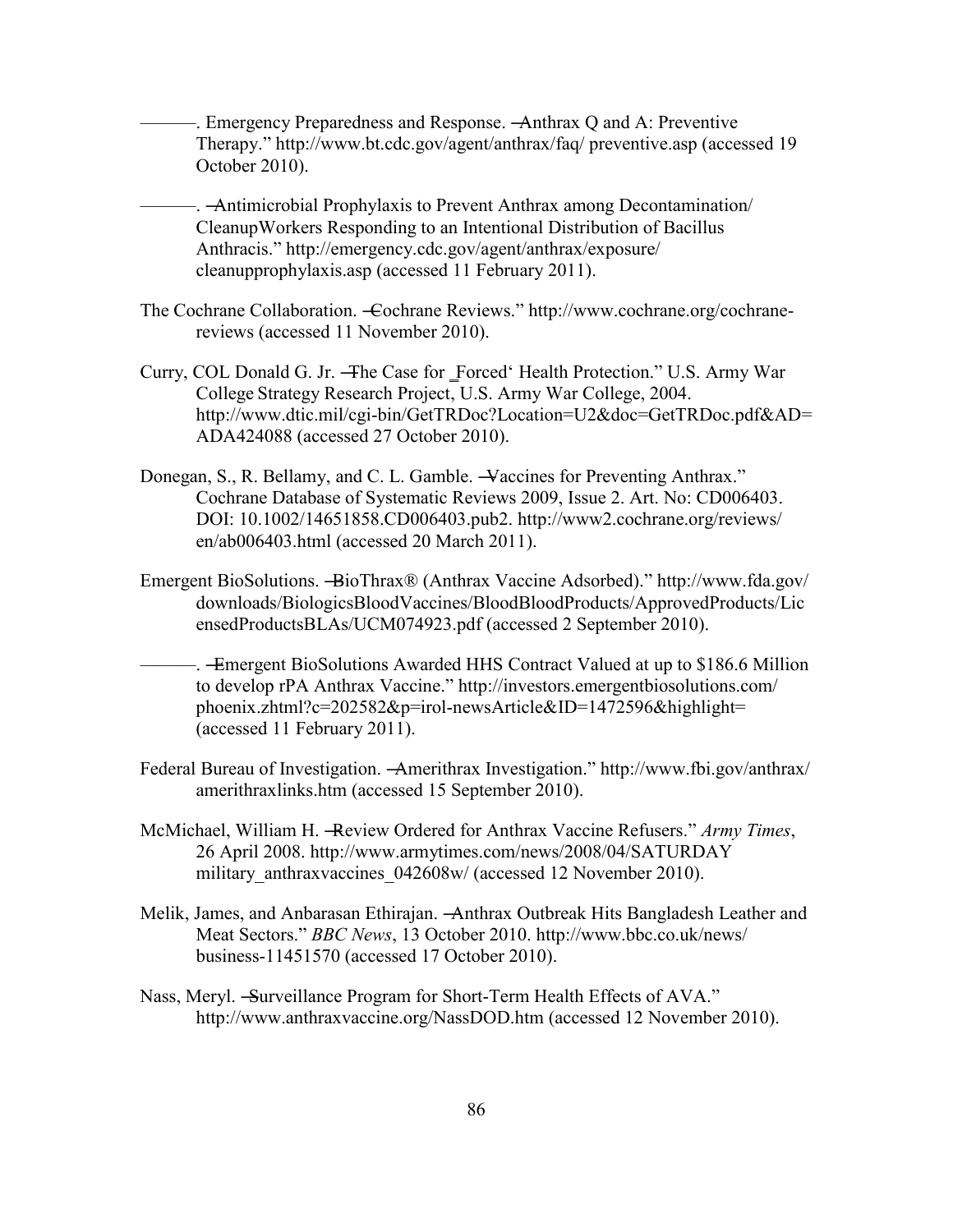———. Emergency Preparedness and Response. ―Anthrax Q and A: Preventive Therapy.‖ http://www.bt.cdc.gov/agent/anthrax/faq/ preventive.asp (accessed 19 October 2010).

———. ―Antimicrobial Prophylaxis to Prevent Anthrax among Decontamination/ CleanupWorkers Responding to an Intentional Distribution of Bacillus Anthracis.‖ http://emergency.cdc.gov/agent/anthrax/exposure/ cleanupprophylaxis.asp (accessed 11 February 2011).

The Cochrane Collaboration. ―Cochrane Reviews.‖ http://www.cochrane.org/cochrane-reviews (accessed 11 November 2010).

Curry, COL Donald G. Jr. ―The Case for ‗Forced' Health Protection.‖ U.S. Army War College Strategy Research Project, U.S. Army War College, 2004. http://www.dtic.mil/cgi-bin/GetTRDoc?Location=U2&doc=GetTRDoc.pdf&AD=ADA424088 (accessed 27 October 2010).

Donegan, S., R. Bellamy, and C. L. Gamble. ―Vaccines for Preventing Anthrax.‖ Cochrane Database of Systematic Reviews 2009, Issue 2. Art. No: CD006403. DOI: 10.1002/14651858.CD006403.pub2. http://www2.cochrane.org/reviews/ en/ab006403.html (accessed 20 March 2011).

Emergent BioSolutions. ―BioThrax® (Anthrax Vaccine Adsorbed).‖ http://www.fda.gov/ downloads/BiologicsBloodVaccines/BloodBloodProducts/ApprovedProducts/LicensedProductsBLAs/UCM074923.pdf (accessed 2 September 2010).

———. ―Emergent BioSolutions Awarded HHS Contract Valued at up to $186.6 Million to develop rPA Anthrax Vaccine.‖ http://investors.emergentbiosolutions.com/ phoenix.zhtml?c=202582&p=irol-newsArticle&ID=1472596&highlight= (accessed 11 February 2011).

Federal Bureau of Investigation. ―Amerithrax Investigation.‖ http://www.fbi.gov/anthrax/ amerithraxlinks.htm (accessed 15 September 2010).

McMichael, William H. ―Review Ordered for Anthrax Vaccine Refusers.‖ *Army Times*, 26 April 2008. http://www.armytimes.com/news/2008/04/SATURDAY military_anthraxvaccines_042608w/ (accessed 12 November 2010).

Melik, James, and Anbarasan Ethirajan. ―Anthrax Outbreak Hits Bangladesh Leather and Meat Sectors.‖ *BBC News*, 13 October 2010. http://www.bbc.co.uk/news/ business-11451570 (accessed 17 October 2010).

Nass, Meryl. ―Surveillance Program for Short-Term Health Effects of AVA.‖ http://www.anthraxvaccine.org/NassDOD.htm (accessed 12 November 2010).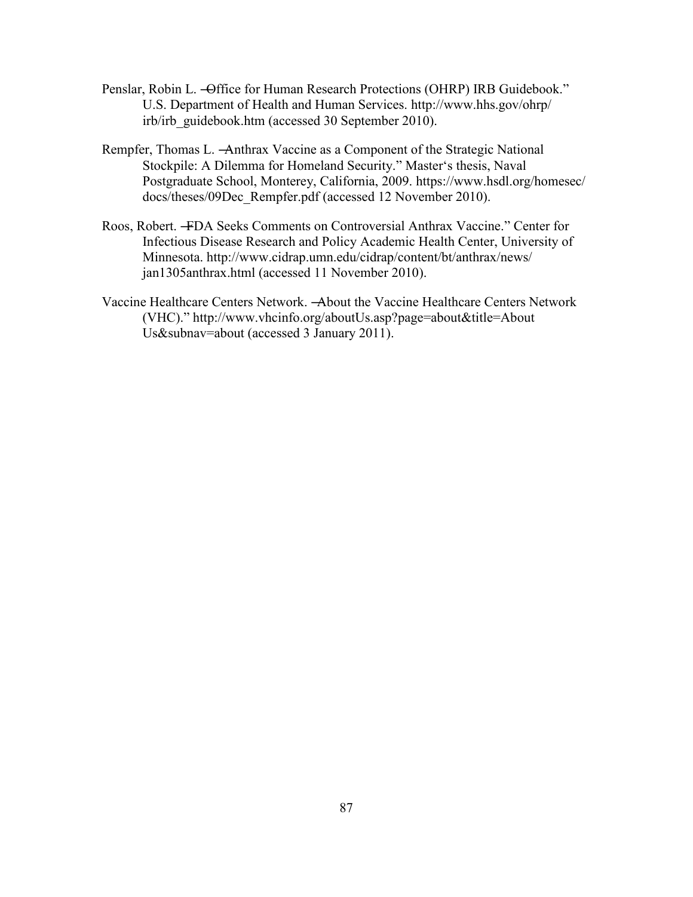Penslar, Robin L. "Office for Human Research Protections (OHRP) IRB Guidebook." U.S. Department of Health and Human Services. http://www.hhs.gov/ohrp/irb/irb_guidebook.htm (accessed 30 September 2010).

Rempfer, Thomas L. "Anthrax Vaccine as a Component of the Strategic National Stockpile: A Dilemma for Homeland Security." Master's thesis, Naval Postgraduate School, Monterey, California, 2009. https://www.hsdl.org/homesec/docs/theses/09Dec_Rempfer.pdf (accessed 12 November 2010).

Roos, Robert. "FDA Seeks Comments on Controversial Anthrax Vaccine." Center for Infectious Disease Research and Policy Academic Health Center, University of Minnesota. http://www.cidrap.umn.edu/cidrap/content/bt/anthrax/news/jan1305anthrax.html (accessed 11 November 2010).

Vaccine Healthcare Centers Network. "About the Vaccine Healthcare Centers Network (VHC)." http://www.vhcinfo.org/aboutUs.asp?page=about&title=About Us&subnav=about (accessed 3 January 2011).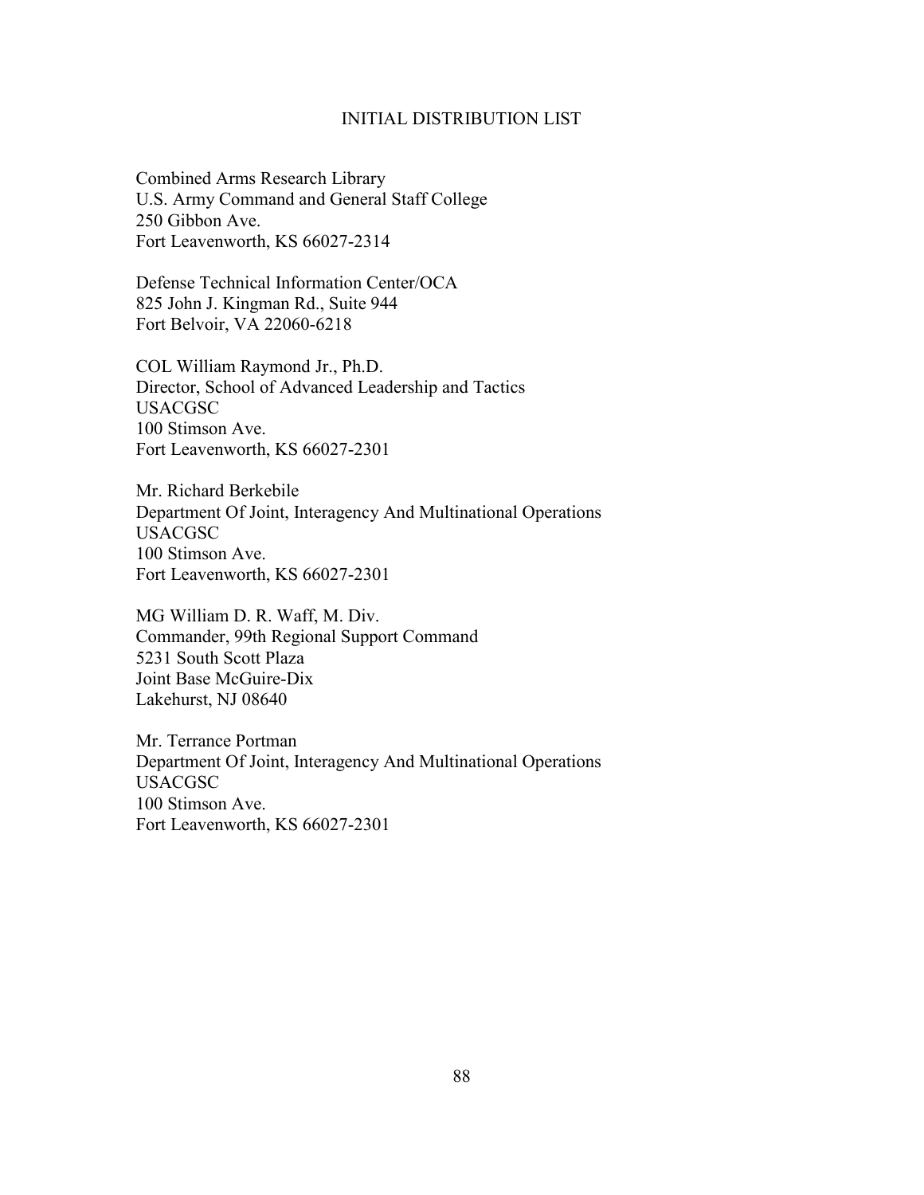# INITIAL DISTRIBUTION LIST

Combined Arms Research Library
U.S. Army Command and General Staff College
250 Gibbon Ave.
Fort Leavenworth, KS 66027-2314

Defense Technical Information Center/OCA
825 John J. Kingman Rd., Suite 944
Fort Belvoir, VA 22060-6218

COL William Raymond Jr., Ph.D.
Director, School of Advanced Leadership and Tactics
USACGSC
100 Stimson Ave.
Fort Leavenworth, KS 66027-2301

Mr. Richard Berkebile
Department Of Joint, Interagency And Multinational Operations
USACGSC
100 Stimson Ave.
Fort Leavenworth, KS 66027-2301

MG William D. R. Waff, M. Div.
Commander, 99th Regional Support Command
5231 South Scott Plaza
Joint Base McGuire-Dix
Lakehurst, NJ 08640

Mr. Terrance Portman
Department Of Joint, Interagency And Multinational Operations
USACGSC
100 Stimson Ave.
Fort Leavenworth, KS 66027-2301